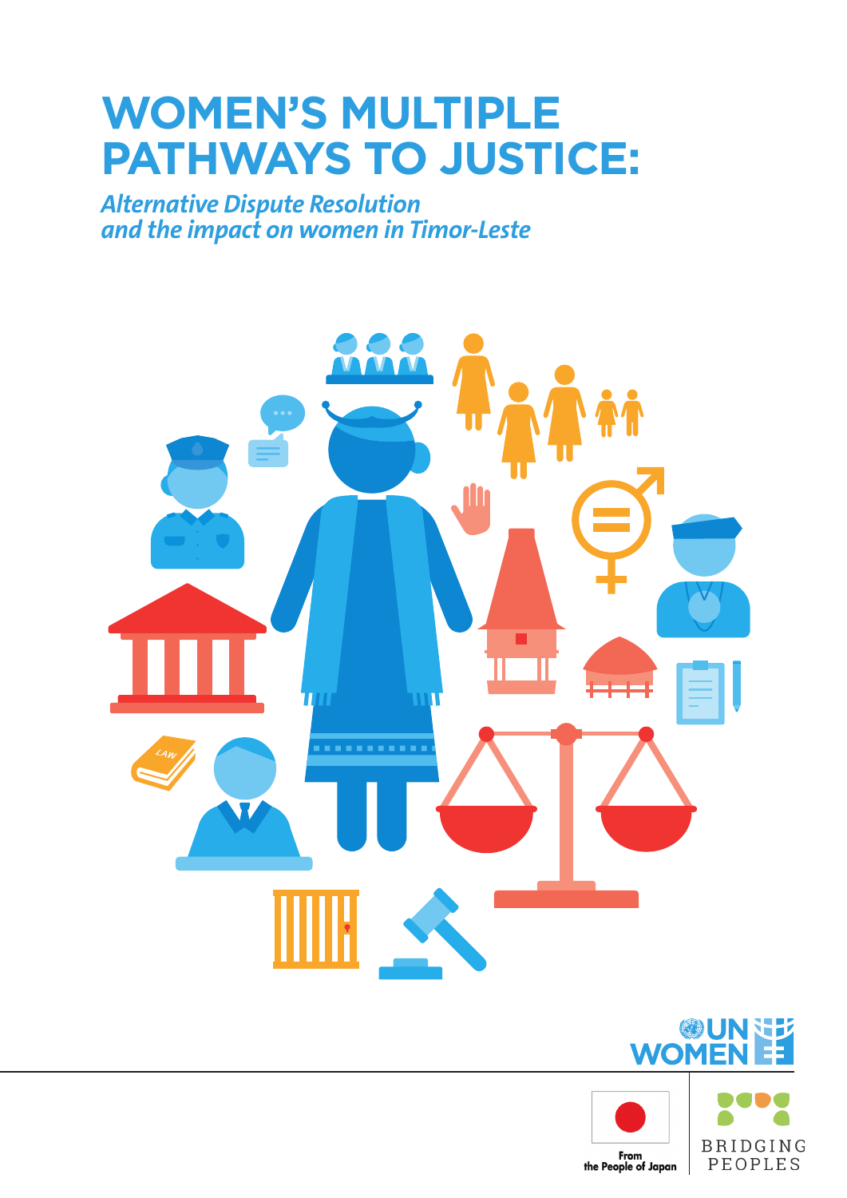# WOMEN'S MULTIPLE PATHWAYS TO JUSTICE:

## *Alternative Dispute Resolution and the impact on women in Timor-Leste*

UN WOMEN

From the People of Japan

BRIDGING PEOPLES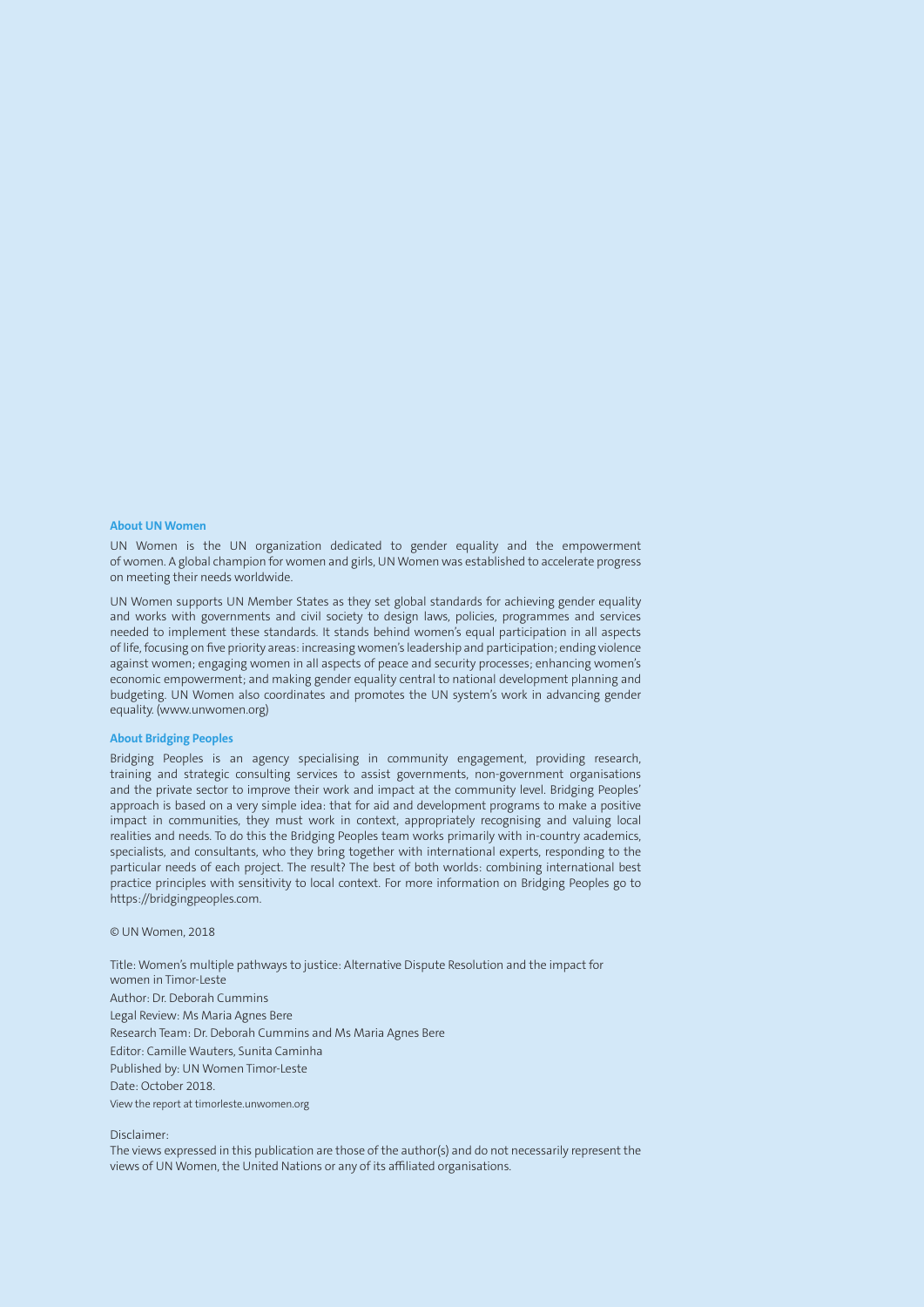### About UN Women

UN Women is the UN organization dedicated to gender equality and the empowerment of women. A global champion for women and girls, UN Women was established to accelerate progress on meeting their needs worldwide.

UN Women supports UN Member States as they set global standards for achieving gender equality and works with governments and civil society to design laws, policies, programmes and services needed to implement these standards. It stands behind women's equal participation in all aspects of life, focusing on five priority areas: increasing women's leadership and participation; ending violence against women; engaging women in all aspects of peace and security processes; enhancing women's economic empowerment; and making gender equality central to national development planning and budgeting. UN Women also coordinates and promotes the UN system's work in advancing gender equality. (www.unwomen.org)

### About Bridging Peoples

Bridging Peoples is an agency specialising in community engagement, providing research, training and strategic consulting services to assist governments, non-government organisations and the private sector to improve their work and impact at the community level. Bridging Peoples' approach is based on a very simple idea: that for aid and development programs to make a positive impact in communities, they must work in context, appropriately recognising and valuing local realities and needs. To do this the Bridging Peoples team works primarily with in-country academics, specialists, and consultants, who they bring together with international experts, responding to the particular needs of each project. The result? The best of both worlds: combining international best practice principles with sensitivity to local context. For more information on Bridging Peoples go to https://bridgingpeoples.com.

© UN Women, 2018

Title: Women's multiple pathways to justice: Alternative Dispute Resolution and the impact for women in Timor-Leste
Author: Dr. Deborah Cummins
Legal Review: Ms Maria Agnes Bere
Research Team: Dr. Deborah Cummins and Ms Maria Agnes Bere
Editor: Camille Wauters, Sunita Caminha
Published by: UN Women Timor-Leste
Date: October 2018.
View the report at timorleste.unwomen.org

Disclaimer:
The views expressed in this publication are those of the author(s) and do not necessarily represent the views of UN Women, the United Nations or any of its affiliated organisations.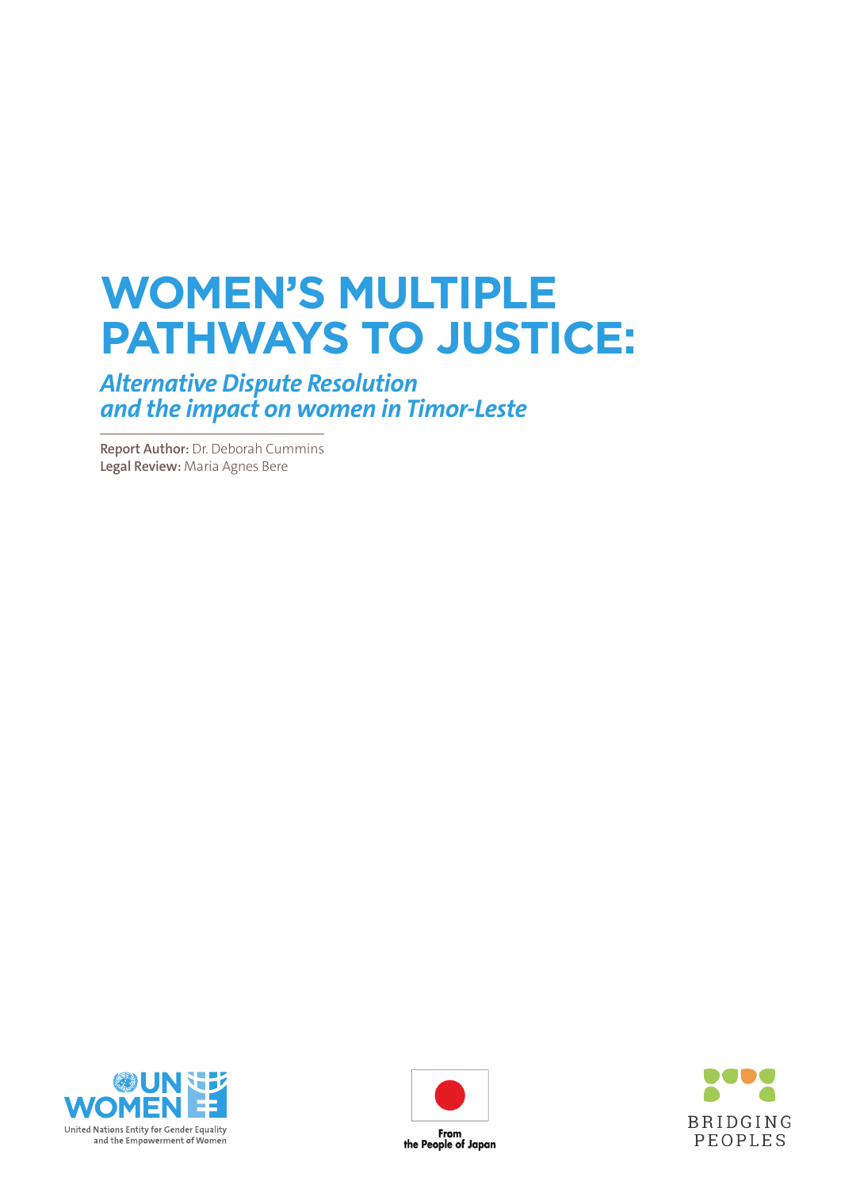# WOMEN'S MULTIPLE PATHWAYS TO JUSTICE:

## *Alternative Dispute Resolution and the impact on women in Timor-Leste*

**Report Author:** Dr. Deborah Cummins
**Legal Review:** Maria Agnes Bere

UN WOMEN
United Nations Entity for Gender Equality and the Empowerment of Women

From the People of Japan

BRIDGING PEOPLES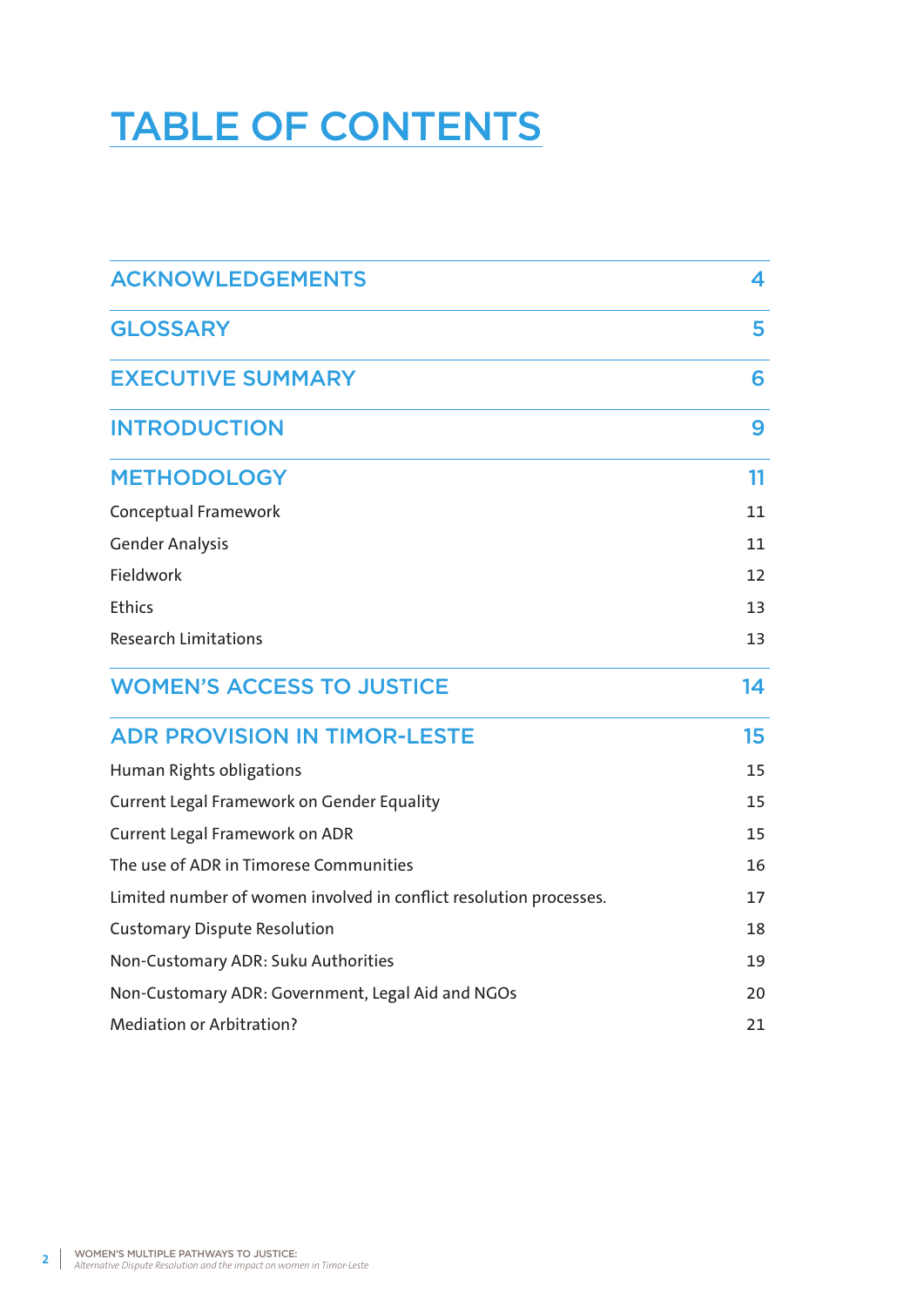# TABLE OF CONTENTS

| | |
|---|---|
| **ACKNOWLEDGEMENTS** | **4** |
| **GLOSSARY** | **5** |
| **EXECUTIVE SUMMARY** | **6** |
| **INTRODUCTION** | **9** |
| **METHODOLOGY** | **11** |
| Conceptual Framework | 11 |
| Gender Analysis | 11 |
| Fieldwork | 12 |
| Ethics | 13 |
| Research Limitations | 13 |
| **WOMEN'S ACCESS TO JUSTICE** | **14** |
| **ADR PROVISION IN TIMOR-LESTE** | **15** |
| Human Rights obligations | 15 |
| Current Legal Framework on Gender Equality | 15 |
| Current Legal Framework on ADR | 15 |
| The use of ADR in Timorese Communities | 16 |
| Limited number of women involved in conflict resolution processes. | 17 |
| Customary Dispute Resolution | 18 |
| Non-Customary ADR: Suku Authorities | 19 |
| Non-Customary ADR: Government, Legal Aid and NGOs | 20 |
| Mediation or Arbitration? | 21 |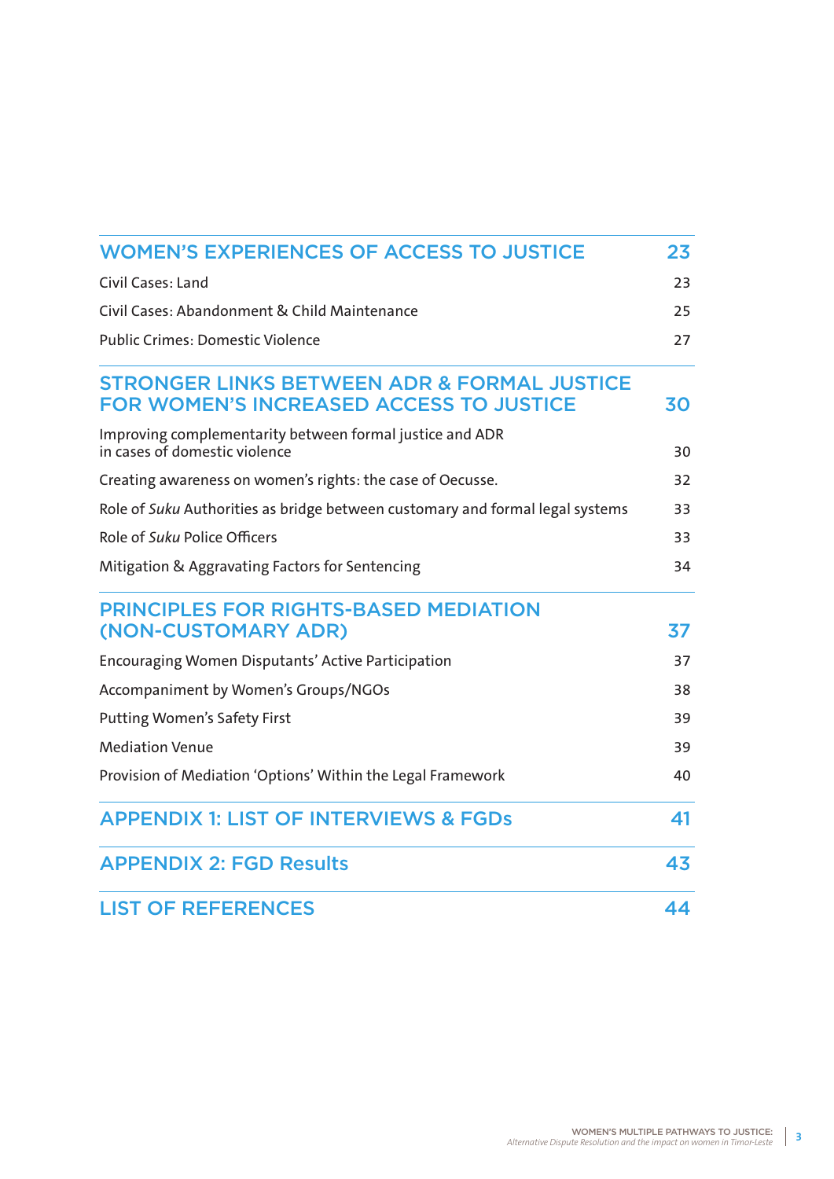| | |
|---|---|
| **WOMEN'S EXPERIENCES OF ACCESS TO JUSTICE** | **23** |
| Civil Cases: Land | 23 |
| Civil Cases: Abandonment & Child Maintenance | 25 |
| Public Crimes: Domestic Violence | 27 |
| **STRONGER LINKS BETWEEN ADR & FORMAL JUSTICE FOR WOMEN'S INCREASED ACCESS TO JUSTICE** | **30** |
| Improving complementarity between formal justice and ADR in cases of domestic violence | 30 |
| Creating awareness on women's rights: the case of Oecusse. | 32 |
| Role of *Suku* Authorities as bridge between customary and formal legal systems | 33 |
| Role of *Suku* Police Officers | 33 |
| Mitigation & Aggravating Factors for Sentencing | 34 |
| **PRINCIPLES FOR RIGHTS-BASED MEDIATION (NON-CUSTOMARY ADR)** | **37** |
| Encouraging Women Disputants' Active Participation | 37 |
| Accompaniment by Women's Groups/NGOs | 38 |
| Putting Women's Safety First | 39 |
| Mediation Venue | 39 |
| Provision of Mediation 'Options' Within the Legal Framework | 40 |
| **APPENDIX 1: LIST OF INTERVIEWS & FGDs** | **41** |
| **APPENDIX 2: FGD Results** | **43** |
| **LIST OF REFERENCES** | **44** |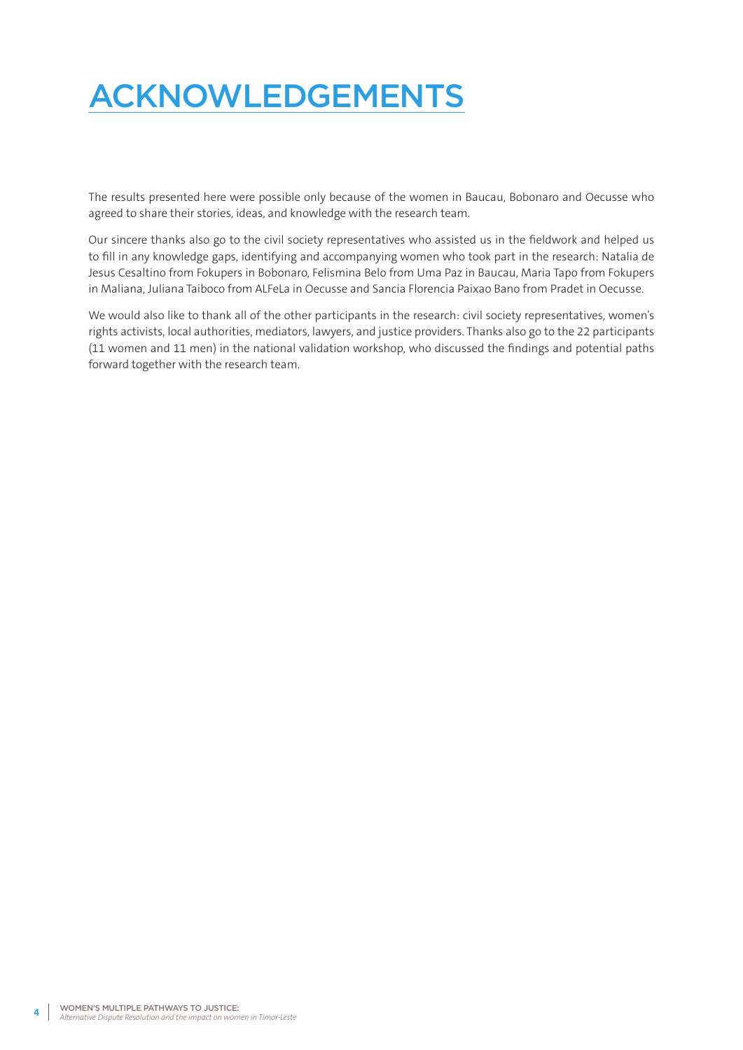# ACKNOWLEDGEMENTS

The results presented here were possible only because of the women in Baucau, Bobonaro and Oecusse who agreed to share their stories, ideas, and knowledge with the research team.

Our sincere thanks also go to the civil society representatives who assisted us in the fieldwork and helped us to fill in any knowledge gaps, identifying and accompanying women who took part in the research: Natalia de Jesus Cesaltino from Fokupers in Bobonaro, Felismina Belo from Uma Paz in Baucau, Maria Tapo from Fokupers in Maliana, Juliana Taiboco from ALFeLa in Oecusse and Sancia Florencia Paixao Bano from Pradet in Oecusse.

We would also like to thank all of the other participants in the research: civil society representatives, women's rights activists, local authorities, mediators, lawyers, and justice providers. Thanks also go to the 22 participants (11 women and 11 men) in the national validation workshop, who discussed the findings and potential paths forward together with the research team.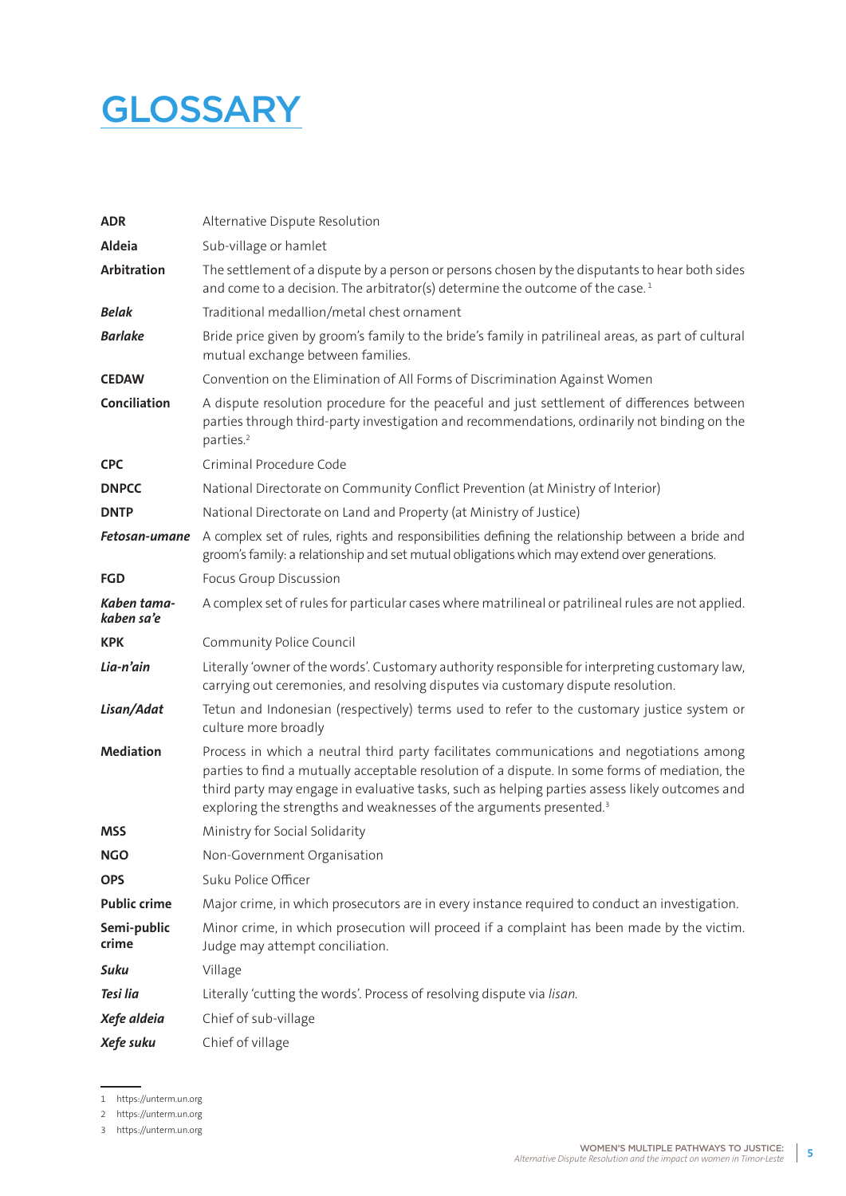# GLOSSARY

| | |
|---|---|
| **ADR** | Alternative Dispute Resolution |
| **Aldeia** | Sub-village or hamlet |
| **Arbitration** | The settlement of a dispute by a person or persons chosen by the disputants to hear both sides and come to a decision. The arbitrator(s) determine the outcome of the case.[1] |
| ***Belak*** | Traditional medallion/metal chest ornament |
| ***Barlake*** | Bride price given by groom's family to the bride's family in patrilineal areas, as part of cultural mutual exchange between families. |
| **CEDAW** | Convention on the Elimination of All Forms of Discrimination Against Women |
| **Conciliation** | A dispute resolution procedure for the peaceful and just settlement of differences between parties through third-party investigation and recommendations, ordinarily not binding on the parties.[2] |
| **CPC** | Criminal Procedure Code |
| **DNPCC** | National Directorate on Community Conflict Prevention (at Ministry of Interior) |
| **DNTP** | National Directorate on Land and Property (at Ministry of Justice) |
| ***Fetosan-umane*** | A complex set of rules, rights and responsibilities defining the relationship between a bride and groom's family: a relationship and set mutual obligations which may extend over generations. |
| **FGD** | Focus Group Discussion |
| ***Kaben tama-kaben sa'e*** | A complex set of rules for particular cases where matrilineal or patrilineal rules are not applied. |
| **KPK** | Community Police Council |
| ***Lia-n'ain*** | Literally 'owner of the words'. Customary authority responsible for interpreting customary law, carrying out ceremonies, and resolving disputes via customary dispute resolution. |
| ***Lisan/Adat*** | Tetun and Indonesian (respectively) terms used to refer to the customary justice system or culture more broadly |
| **Mediation** | Process in which a neutral third party facilitates communications and negotiations among parties to find a mutually acceptable resolution of a dispute. In some forms of mediation, the third party may engage in evaluative tasks, such as helping parties assess likely outcomes and exploring the strengths and weaknesses of the arguments presented.[3] |
| **MSS** | Ministry for Social Solidarity |
| **NGO** | Non-Government Organisation |
| **OPS** | Suku Police Officer |
| **Public crime** | Major crime, in which prosecutors are in every instance required to conduct an investigation. |
| **Semi-public crime** | Minor crime, in which prosecution will proceed if a complaint has been made by the victim. Judge may attempt conciliation. |
| ***Suku*** | Village |
| ***Tesi lia*** | Literally 'cutting the words'. Process of resolving dispute via *lisan*. |
| ***Xefe aldeia*** | Chief of sub-village |
| ***Xefe suku*** | Chief of village |

1 https://unterm.un.org

2 https://unterm.un.org

3 https://unterm.un.org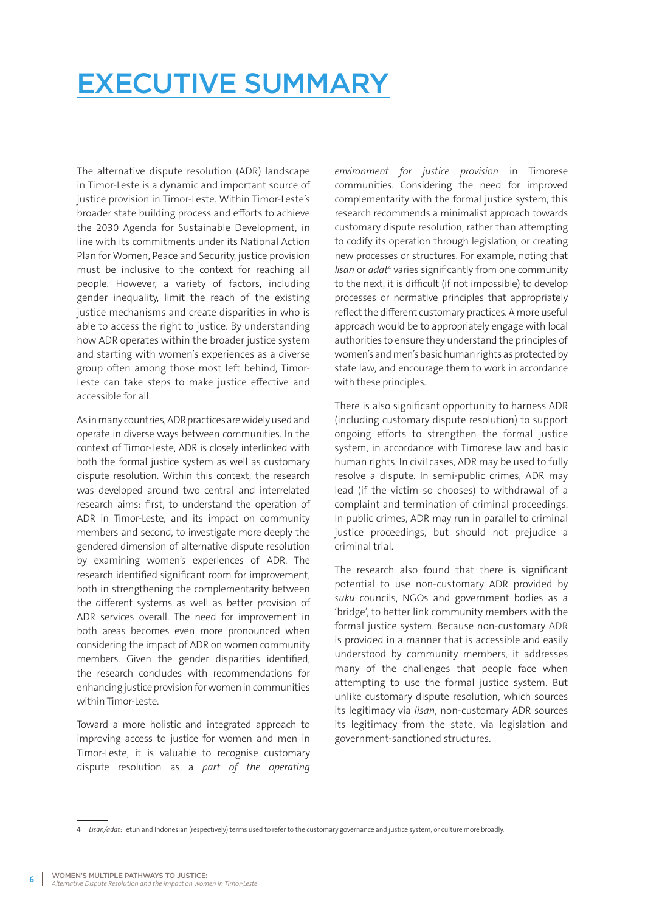# EXECUTIVE SUMMARY

The alternative dispute resolution (ADR) landscape in Timor-Leste is a dynamic and important source of justice provision in Timor-Leste. Within Timor-Leste's broader state building process and efforts to achieve the 2030 Agenda for Sustainable Development, in line with its commitments under its National Action Plan for Women, Peace and Security, justice provision must be inclusive to the context for reaching all people. However, a variety of factors, including gender inequality, limit the reach of the existing justice mechanisms and create disparities in who is able to access the right to justice. By understanding how ADR operates within the broader justice system and starting with women's experiences as a diverse group often among those most left behind, Timor-Leste can take steps to make justice effective and accessible for all.

As in many countries, ADR practices are widely used and operate in diverse ways between communities. In the context of Timor-Leste, ADR is closely interlinked with both the formal justice system as well as customary dispute resolution. Within this context, the research was developed around two central and interrelated research aims: first, to understand the operation of ADR in Timor-Leste, and its impact on community members and second, to investigate more deeply the gendered dimension of alternative dispute resolution by examining women's experiences of ADR. The research identified significant room for improvement, both in strengthening the complementarity between the different systems as well as better provision of ADR services overall. The need for improvement in both areas becomes even more pronounced when considering the impact of ADR on women community members. Given the gender disparities identified, the research concludes with recommendations for enhancing justice provision for women in communities within Timor-Leste.

Toward a more holistic and integrated approach to improving access to justice for women and men in Timor-Leste, it is valuable to recognise customary dispute resolution as a *part of the operating environment for justice provision* in Timorese communities. Considering the need for improved complementarity with the formal justice system, this research recommends a minimalist approach towards customary dispute resolution, rather than attempting to codify its operation through legislation, or creating new processes or structures. For example, noting that *lisan* or *adat*[4] varies significantly from one community to the next, it is difficult (if not impossible) to develop processes or normative principles that appropriately reflect the different customary practices. A more useful approach would be to appropriately engage with local authorities to ensure they understand the principles of women's and men's basic human rights as protected by state law, and encourage them to work in accordance with these principles.

There is also significant opportunity to harness ADR (including customary dispute resolution) to support ongoing efforts to strengthen the formal justice system, in accordance with Timorese law and basic human rights. In civil cases, ADR may be used to fully resolve a dispute. In semi-public crimes, ADR may lead (if the victim so chooses) to withdrawal of a complaint and termination of criminal proceedings. In public crimes, ADR may run in parallel to criminal justice proceedings, but should not prejudice a criminal trial.

The research also found that there is significant potential to use non-customary ADR provided by *suku* councils, NGOs and government bodies as a 'bridge', to better link community members with the formal justice system. Because non-customary ADR is provided in a manner that is accessible and easily understood by community members, it addresses many of the challenges that people face when attempting to use the formal justice system. But unlike customary dispute resolution, which sources its legitimacy via *lisan*, non-customary ADR sources its legitimacy from the state, via legislation and government-sanctioned structures.

---

4 *Lisan/adat*: Tetun and Indonesian (respectively) terms used to refer to the customary governance and justice system, or culture more broadly.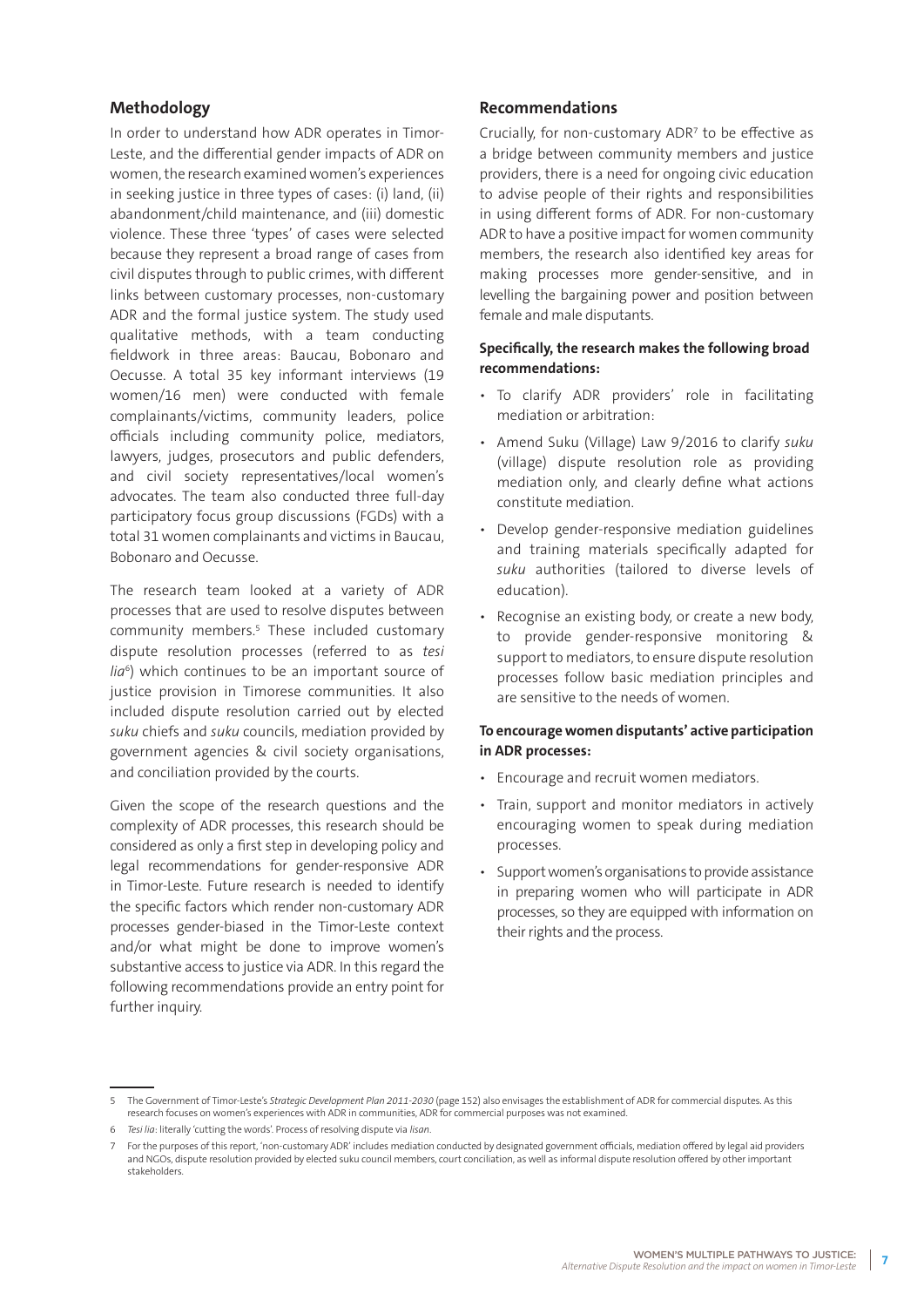## Methodology

In order to understand how ADR operates in Timor-Leste, and the differential gender impacts of ADR on women, the research examined women's experiences in seeking justice in three types of cases: (i) land, (ii) abandonment/child maintenance, and (iii) domestic violence. These three 'types' of cases were selected because they represent a broad range of cases from civil disputes through to public crimes, with different links between customary processes, non-customary ADR and the formal justice system. The study used qualitative methods, with a team conducting fieldwork in three areas: Baucau, Bobonaro and Oecusse. A total 35 key informant interviews (19 women/16 men) were conducted with female complainants/victims, community leaders, police officials including community police, mediators, lawyers, judges, prosecutors and public defenders, and civil society representatives/local women's advocates. The team also conducted three full-day participatory focus group discussions (FGDs) with a total 31 women complainants and victims in Baucau, Bobonaro and Oecusse.

The research team looked at a variety of ADR processes that are used to resolve disputes between community members.[5] These included customary dispute resolution processes (referred to as *tesi lia*[6]) which continues to be an important source of justice provision in Timorese communities. It also included dispute resolution carried out by elected *suku* chiefs and *suku* councils, mediation provided by government agencies & civil society organisations, and conciliation provided by the courts.

Given the scope of the research questions and the complexity of ADR processes, this research should be considered as only a first step in developing policy and legal recommendations for gender-responsive ADR in Timor-Leste. Future research is needed to identify the specific factors which render non-customary ADR processes gender-biased in the Timor-Leste context and/or what might be done to improve women's substantive access to justice via ADR. In this regard the following recommendations provide an entry point for further inquiry.

## Recommendations

Crucially, for non-customary ADR[7] to be effective as a bridge between community members and justice providers, there is a need for ongoing civic education to advise people of their rights and responsibilities in using different forms of ADR. For non-customary ADR to have a positive impact for women community members, the research also identified key areas for making processes more gender-sensitive, and in levelling the bargaining power and position between female and male disputants.

**Specifically, the research makes the following broad recommendations:**

- To clarify ADR providers' role in facilitating mediation or arbitration:
- Amend Suku (Village) Law 9/2016 to clarify *suku* (village) dispute resolution role as providing mediation only, and clearly define what actions constitute mediation.
- Develop gender-responsive mediation guidelines and training materials specifically adapted for *suku* authorities (tailored to diverse levels of education).
- Recognise an existing body, or create a new body, to provide gender-responsive monitoring & support to mediators, to ensure dispute resolution processes follow basic mediation principles and are sensitive to the needs of women.

**To encourage women disputants' active participation in ADR processes:**

- Encourage and recruit women mediators.
- Train, support and monitor mediators in actively encouraging women to speak during mediation processes.
- Support women's organisations to provide assistance in preparing women who will participate in ADR processes, so they are equipped with information on their rights and the process.

---

5 The Government of Timor-Leste's *Strategic Development Plan 2011-2030* (page 152) also envisages the establishment of ADR for commercial disputes. As this research focuses on women's experiences with ADR in communities, ADR for commercial purposes was not examined.

6 *Tesi lia*: literally 'cutting the words'. Process of resolving dispute via *lisan*.

7 For the purposes of this report, 'non-customary ADR' includes mediation conducted by designated government officials, mediation offered by legal aid providers and NGOs, dispute resolution provided by elected suku council members, court conciliation, as well as informal dispute resolution offered by other important stakeholders.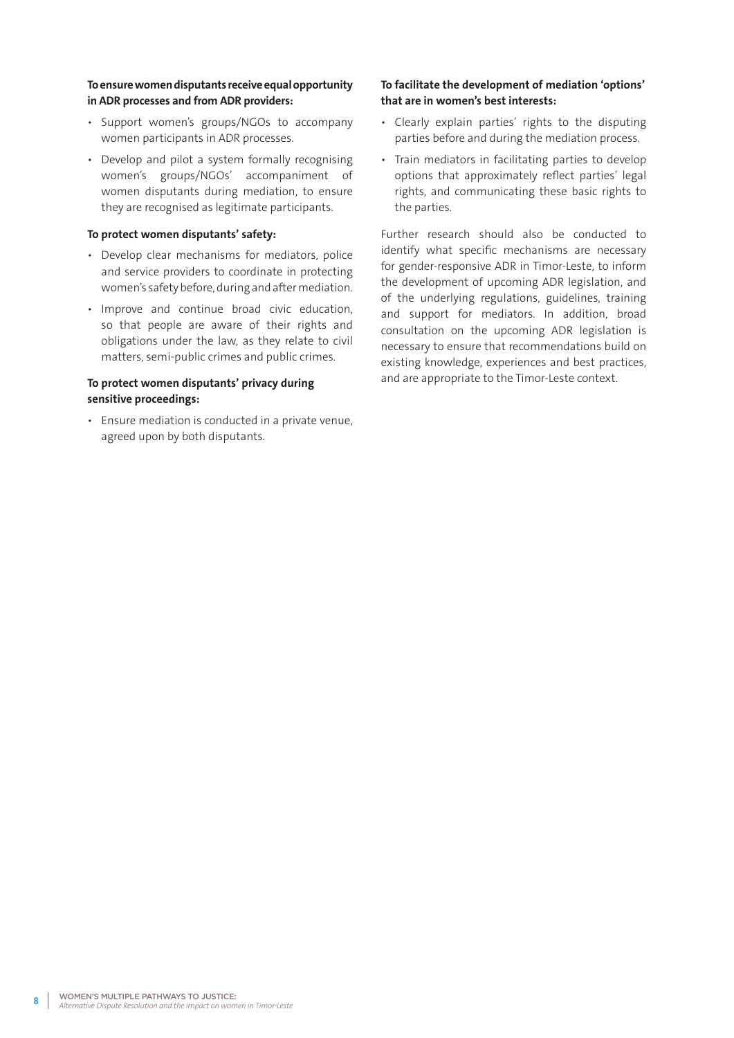**To ensure women disputants receive equal opportunity in ADR processes and from ADR providers:**

- Support women's groups/NGOs to accompany women participants in ADR processes.
- Develop and pilot a system formally recognising women's groups/NGOs' accompaniment of women disputants during mediation, to ensure they are recognised as legitimate participants.

**To protect women disputants' safety:**

- Develop clear mechanisms for mediators, police and service providers to coordinate in protecting women's safety before, during and after mediation.
- Improve and continue broad civic education, so that people are aware of their rights and obligations under the law, as they relate to civil matters, semi-public crimes and public crimes.

**To protect women disputants' privacy during sensitive proceedings:**

- Ensure mediation is conducted in a private venue, agreed upon by both disputants.

**To facilitate the development of mediation 'options' that are in women's best interests:**

- Clearly explain parties' rights to the disputing parties before and during the mediation process.
- Train mediators in facilitating parties to develop options that approximately reflect parties' legal rights, and communicating these basic rights to the parties.

Further research should also be conducted to identify what specific mechanisms are necessary for gender-responsive ADR in Timor-Leste, to inform the development of upcoming ADR legislation, and of the underlying regulations, guidelines, training and support for mediators. In addition, broad consultation on the upcoming ADR legislation is necessary to ensure that recommendations build on existing knowledge, experiences and best practices, and are appropriate to the Timor-Leste context.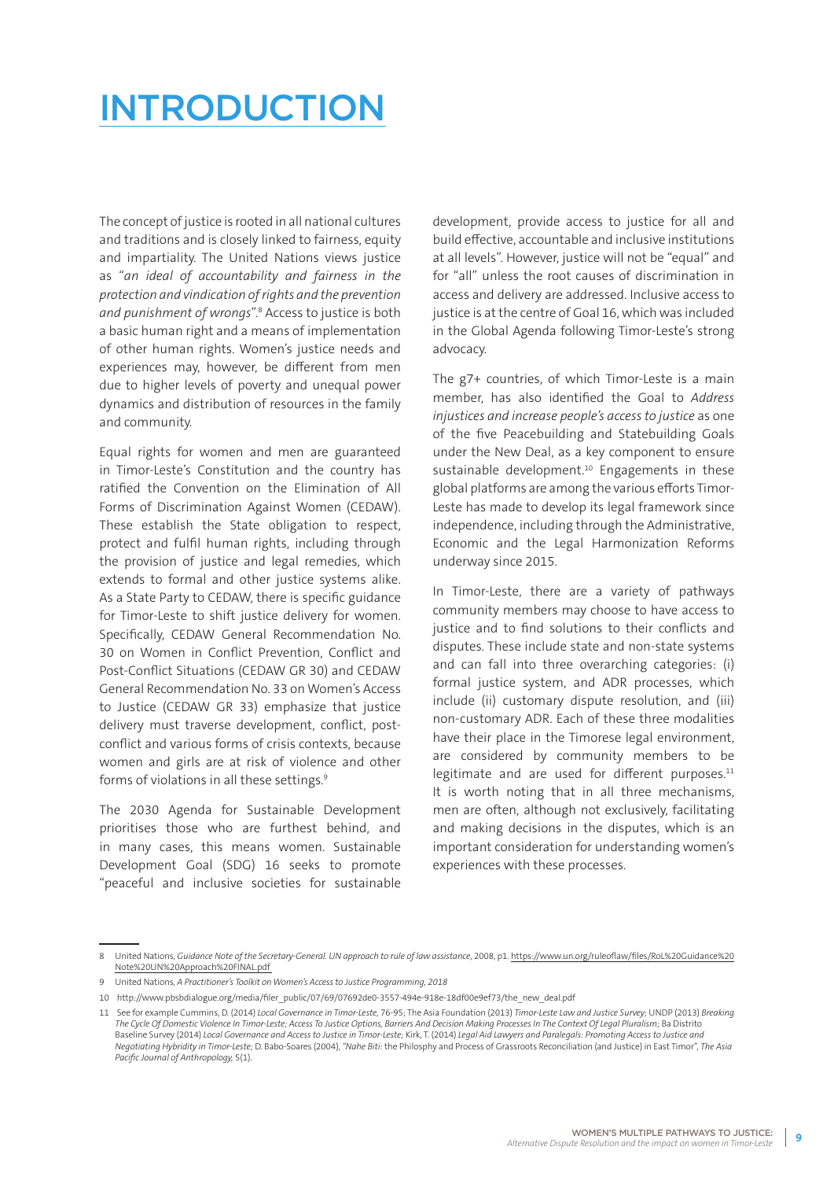# INTRODUCTION

The concept of justice is rooted in all national cultures and traditions and is closely linked to fairness, equity and impartiality. The United Nations views justice as "*an ideal of accountability and fairness in the protection and vindication of rights and the prevention and punishment of wrongs*".[8] Access to justice is both a basic human right and a means of implementation of other human rights. Women's justice needs and experiences may, however, be different from men due to higher levels of poverty and unequal power dynamics and distribution of resources in the family and community.

Equal rights for women and men are guaranteed in Timor-Leste's Constitution and the country has ratified the Convention on the Elimination of All Forms of Discrimination Against Women (CEDAW). These establish the State obligation to respect, protect and fulfil human rights, including through the provision of justice and legal remedies, which extends to formal and other justice systems alike. As a State Party to CEDAW, there is specific guidance for Timor-Leste to shift justice delivery for women. Specifically, CEDAW General Recommendation No. 30 on Women in Conflict Prevention, Conflict and Post-Conflict Situations (CEDAW GR 30) and CEDAW General Recommendation No. 33 on Women's Access to Justice (CEDAW GR 33) emphasize that justice delivery must traverse development, conflict, post-conflict and various forms of crisis contexts, because women and girls are at risk of violence and other forms of violations in all these settings.[9]

The 2030 Agenda for Sustainable Development prioritises those who are furthest behind, and in many cases, this means women. Sustainable Development Goal (SDG) 16 seeks to promote "peaceful and inclusive societies for sustainable development, provide access to justice for all and build effective, accountable and inclusive institutions at all levels". However, justice will not be "equal" and for "all" unless the root causes of discrimination in access and delivery are addressed. Inclusive access to justice is at the centre of Goal 16, which was included in the Global Agenda following Timor-Leste's strong advocacy.

The g7+ countries, of which Timor-Leste is a main member, has also identified the Goal to *Address injustices and increase people's access to justice* as one of the five Peacebuilding and Statebuilding Goals under the New Deal, as a key component to ensure sustainable development.[10] Engagements in these global platforms are among the various efforts Timor-Leste has made to develop its legal framework since independence, including through the Administrative, Economic and the Legal Harmonization Reforms underway since 2015.

In Timor-Leste, there are a variety of pathways community members may choose to have access to justice and to find solutions to their conflicts and disputes. These include state and non-state systems and can fall into three overarching categories: (i) formal justice system, and ADR processes, which include (ii) customary dispute resolution, and (iii) non-customary ADR. Each of these three modalities have their place in the Timorese legal environment, are considered by community members to be legitimate and are used for different purposes.[11] It is worth noting that in all three mechanisms, men are often, although not exclusively, facilitating and making decisions in the disputes, which is an important consideration for understanding women's experiences with these processes.

---

8 United Nations, *Guidance Note of the Secretary-General. UN approach to rule of law assistance*, 2008, p1. https://www.un.org/ruleoflaw/files/RoL%20Guidance%20Note%20UN%20Approach%20FINAL.pdf

9 United Nations, *A Practitioner's Toolkit on Women's Access to Justice Programming, 2018*

10 http://www.pbsbdialogue.org/media/filer_public/07/69/07692de0-3557-494e-918e-18df00e9ef73/the_new_deal.pdf

11 See for example Cummins, D. (2014) *Local Governance in Timor-Leste*, 76-95; The Asia Foundation (2013) *Timor-Leste Law and Justice Survey*; UNDP (2013) *Breaking The Cycle Of Domestic Violence In Timor-Leste; Access To Justice Options, Barriers And Decision Making Processes In The Context Of Legal Pluralism*; Ba Distrito Baseline Survey (2014) *Local Governance and Access to Justice in Timor-Leste*; Kirk, T. (2014) *Legal Aid Lawyers and Paralegals: Promoting Access to Justice and Negotiating Hybridity in Timor-Leste*; D. Babo-Soares (2004), *"Nahe Biti*: the Philosophy and Process of Grassroots Reconciliation (and Justice) in East Timor", *The Asia Pacific Journal of Anthropology,* 5(1).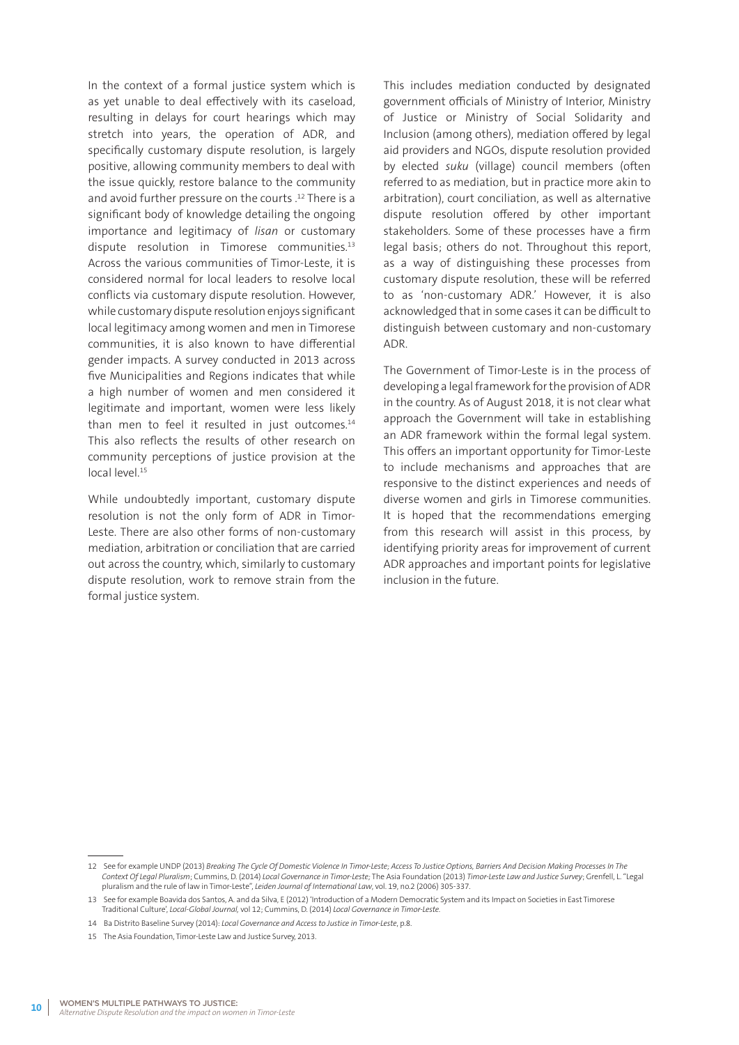In the context of a formal justice system which is as yet unable to deal effectively with its caseload, resulting in delays for court hearings which may stretch into years, the operation of ADR, and specifically customary dispute resolution, is largely positive, allowing community members to deal with the issue quickly, restore balance to the community and avoid further pressure on the courts .[12] There is a significant body of knowledge detailing the ongoing importance and legitimacy of *lisan* or customary dispute resolution in Timorese communities.[13] Across the various communities of Timor-Leste, it is considered normal for local leaders to resolve local conflicts via customary dispute resolution. However, while customary dispute resolution enjoys significant local legitimacy among women and men in Timorese communities, it is also known to have differential gender impacts. A survey conducted in 2013 across five Municipalities and Regions indicates that while a high number of women and men considered it legitimate and important, women were less likely than men to feel it resulted in just outcomes.[14] This also reflects the results of other research on community perceptions of justice provision at the local level.[15]

While undoubtedly important, customary dispute resolution is not the only form of ADR in Timor-Leste. There are also other forms of non-customary mediation, arbitration or conciliation that are carried out across the country, which, similarly to customary dispute resolution, work to remove strain from the formal justice system.

This includes mediation conducted by designated government officials of Ministry of Interior, Ministry of Justice or Ministry of Social Solidarity and Inclusion (among others), mediation offered by legal aid providers and NGOs, dispute resolution provided by elected *suku* (village) council members (often referred to as mediation, but in practice more akin to arbitration), court conciliation, as well as alternative dispute resolution offered by other important stakeholders. Some of these processes have a firm legal basis; others do not. Throughout this report, as a way of distinguishing these processes from customary dispute resolution, these will be referred to as 'non-customary ADR.' However, it is also acknowledged that in some cases it can be difficult to distinguish between customary and non-customary ADR.

The Government of Timor-Leste is in the process of developing a legal framework for the provision of ADR in the country. As of August 2018, it is not clear what approach the Government will take in establishing an ADR framework within the formal legal system. This offers an important opportunity for Timor-Leste to include mechanisms and approaches that are responsive to the distinct experiences and needs of diverse women and girls in Timorese communities. It is hoped that the recommendations emerging from this research will assist in this process, by identifying priority areas for improvement of current ADR approaches and important points for legislative inclusion in the future.

---

12 See for example UNDP (2013) *Breaking The Cycle Of Domestic Violence In Timor-Leste; Access To Justice Options, Barriers And Decision Making Processes In The Context Of Legal Pluralism*; Cummins, D. (2014) *Local Governance in Timor-Leste;* The Asia Foundation (2013) *Timor-Leste Law and Justice Survey*; Grenfell, L. "Legal pluralism and the rule of law in Timor-Leste", *Leiden Journal of International Law*, vol. 19, no.2 (2006) 305-337.

13 See for example Boavida dos Santos, A. and da Silva, E (2012) 'Introduction of a Modern Democratic System and its Impact on Societies in East Timorese Traditional Culture', *Local-Global Journal*, vol 12; Cummins, D. (2014) *Local Governance in Timor-Leste*.

14 Ba Distrito Baseline Survey (2014): *Local Governance and Access to Justice in Timor-Leste*, p.8.

15 The Asia Foundation, Timor-Leste Law and Justice Survey, 2013.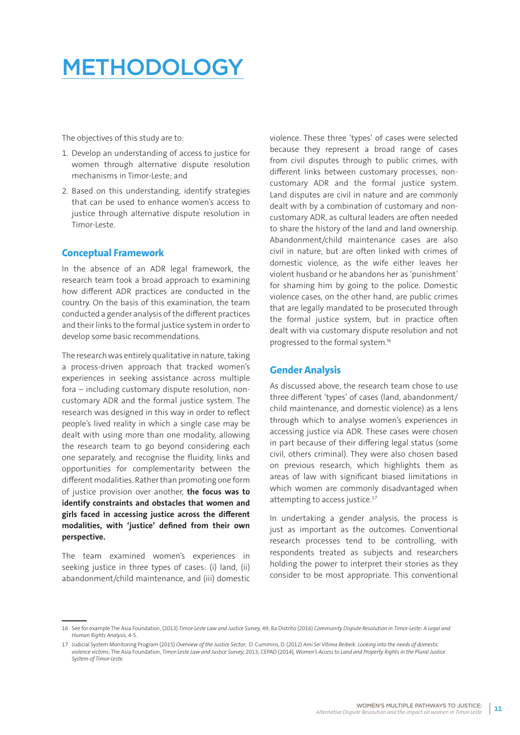# METHODOLOGY

The objectives of this study are to:

1. Develop an understanding of access to justice for women through alternative dispute resolution mechanisms in Timor-Leste; and
2. Based on this understanding, identify strategies that can be used to enhance women's access to justice through alternative dispute resolution in Timor-Leste.

## Conceptual Framework

In the absence of an ADR legal framework, the research team took a broad approach to examining how different ADR practices are conducted in the country. On the basis of this examination, the team conducted a gender analysis of the different practices and their links to the formal justice system in order to develop some basic recommendations.

The research was entirely qualitative in nature, taking a process-driven approach that tracked women's experiences in seeking assistance across multiple fora – including customary dispute resolution, non-customary ADR and the formal justice system. The research was designed in this way in order to reflect people's lived reality in which a single case may be dealt with using more than one modality, allowing the research team to go beyond considering each one separately, and recognise the fluidity, links and opportunities for complementarity between the different modalities. Rather than promoting one form of justice provision over another, **the focus was to identify constraints and obstacles that women and girls faced in accessing justice across the different modalities, with 'justice' defined from their own perspective.**

The team examined women's experiences in seeking justice in three types of cases: (i) land, (ii) abandonment/child maintenance, and (iii) domestic violence. These three 'types' of cases were selected because they represent a broad range of cases from civil disputes through to public crimes, with different links between customary processes, non-customary ADR and the formal justice system. Land disputes are civil in nature and are commonly dealt with by a combination of customary and non-customary ADR, as cultural leaders are often needed to share the history of the land and land ownership. Abandonment/child maintenance cases are also civil in nature, but are often linked with crimes of domestic violence, as the wife either leaves her violent husband or he abandons her as 'punishment' for shaming him by going to the police. Domestic violence cases, on the other hand, are public crimes that are legally mandated to be prosecuted through the formal justice system, but in practice often dealt with via customary dispute resolution and not progressed to the formal system.[16]

## Gender Analysis

As discussed above, the research team chose to use three different 'types' of cases (land, abandonment/child maintenance, and domestic violence) as a lens through which to analyse women's experiences in accessing justice via ADR. These cases were chosen in part because of their differing legal status (some civil, others criminal). They were also chosen based on previous research, which highlights them as areas of law with significant biased limitations in which women are commonly disadvantaged when attempting to access justice.[17]

In undertaking a gender analysis, the process is just as important as the outcomes. Conventional research processes tend to be controlling, with respondents treated as subjects and researchers holding the power to interpret their stories as they consider to be most appropriate. This conventional

---

16 See for example The Asia Foundation, (2013) *Timor-Leste Law and Justice Survey,* 49; Ba Distrito (2016) *Community Dispute Resolution in Timor-Leste: A Legal and Human Rights Analysis*, 4-5.

17 Judicial System Monitoring Program (2015) *Overview of the Justice Sector*; D. Cummins, D. (2012) *Ami Sei Vitima Beibeik: Looking into the needs of domestic violence victims*; The Asia Foundation, *Timor-Leste Law and Justice Survey*, 2013; CEPAD (2014), *Women's Access to Land and Property Rights in the Plural Justice System of Timor-Leste.*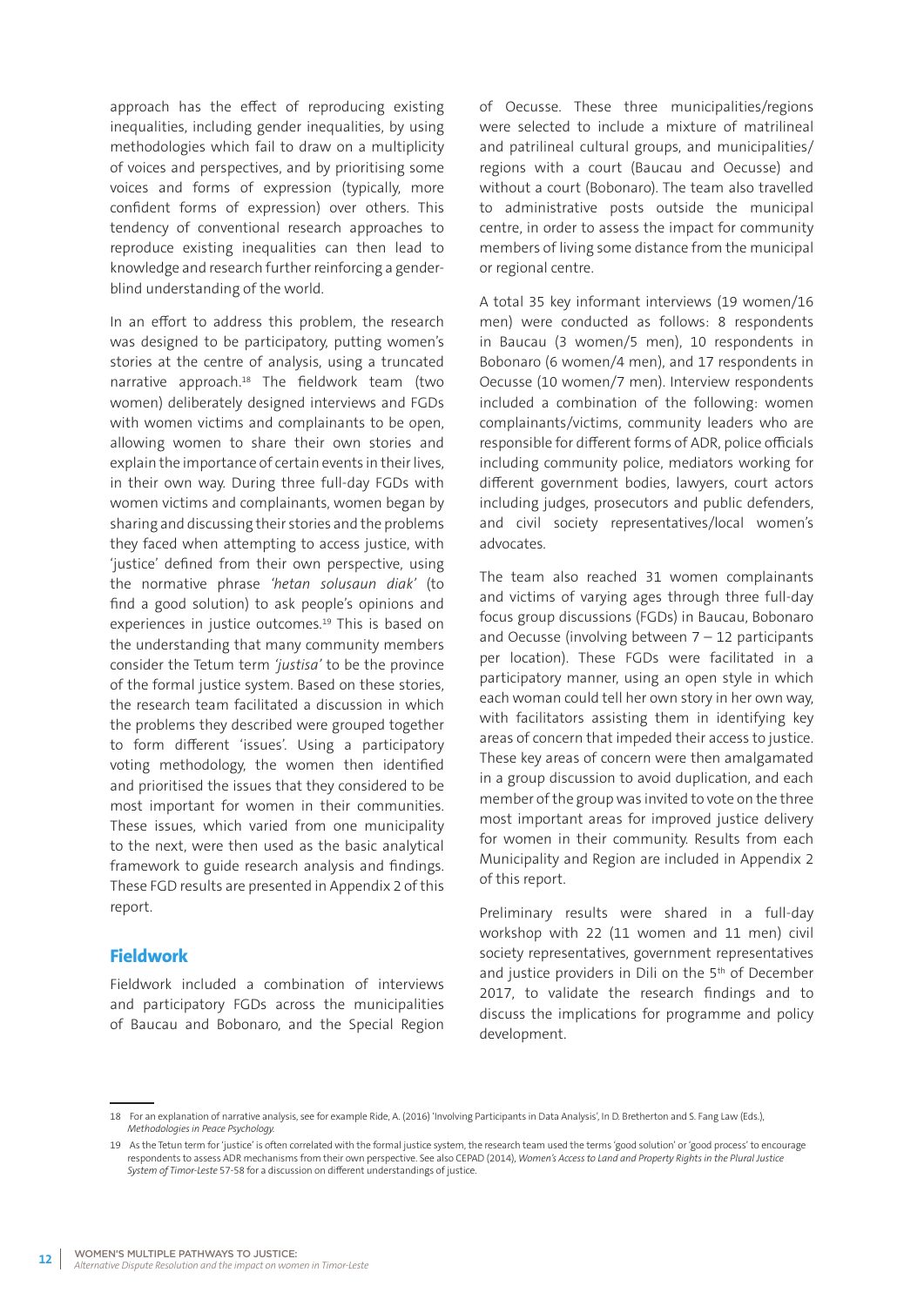approach has the effect of reproducing existing inequalities, including gender inequalities, by using methodologies which fail to draw on a multiplicity of voices and perspectives, and by prioritising some voices and forms of expression (typically, more confident forms of expression) over others. This tendency of conventional research approaches to reproduce existing inequalities can then lead to knowledge and research further reinforcing a gender-blind understanding of the world.

In an effort to address this problem, the research was designed to be participatory, putting women's stories at the centre of analysis, using a truncated narrative approach.[18] The fieldwork team (two women) deliberately designed interviews and FGDs with women victims and complainants to be open, allowing women to share their own stories and explain the importance of certain events in their lives, in their own way. During three full-day FGDs with women victims and complainants, women began by sharing and discussing their stories and the problems they faced when attempting to access justice, with 'justice' defined from their own perspective, using the normative phrase *'hetan solusaun diak'* (to find a good solution) to ask people's opinions and experiences in justice outcomes.[19] This is based on the understanding that many community members consider the Tetum term *'justisa'* to be the province of the formal justice system. Based on these stories, the research team facilitated a discussion in which the problems they described were grouped together to form different 'issues'. Using a participatory voting methodology, the women then identified and prioritised the issues that they considered to be most important for women in their communities. These issues, which varied from one municipality to the next, were then used as the basic analytical framework to guide research analysis and findings. These FGD results are presented in Appendix 2 of this report.

## Fieldwork

Fieldwork included a combination of interviews and participatory FGDs across the municipalities of Baucau and Bobonaro, and the Special Region of Oecusse. These three municipalities/regions were selected to include a mixture of matrilineal and patrilineal cultural groups, and municipalities/regions with a court (Baucau and Oecusse) and without a court (Bobonaro). The team also travelled to administrative posts outside the municipal centre, in order to assess the impact for community members of living some distance from the municipal or regional centre.

A total 35 key informant interviews (19 women/16 men) were conducted as follows: 8 respondents in Baucau (3 women/5 men), 10 respondents in Bobonaro (6 women/4 men), and 17 respondents in Oecusse (10 women/7 men). Interview respondents included a combination of the following: women complainants/victims, community leaders who are responsible for different forms of ADR, police officials including community police, mediators working for different government bodies, lawyers, court actors including judges, prosecutors and public defenders, and civil society representatives/local women's advocates.

The team also reached 31 women complainants and victims of varying ages through three full-day focus group discussions (FGDs) in Baucau, Bobonaro and Oecusse (involving between 7 – 12 participants per location). These FGDs were facilitated in a participatory manner, using an open style in which each woman could tell her own story in her own way, with facilitators assisting them in identifying key areas of concern that impeded their access to justice. These key areas of concern were then amalgamated in a group discussion to avoid duplication, and each member of the group was invited to vote on the three most important areas for improved justice delivery for women in their community. Results from each Municipality and Region are included in Appendix 2 of this report.

Preliminary results were shared in a full-day workshop with 22 (11 women and 11 men) civil society representatives, government representatives and justice providers in Dili on the 5th of December 2017, to validate the research findings and to discuss the implications for programme and policy development.

---

18 For an explanation of narrative analysis, see for example Ride, A. (2016) 'Involving Participants in Data Analysis', In D. Bretherton and S. Fang Law (Eds.), *Methodologies in Peace Psychology.*

19 As the Tetun term for 'justice' is often correlated with the formal justice system, the research team used the terms 'good solution' or 'good process' to encourage respondents to assess ADR mechanisms from their own perspective. See also CEPAD (2014), *Women's Access to Land and Property Rights in the Plural Justice System of Timor-Leste* 57-58 for a discussion on different understandings of justice.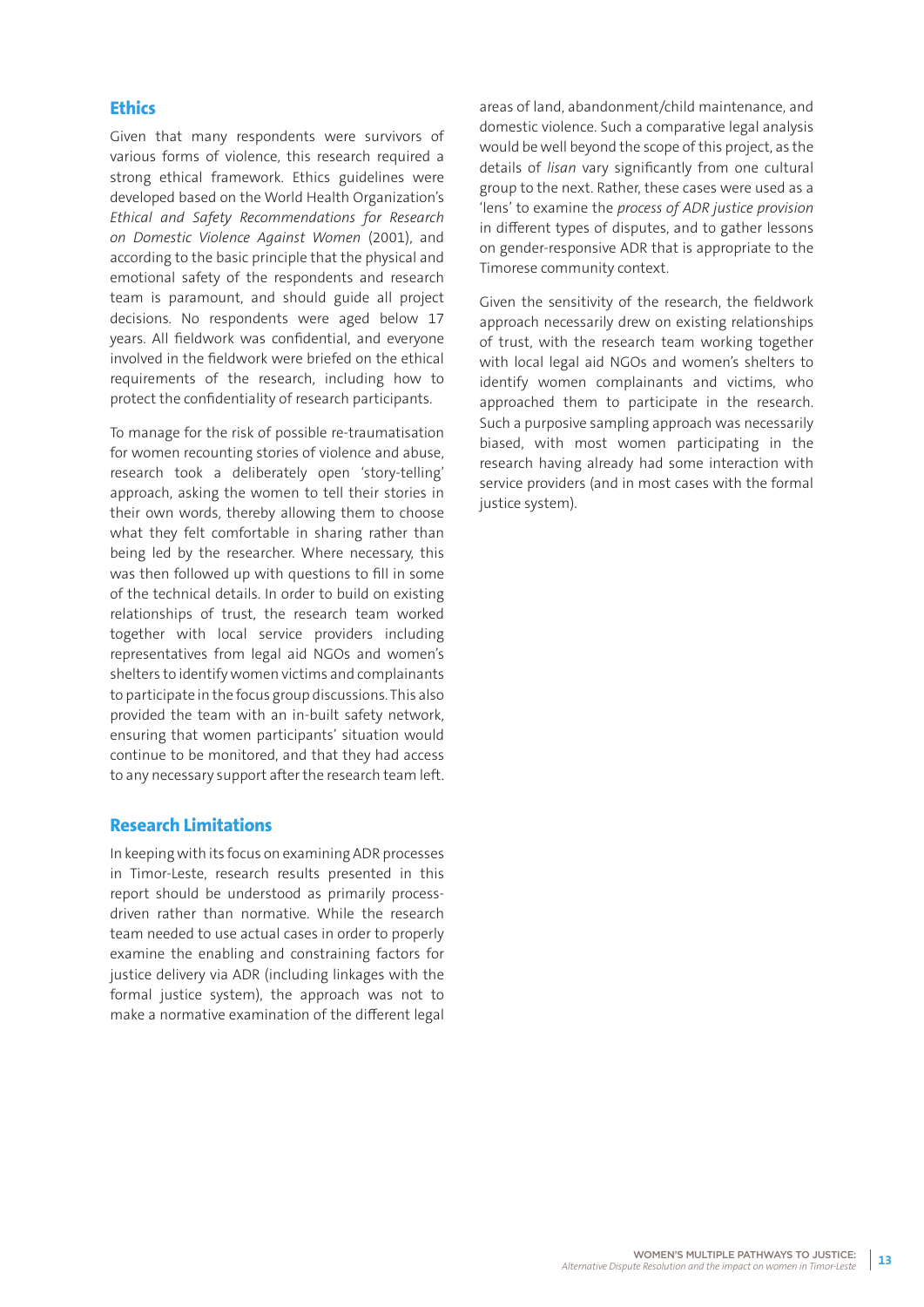## Ethics

Given that many respondents were survivors of various forms of violence, this research required a strong ethical framework. Ethics guidelines were developed based on the World Health Organization's *Ethical and Safety Recommendations for Research on Domestic Violence Against Women* (2001), and according to the basic principle that the physical and emotional safety of the respondents and research team is paramount, and should guide all project decisions. No respondents were aged below 17 years. All fieldwork was confidential, and everyone involved in the fieldwork were briefed on the ethical requirements of the research, including how to protect the confidentiality of research participants.

To manage for the risk of possible re-traumatisation for women recounting stories of violence and abuse, research took a deliberately open 'story-telling' approach, asking the women to tell their stories in their own words, thereby allowing them to choose what they felt comfortable in sharing rather than being led by the researcher. Where necessary, this was then followed up with questions to fill in some of the technical details. In order to build on existing relationships of trust, the research team worked together with local service providers including representatives from legal aid NGOs and women's shelters to identify women victims and complainants to participate in the focus group discussions. This also provided the team with an in-built safety network, ensuring that women participants' situation would continue to be monitored, and that they had access to any necessary support after the research team left.

## Research Limitations

In keeping with its focus on examining ADR processes in Timor-Leste, research results presented in this report should be understood as primarily process-driven rather than normative. While the research team needed to use actual cases in order to properly examine the enabling and constraining factors for justice delivery via ADR (including linkages with the formal justice system), the approach was not to make a normative examination of the different legal areas of land, abandonment/child maintenance, and domestic violence. Such a comparative legal analysis would be well beyond the scope of this project, as the details of *lisan* vary significantly from one cultural group to the next. Rather, these cases were used as a 'lens' to examine the *process of ADR justice provision* in different types of disputes, and to gather lessons on gender-responsive ADR that is appropriate to the Timorese community context.

Given the sensitivity of the research, the fieldwork approach necessarily drew on existing relationships of trust, with the research team working together with local legal aid NGOs and women's shelters to identify women complainants and victims, who approached them to participate in the research. Such a purposive sampling approach was necessarily biased, with most women participating in the research having already had some interaction with service providers (and in most cases with the formal justice system).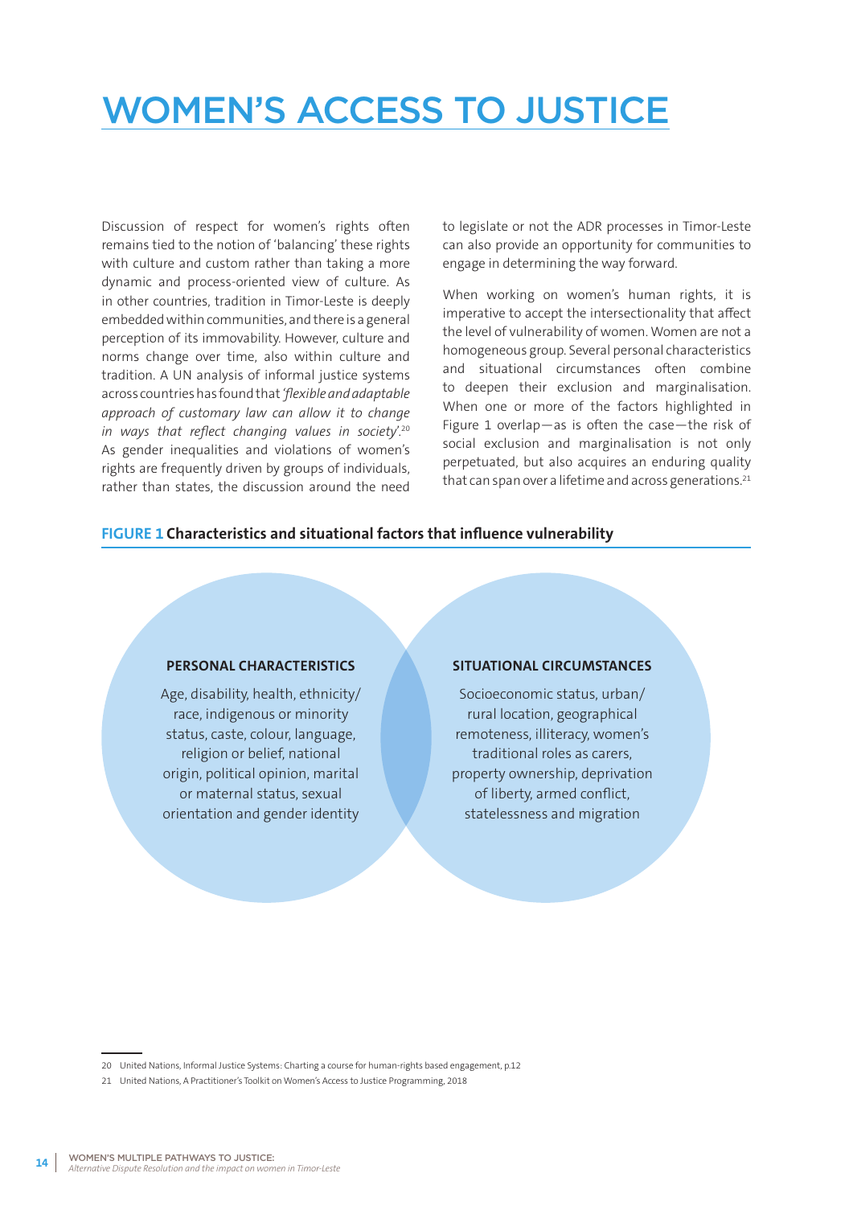# WOMEN'S ACCESS TO JUSTICE

Discussion of respect for women's rights often remains tied to the notion of 'balancing' these rights with culture and custom rather than taking a more dynamic and process-oriented view of culture. As in other countries, tradition in Timor-Leste is deeply embedded within communities, and there is a general perception of its immovability. However, culture and norms change over time, also within culture and tradition. A UN analysis of informal justice systems across countries has found that '*flexible and adaptable approach of customary law can allow it to change in ways that reflect changing values in society*'.[20] As gender inequalities and violations of women's rights are frequently driven by groups of individuals, rather than states, the discussion around the need to legislate or not the ADR processes in Timor-Leste can also provide an opportunity for communities to engage in determining the way forward.

When working on women's human rights, it is imperative to accept the intersectionality that affect the level of vulnerability of women. Women are not a homogeneous group. Several personal characteristics and situational circumstances often combine to deepen their exclusion and marginalisation. When one or more of the factors highlighted in Figure 1 overlap—as is often the case—the risk of social exclusion and marginalisation is not only perpetuated, but also acquires an enduring quality that can span over a lifetime and across generations.[21]

**FIGURE 1 Characteristics and situational factors that influence vulnerability**

**PERSONAL CHARACTERISTICS**

Age, disability, health, ethnicity/race, indigenous or minority status, caste, colour, language, religion or belief, national origin, political opinion, marital or maternal status, sexual orientation and gender identity

**SITUATIONAL CIRCUMSTANCES**

Socioeconomic status, urban/rural location, geographical remoteness, illiteracy, women's traditional roles as carers, property ownership, deprivation of liberty, armed conflict, statelessness and migration

---

20 United Nations, Informal Justice Systems: Charting a course for human-rights based engagement, p.12

21 United Nations, A Practitioner's Toolkit on Women's Access to Justice Programming, 2018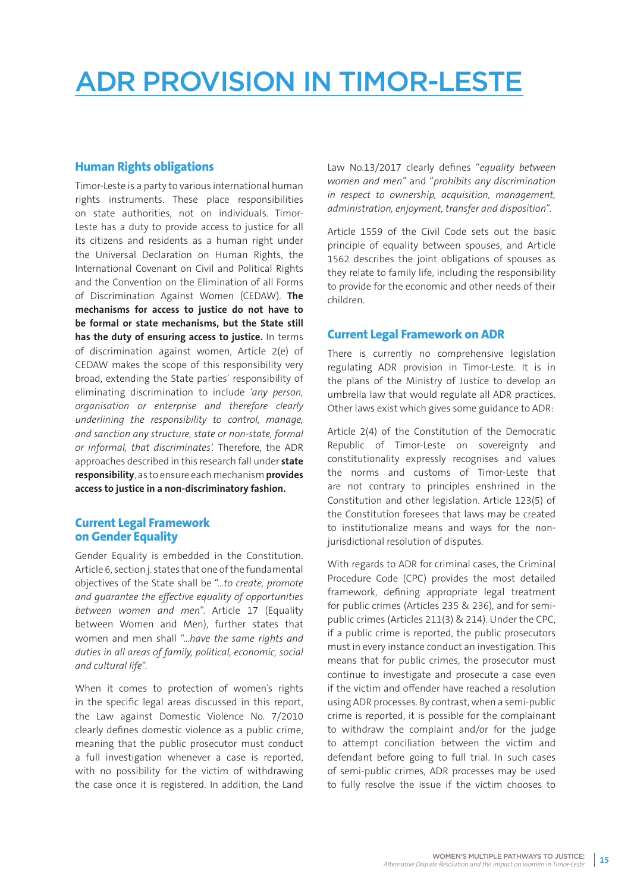# ADR PROVISION IN TIMOR-LESTE

## Human Rights obligations

Timor-Leste is a party to various international human rights instruments. These place responsibilities on state authorities, not on individuals. Timor-Leste has a duty to provide access to justice for all its citizens and residents as a human right under the Universal Declaration on Human Rights, the International Covenant on Civil and Political Rights and the Convention on the Elimination of all Forms of Discrimination Against Women (CEDAW). **The mechanisms for access to justice do not have to be formal or state mechanisms, but the State still has the duty of ensuring access to justice.** In terms of discrimination against women, Article 2(e) of CEDAW makes the scope of this responsibility very broad, extending the State parties' responsibility of eliminating discrimination to include *'any person, organisation or enterprise and therefore clearly underlining the responsibility to control, manage, and sanction any structure, state or non-state, formal or informal, that discriminates'.* Therefore, the ADR approaches described in this research fall under **state responsibility**, as to ensure each mechanism **provides access to justice in a non-discriminatory fashion.**

## Current Legal Framework on Gender Equality

Gender Equality is embedded in the Constitution. Article 6, section j. states that one of the fundamental objectives of the State shall be "*...to create, promote and guarantee the effective equality of opportunities between women and men*". Article 17 (Equality between Women and Men), further states that women and men shall "*...have the same rights and duties in all areas of family, political, economic, social and cultural life*".

When it comes to protection of women's rights in the specific legal areas discussed in this report, the Law against Domestic Violence No. 7/2010 clearly defines domestic violence as a public crime, meaning that the public prosecutor must conduct a full investigation whenever a case is reported, with no possibility for the victim of withdrawing the case once it is registered. In addition, the Land Law No.13/2017 clearly defines "*equality between women and men*" and "*prohibits any discrimination in respect to ownership, acquisition, management, administration, enjoyment, transfer and disposition*".

Article 1559 of the Civil Code sets out the basic principle of equality between spouses, and Article 1562 describes the joint obligations of spouses as they relate to family life, including the responsibility to provide for the economic and other needs of their children.

## Current Legal Framework on ADR

There is currently no comprehensive legislation regulating ADR provision in Timor-Leste. It is in the plans of the Ministry of Justice to develop an umbrella law that would regulate all ADR practices. Other laws exist which gives some guidance to ADR:

Article 2(4) of the Constitution of the Democratic Republic of Timor-Leste on sovereignty and constitutionality expressly recognises and values the norms and customs of Timor-Leste that are not contrary to principles enshrined in the Constitution and other legislation. Article 123(5) of the Constitution foresees that laws may be created to institutionalize means and ways for the non-jurisdictional resolution of disputes.

With regards to ADR for criminal cases, the Criminal Procedure Code (CPC) provides the most detailed framework, defining appropriate legal treatment for public crimes (Articles 235 & 236), and for semi-public crimes (Articles 211(3) & 214). Under the CPC, if a public crime is reported, the public prosecutors must in every instance conduct an investigation. This means that for public crimes, the prosecutor must continue to investigate and prosecute a case even if the victim and offender have reached a resolution using ADR processes. By contrast, when a semi-public crime is reported, it is possible for the complainant to withdraw the complaint and/or for the judge to attempt conciliation between the victim and defendant before going to full trial. In such cases of semi-public crimes, ADR processes may be used to fully resolve the issue if the victim chooses to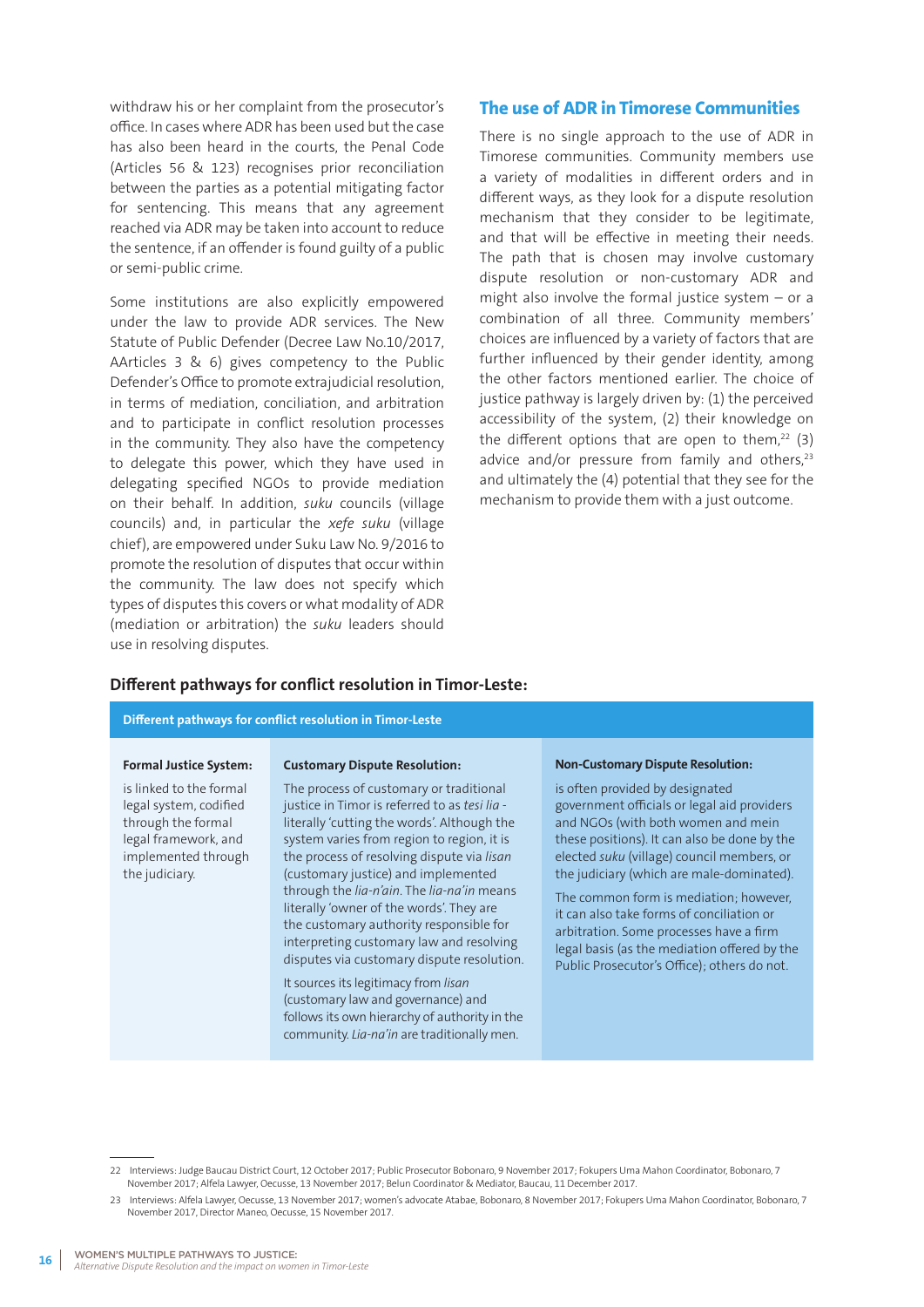withdraw his or her complaint from the prosecutor's office. In cases where ADR has been used but the case has also been heard in the courts, the Penal Code (Articles 56 & 123) recognises prior reconciliation between the parties as a potential mitigating factor for sentencing. This means that any agreement reached via ADR may be taken into account to reduce the sentence, if an offender is found guilty of a public or semi-public crime.

Some institutions are also explicitly empowered under the law to provide ADR services. The New Statute of Public Defender (Decree Law No.10/2017, AArticles 3 & 6) gives competency to the Public Defender's Office to promote extrajudicial resolution, in terms of mediation, conciliation, and arbitration and to participate in conflict resolution processes in the community. They also have the competency to delegate this power, which they have used in delegating specified NGOs to provide mediation on their behalf. In addition, *suku* councils (village councils) and, in particular the *xefe suku* (village chief), are empowered under Suku Law No. 9/2016 to promote the resolution of disputes that occur within the community. The law does not specify which types of disputes this covers or what modality of ADR (mediation or arbitration) the *suku* leaders should use in resolving disputes.

## The use of ADR in Timorese Communities

There is no single approach to the use of ADR in Timorese communities. Community members use a variety of modalities in different orders and in different ways, as they look for a dispute resolution mechanism that they consider to be legitimate, and that will be effective in meeting their needs. The path that is chosen may involve customary dispute resolution or non-customary ADR and might also involve the formal justice system – or a combination of all three. Community members' choices are influenced by a variety of factors that are further influenced by their gender identity, among the other factors mentioned earlier. The choice of justice pathway is largely driven by: (1) the perceived accessibility of the system, (2) their knowledge on the different options that are open to them,[22] (3) advice and/or pressure from family and others,[23] and ultimately the (4) potential that they see for the mechanism to provide them with a just outcome.

**Different pathways for conflict resolution in Timor-Leste:**

| Different pathways for conflict resolution in Timor-Leste | | |
|---|---|---|
| **Formal Justice System:** is linked to the formal legal system, codified through the formal legal framework, and implemented through the judiciary. | **Customary Dispute Resolution:** The process of customary or traditional justice in Timor is referred to as *tesi lia* - literally 'cutting the words'. Although the system varies from region to region, it is the process of resolving dispute via *lisan* (customary justice) and implemented through the *lia-n'ain*. The *lia-na'in* means literally 'owner of the words'. They are the customary authority responsible for interpreting customary law and resolving disputes via customary dispute resolution. It sources its legitimacy from *lisan* (customary law and governance) and follows its own hierarchy of authority in the community. *Lia-na'in* are traditionally men. | **Non-Customary Dispute Resolution:** is often provided by designated government officials or legal aid providers and NGOs (with both women and mein these positions). It can also be done by the elected *suku* (village) council members, or the judiciary (which are male-dominated). The common form is mediation; however, it can also take forms of conciliation or arbitration. Some processes have a firm legal basis (as the mediation offered by the Public Prosecutor's Office); others do not. |

---

22 Interviews: Judge Baucau District Court, 12 October 2017; Public Prosecutor Bobonaro, 9 November 2017; Fokupers Uma Mahon Coordinator, Bobonaro, 7 November 2017; Alfela Lawyer, Oecusse, 13 November 2017; Belun Coordinator & Mediator, Baucau, 11 December 2017.

23 Interviews: Alfela Lawyer, Oecusse, 13 November 2017; women's advocate Atabae, Bobonaro, 8 November 2017; Fokupers Uma Mahon Coordinator, Bobonaro, 7 November 2017, Director Maneo, Oecusse, 15 November 2017.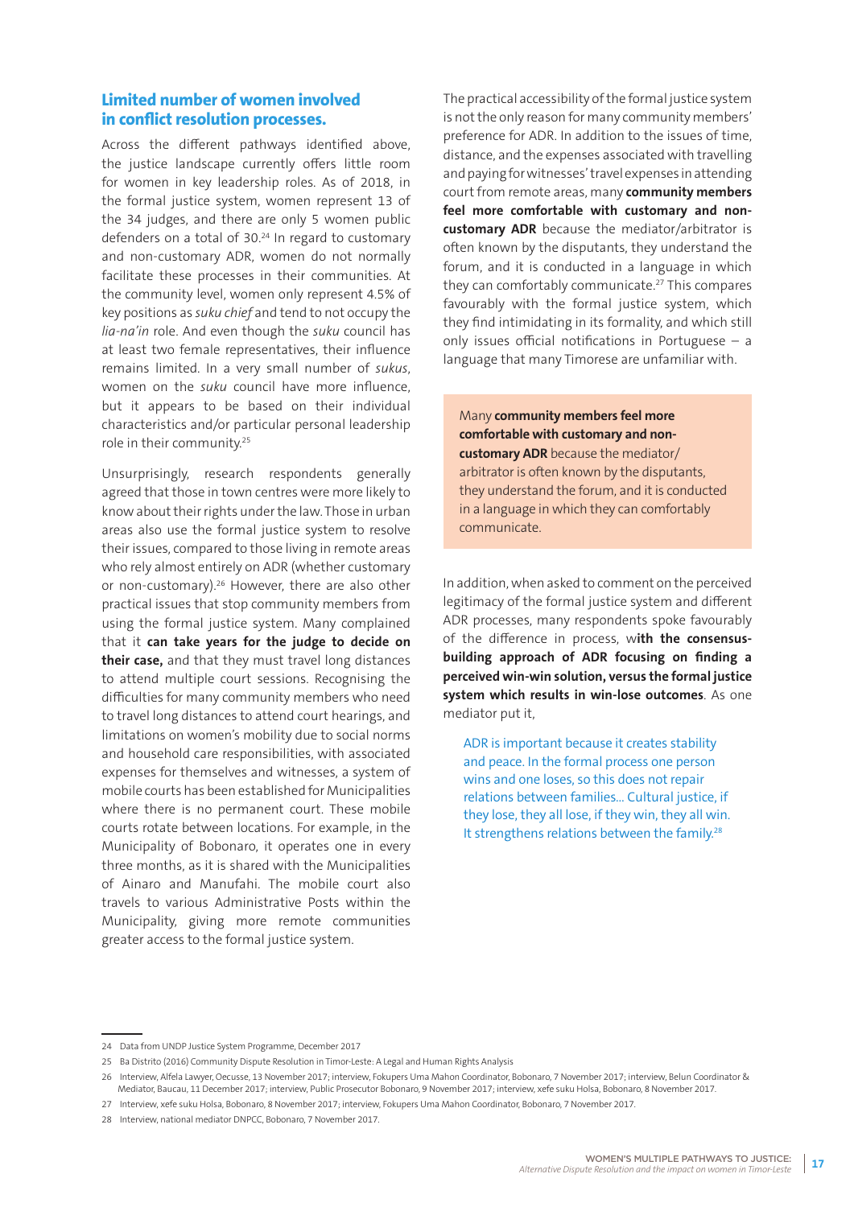## Limited number of women involved in conflict resolution processes.

Across the different pathways identified above, the justice landscape currently offers little room for women in key leadership roles. As of 2018, in the formal justice system, women represent 13 of the 34 judges, and there are only 5 women public defenders on a total of 30.[24] In regard to customary and non-customary ADR, women do not normally facilitate these processes in their communities. At the community level, women only represent 4.5% of key positions as *suku chief* and tend to not occupy the *lia-na'in* role. And even though the *suku* council has at least two female representatives, their influence remains limited. In a very small number of *sukus*, women on the *suku* council have more influence, but it appears to be based on their individual characteristics and/or particular personal leadership role in their community.[25]

Unsurprisingly, research respondents generally agreed that those in town centres were more likely to know about their rights under the law. Those in urban areas also use the formal justice system to resolve their issues, compared to those living in remote areas who rely almost entirely on ADR (whether customary or non-customary).[26] However, there are also other practical issues that stop community members from using the formal justice system. Many complained that it **can take years for the judge to decide on their case,** and that they must travel long distances to attend multiple court sessions. Recognising the difficulties for many community members who need to travel long distances to attend court hearings, and limitations on women's mobility due to social norms and household care responsibilities, with associated expenses for themselves and witnesses, a system of mobile courts has been established for Municipalities where there is no permanent court. These mobile courts rotate between locations. For example, in the Municipality of Bobonaro, it operates one in every three months, as it is shared with the Municipalities of Ainaro and Manufahi. The mobile court also travels to various Administrative Posts within the Municipality, giving more remote communities greater access to the formal justice system.

The practical accessibility of the formal justice system is not the only reason for many community members' preference for ADR. In addition to the issues of time, distance, and the expenses associated with travelling and paying for witnesses' travel expenses in attending court from remote areas, many **community members feel more comfortable with customary and non-customary ADR** because the mediator/arbitrator is often known by the disputants, they understand the forum, and it is conducted in a language in which they can comfortably communicate.[27] This compares favourably with the formal justice system, which they find intimidating in its formality, and which still only issues official notifications in Portuguese – a language that many Timorese are unfamiliar with.

> Many **community members feel more comfortable with customary and non-customary ADR** because the mediator/arbitrator is often known by the disputants, they understand the forum, and it is conducted in a language in which they can comfortably communicate.

In addition, when asked to comment on the perceived legitimacy of the formal justice system and different ADR processes, many respondents spoke favourably of the difference in process, w**ith the consensus-building approach of ADR focusing on finding a perceived win-win solution, versus the formal justice system which results in win-lose outcomes**. As one mediator put it,

> ADR is important because it creates stability and peace. In the formal process one person wins and one loses, so this does not repair relations between families... Cultural justice, if they lose, they all lose, if they win, they all win. It strengthens relations between the family.[28]

---

24 Data from UNDP Justice System Programme, December 2017

25 Ba Distrito (2016) Community Dispute Resolution in Timor-Leste: A Legal and Human Rights Analysis

26 Interview, Alfela Lawyer, Oecusse, 13 November 2017; interview, Fokupers Uma Mahon Coordinator, Bobonaro, 7 November 2017; interview, Belun Coordinator & Mediator, Baucau, 11 December 2017; interview, Public Prosecutor Bobonaro, 9 November 2017; interview, xefe suku Holsa, Bobonaro, 8 November 2017.

27 Interview, xefe suku Holsa, Bobonaro, 8 November 2017; interview, Fokupers Uma Mahon Coordinator, Bobonaro, 7 November 2017.

28 Interview, national mediator DNPCC, Bobonaro, 7 November 2017.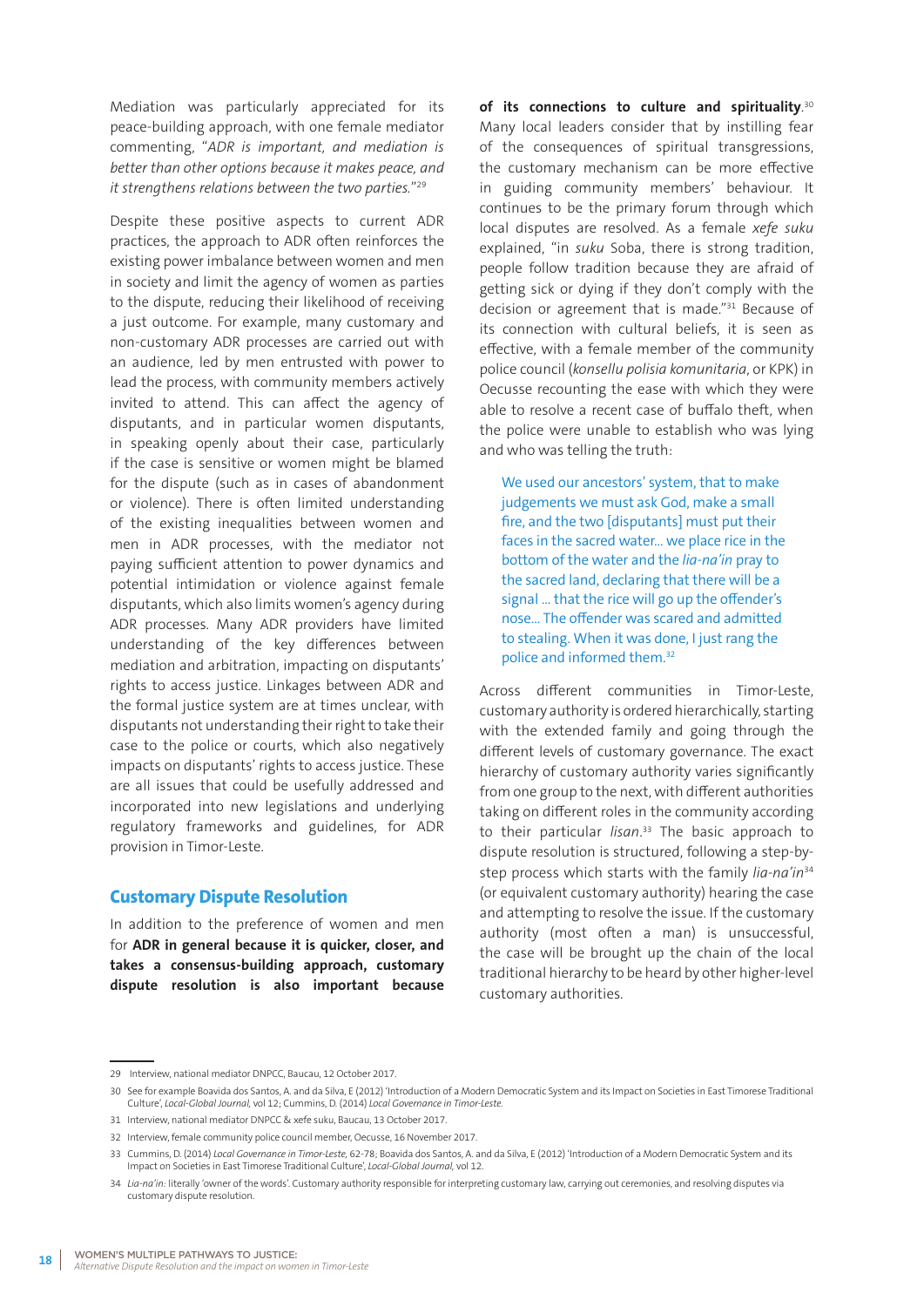Mediation was particularly appreciated for its peace-building approach, with one female mediator commenting, "*ADR is important, and mediation is better than other options because it makes peace, and it strengthens relations between the two parties.*"[29]

Despite these positive aspects to current ADR practices, the approach to ADR often reinforces the existing power imbalance between women and men in society and limit the agency of women as parties to the dispute, reducing their likelihood of receiving a just outcome. For example, many customary and non-customary ADR processes are carried out with an audience, led by men entrusted with power to lead the process, with community members actively invited to attend. This can affect the agency of disputants, and in particular women disputants, in speaking openly about their case, particularly if the case is sensitive or women might be blamed for the dispute (such as in cases of abandonment or violence). There is often limited understanding of the existing inequalities between women and men in ADR processes, with the mediator not paying sufficient attention to power dynamics and potential intimidation or violence against female disputants, which also limits women's agency during ADR processes. Many ADR providers have limited understanding of the key differences between mediation and arbitration, impacting on disputants' rights to access justice. Linkages between ADR and the formal justice system are at times unclear, with disputants not understanding their right to take their case to the police or courts, which also negatively impacts on disputants' rights to access justice. These are all issues that could be usefully addressed and incorporated into new legislations and underlying regulatory frameworks and guidelines, for ADR provision in Timor-Leste.

## Customary Dispute Resolution

In addition to the preference of women and men for **ADR in general because it is quicker, closer, and takes a consensus-building approach, customary dispute resolution is also important because of its connections to culture and spirituality**.[30] Many local leaders consider that by instilling fear of the consequences of spiritual transgressions, the customary mechanism can be more effective in guiding community members' behaviour. It continues to be the primary forum through which local disputes are resolved. As a female *xefe suku* explained, "in *suku* Soba, there is strong tradition, people follow tradition because they are afraid of getting sick or dying if they don't comply with the decision or agreement that is made."[31] Because of its connection with cultural beliefs, it is seen as effective, with a female member of the community police council (*konsellu polisia komunitaria*, or KPK) in Oecusse recounting the ease with which they were able to resolve a recent case of buffalo theft, when the police were unable to establish who was lying and who was telling the truth:

> We used our ancestors' system, that to make judgements we must ask God, make a small fire, and the two [disputants] must put their faces in the sacred water... we place rice in the bottom of the water and the *lia-na'in* pray to the sacred land, declaring that there will be a signal ... that the rice will go up the offender's nose... The offender was scared and admitted to stealing. When it was done, I just rang the police and informed them.[32]

Across different communities in Timor-Leste, customary authority is ordered hierarchically, starting with the extended family and going through the different levels of customary governance. The exact hierarchy of customary authority varies significantly from one group to the next, with different authorities taking on different roles in the community according to their particular *lisan*.[33] The basic approach to dispute resolution is structured, following a step-by-step process which starts with the family *lia-na'in*[34] (or equivalent customary authority) hearing the case and attempting to resolve the issue. If the customary authority (most often a man) is unsuccessful, the case will be brought up the chain of the local traditional hierarchy to be heard by other higher-level customary authorities.

---

29 Interview, national mediator DNPCC, Baucau, 12 October 2017.

30 See for example Boavida dos Santos, A. and da Silva, E (2012) 'Introduction of a Modern Democratic System and its Impact on Societies in East Timorese Traditional Culture', *Local-Global Journal*, vol 12; Cummins, D. (2014) *Local Governance in Timor-Leste*.

31 Interview, national mediator DNPCC & xefe suku, Baucau, 13 October 2017.

32 Interview, female community police council member, Oecusse, 16 November 2017.

33 Cummins, D. (2014) *Local Governance in Timor-Leste*, 62-78; Boavida dos Santos, A. and da Silva, E (2012) 'Introduction of a Modern Democratic System and its Impact on Societies in East Timorese Traditional Culture', *Local-Global Journal*, vol 12.

34 *Lia-na'in*: literally 'owner of the words'. Customary authority responsible for interpreting customary law, carrying out ceremonies, and resolving disputes via customary dispute resolution.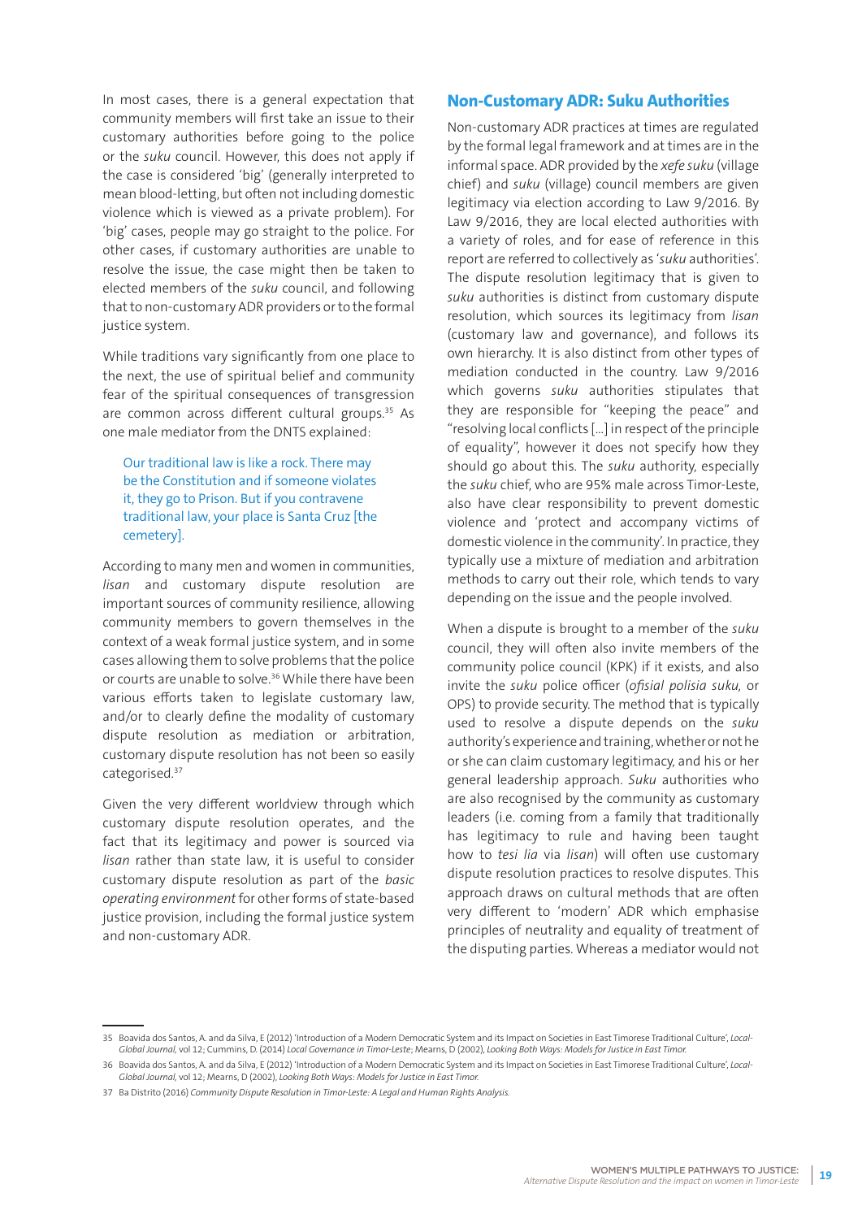In most cases, there is a general expectation that community members will first take an issue to their customary authorities before going to the police or the *suku* council. However, this does not apply if the case is considered 'big' (generally interpreted to mean blood-letting, but often not including domestic violence which is viewed as a private problem). For 'big' cases, people may go straight to the police. For other cases, if customary authorities are unable to resolve the issue, the case might then be taken to elected members of the *suku* council, and following that to non-customary ADR providers or to the formal justice system.

While traditions vary significantly from one place to the next, the use of spiritual belief and community fear of the spiritual consequences of transgression are common across different cultural groups.[35] As one male mediator from the DNTS explained:

> Our traditional law is like a rock. There may be the Constitution and if someone violates it, they go to Prison. But if you contravene traditional law, your place is Santa Cruz [the cemetery].

According to many men and women in communities, *lisan* and customary dispute resolution are important sources of community resilience, allowing community members to govern themselves in the context of a weak formal justice system, and in some cases allowing them to solve problems that the police or courts are unable to solve.[36] While there have been various efforts taken to legislate customary law, and/or to clearly define the modality of customary dispute resolution as mediation or arbitration, customary dispute resolution has not been so easily categorised.[37]

Given the very different worldview through which customary dispute resolution operates, and the fact that its legitimacy and power is sourced via *lisan* rather than state law, it is useful to consider customary dispute resolution as part of the *basic operating environment* for other forms of state-based justice provision, including the formal justice system and non-customary ADR.

## Non-Customary ADR: Suku Authorities

Non-customary ADR practices at times are regulated by the formal legal framework and at times are in the informal space. ADR provided by the *xefe suku* (village chief) and *suku* (village) council members are given legitimacy via election according to Law 9/2016. By Law 9/2016, they are local elected authorities with a variety of roles, and for ease of reference in this report are referred to collectively as '*suku* authorities'. The dispute resolution legitimacy that is given to *suku* authorities is distinct from customary dispute resolution, which sources its legitimacy from *lisan* (customary law and governance), and follows its own hierarchy. It is also distinct from other types of mediation conducted in the country. Law 9/2016 which governs *suku* authorities stipulates that they are responsible for "keeping the peace" and "resolving local conflicts [...] in respect of the principle of equality", however it does not specify how they should go about this. The *suku* authority, especially the *suku* chief, who are 95% male across Timor-Leste, also have clear responsibility to prevent domestic violence and 'protect and accompany victims of domestic violence in the community'. In practice, they typically use a mixture of mediation and arbitration methods to carry out their role, which tends to vary depending on the issue and the people involved.

When a dispute is brought to a member of the *suku* council, they will often also invite members of the community police council (KPK) if it exists, and also invite the *suku* police officer (*ofisial polisia suku*, or OPS) to provide security. The method that is typically used to resolve a dispute depends on the *suku* authority's experience and training, whether or not he or she can claim customary legitimacy, and his or her general leadership approach. *Suku* authorities who are also recognised by the community as customary leaders (i.e. coming from a family that traditionally has legitimacy to rule and having been taught how to *tesi lia* via *lisan*) will often use customary dispute resolution practices to resolve disputes. This approach draws on cultural methods that are often very different to 'modern' ADR which emphasise principles of neutrality and equality of treatment of the disputing parties. Whereas a mediator would not

---

35 Boavida dos Santos, A. and da Silva, E (2012) 'Introduction of a Modern Democratic System and its Impact on Societies in East Timorese Traditional Culture', *Local-Global Journal*, vol 12; Cummins, D. (2014) *Local Governance in Timor-Leste*; Mearns, D (2002), *Looking Both Ways: Models for Justice in East Timor.*

36 Boavida dos Santos, A. and da Silva, E (2012) 'Introduction of a Modern Democratic System and its Impact on Societies in East Timorese Traditional Culture', *Local-Global Journal*, vol 12; Mearns, D (2002), *Looking Both Ways: Models for Justice in East Timor.*

37 Ba Distrito (2016) *Community Dispute Resolution in Timor-Leste: A Legal and Human Rights Analysis.*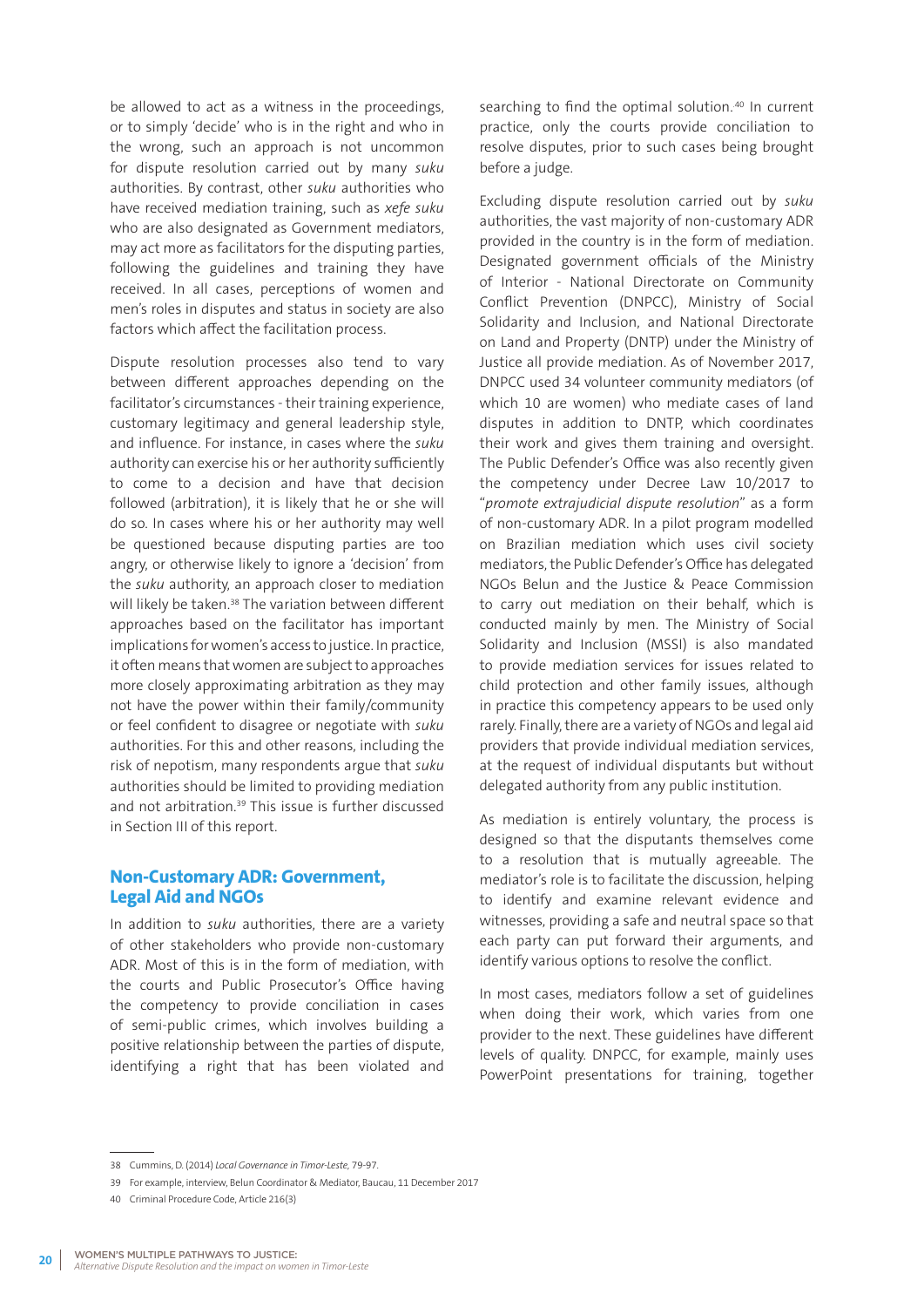be allowed to act as a witness in the proceedings, or to simply 'decide' who is in the right and who in the wrong, such an approach is not uncommon for dispute resolution carried out by many *suku* authorities. By contrast, other *suku* authorities who have received mediation training, such as *xefe suku* who are also designated as Government mediators, may act more as facilitators for the disputing parties, following the guidelines and training they have received. In all cases, perceptions of women and men's roles in disputes and status in society are also factors which affect the facilitation process.

Dispute resolution processes also tend to vary between different approaches depending on the facilitator's circumstances - their training experience, customary legitimacy and general leadership style, and influence. For instance, in cases where the *suku* authority can exercise his or her authority sufficiently to come to a decision and have that decision followed (arbitration), it is likely that he or she will do so. In cases where his or her authority may well be questioned because disputing parties are too angry, or otherwise likely to ignore a 'decision' from the *suku* authority, an approach closer to mediation will likely be taken.[38] The variation between different approaches based on the facilitator has important implications for women's access to justice. In practice, it often means that women are subject to approaches more closely approximating arbitration as they may not have the power within their family/community or feel confident to disagree or negotiate with *suku* authorities. For this and other reasons, including the risk of nepotism, many respondents argue that *suku* authorities should be limited to providing mediation and not arbitration.[39] This issue is further discussed in Section III of this report.

## Non-Customary ADR: Government, Legal Aid and NGOs

In addition to *suku* authorities, there are a variety of other stakeholders who provide non-customary ADR. Most of this is in the form of mediation, with the courts and Public Prosecutor's Office having the competency to provide conciliation in cases of semi-public crimes, which involves building a positive relationship between the parties of dispute, identifying a right that has been violated and searching to find the optimal solution.[40] In current practice, only the courts provide conciliation to resolve disputes, prior to such cases being brought before a judge.

Excluding dispute resolution carried out by *suku* authorities, the vast majority of non-customary ADR provided in the country is in the form of mediation. Designated government officials of the Ministry of Interior - National Directorate on Community Conflict Prevention (DNPCC), Ministry of Social Solidarity and Inclusion, and National Directorate on Land and Property (DNTP) under the Ministry of Justice all provide mediation. As of November 2017, DNPCC used 34 volunteer community mediators (of which 10 are women) who mediate cases of land disputes in addition to DNTP, which coordinates their work and gives them training and oversight. The Public Defender's Office was also recently given the competency under Decree Law 10/2017 to "*promote extrajudicial dispute resolution*" as a form of non-customary ADR. In a pilot program modelled on Brazilian mediation which uses civil society mediators, the Public Defender's Office has delegated NGOs Belun and the Justice & Peace Commission to carry out mediation on their behalf, which is conducted mainly by men. The Ministry of Social Solidarity and Inclusion (MSSI) is also mandated to provide mediation services for issues related to child protection and other family issues, although in practice this competency appears to be used only rarely. Finally, there are a variety of NGOs and legal aid providers that provide individual mediation services, at the request of individual disputants but without delegated authority from any public institution.

As mediation is entirely voluntary, the process is designed so that the disputants themselves come to a resolution that is mutually agreeable. The mediator's role is to facilitate the discussion, helping to identify and examine relevant evidence and witnesses, providing a safe and neutral space so that each party can put forward their arguments, and identify various options to resolve the conflict.

In most cases, mediators follow a set of guidelines when doing their work, which varies from one provider to the next. These guidelines have different levels of quality. DNPCC, for example, mainly uses PowerPoint presentations for training, together

---

38 Cummins, D. (2014) *Local Governance in Timor-Leste*, 79-97.

39 For example, interview, Belun Coordinator & Mediator, Baucau, 11 December 2017

40 Criminal Procedure Code, Article 216(3)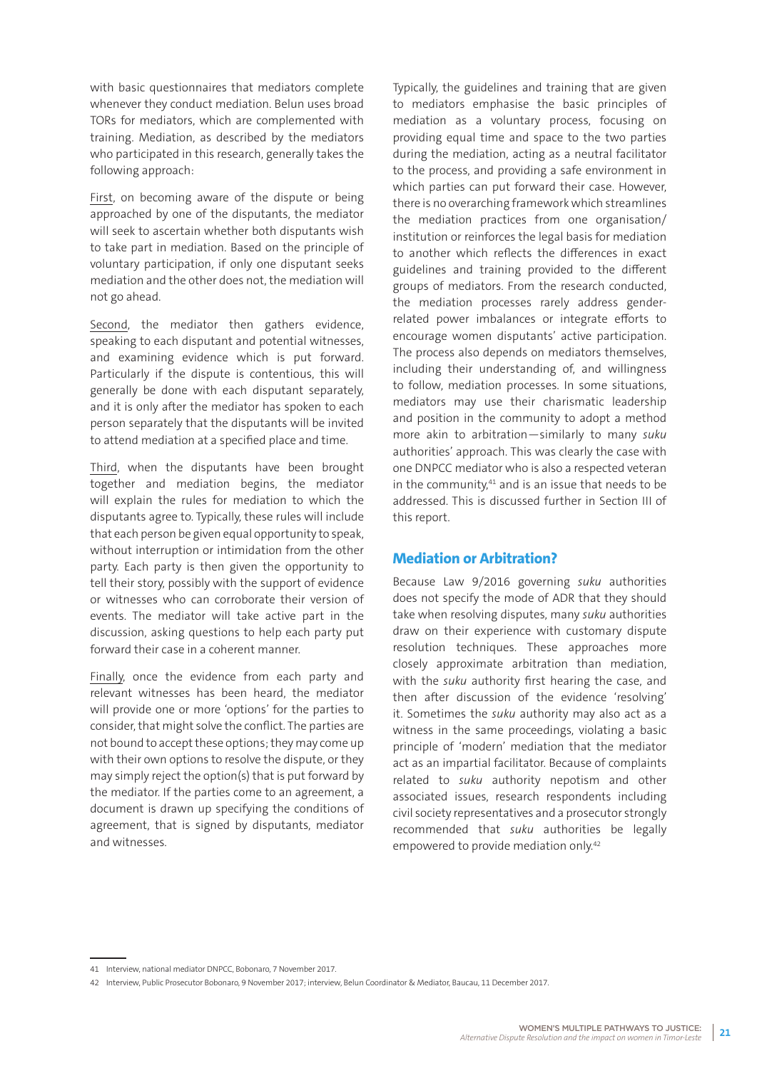with basic questionnaires that mediators complete whenever they conduct mediation. Belun uses broad TORs for mediators, which are complemented with training. Mediation, as described by the mediators who participated in this research, generally takes the following approach:

First, on becoming aware of the dispute or being approached by one of the disputants, the mediator will seek to ascertain whether both disputants wish to take part in mediation. Based on the principle of voluntary participation, if only one disputant seeks mediation and the other does not, the mediation will not go ahead.

Second, the mediator then gathers evidence, speaking to each disputant and potential witnesses, and examining evidence which is put forward. Particularly if the dispute is contentious, this will generally be done with each disputant separately, and it is only after the mediator has spoken to each person separately that the disputants will be invited to attend mediation at a specified place and time.

Third, when the disputants have been brought together and mediation begins, the mediator will explain the rules for mediation to which the disputants agree to. Typically, these rules will include that each person be given equal opportunity to speak, without interruption or intimidation from the other party. Each party is then given the opportunity to tell their story, possibly with the support of evidence or witnesses who can corroborate their version of events. The mediator will take active part in the discussion, asking questions to help each party put forward their case in a coherent manner.

Finally, once the evidence from each party and relevant witnesses has been heard, the mediator will provide one or more 'options' for the parties to consider, that might solve the conflict. The parties are not bound to accept these options; they may come up with their own options to resolve the dispute, or they may simply reject the option(s) that is put forward by the mediator. If the parties come to an agreement, a document is drawn up specifying the conditions of agreement, that is signed by disputants, mediator and witnesses.

Typically, the guidelines and training that are given to mediators emphasise the basic principles of mediation as a voluntary process, focusing on providing equal time and space to the two parties during the mediation, acting as a neutral facilitator to the process, and providing a safe environment in which parties can put forward their case. However, there is no overarching framework which streamlines the mediation practices from one organisation/institution or reinforces the legal basis for mediation to another which reflects the differences in exact guidelines and training provided to the different groups of mediators. From the research conducted, the mediation processes rarely address gender-related power imbalances or integrate efforts to encourage women disputants' active participation. The process also depends on mediators themselves, including their understanding of, and willingness to follow, mediation processes. In some situations, mediators may use their charismatic leadership and position in the community to adopt a method more akin to arbitration—similarly to many *suku* authorities' approach. This was clearly the case with one DNPCC mediator who is also a respected veteran in the community,[41] and is an issue that needs to be addressed. This is discussed further in Section III of this report.

## Mediation or Arbitration?

Because Law 9/2016 governing *suku* authorities does not specify the mode of ADR that they should take when resolving disputes, many *suku* authorities draw on their experience with customary dispute resolution techniques. These approaches more closely approximate arbitration than mediation, with the *suku* authority first hearing the case, and then after discussion of the evidence 'resolving' it. Sometimes the *suku* authority may also act as a witness in the same proceedings, violating a basic principle of 'modern' mediation that the mediator act as an impartial facilitator. Because of complaints related to *suku* authority nepotism and other associated issues, research respondents including civil society representatives and a prosecutor strongly recommended that *suku* authorities be legally empowered to provide mediation only.[42]

41 Interview, national mediator DNPCC, Bobonaro, 7 November 2017.

42 Interview, Public Prosecutor Bobonaro, 9 November 2017; interview, Belun Coordinator & Mediator, Baucau, 11 December 2017.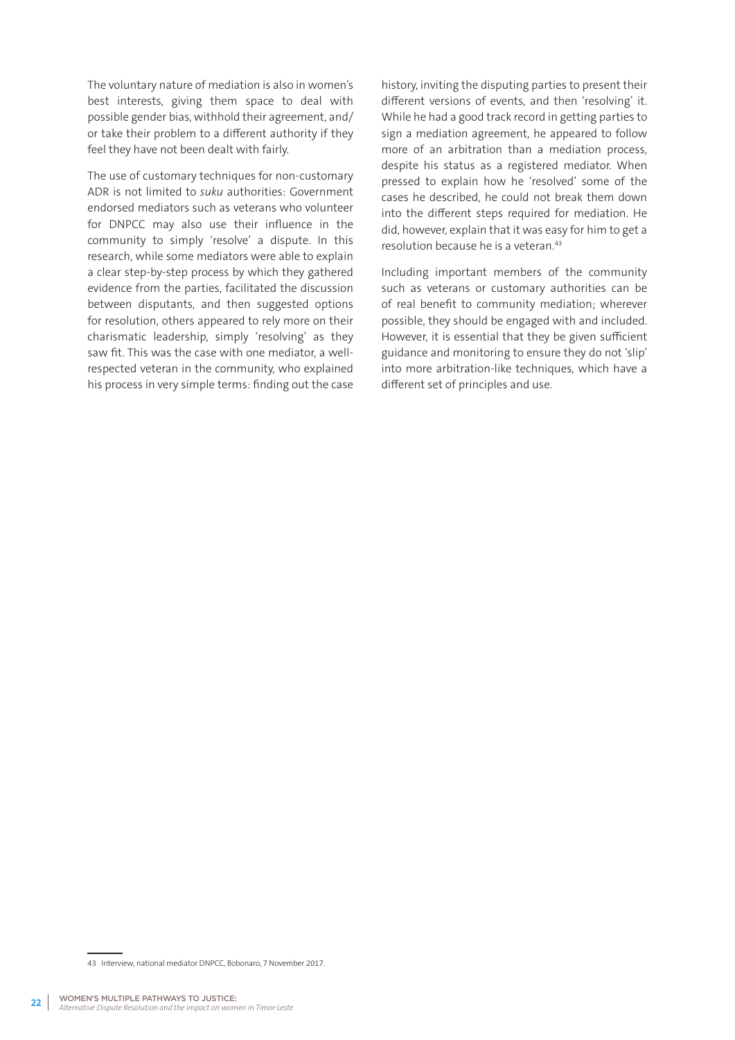The voluntary nature of mediation is also in women's best interests, giving them space to deal with possible gender bias, withhold their agreement, and/or take their problem to a different authority if they feel they have not been dealt with fairly.

The use of customary techniques for non-customary ADR is not limited to *suku* authorities: Government endorsed mediators such as veterans who volunteer for DNPCC may also use their influence in the community to simply 'resolve' a dispute. In this research, while some mediators were able to explain a clear step-by-step process by which they gathered evidence from the parties, facilitated the discussion between disputants, and then suggested options for resolution, others appeared to rely more on their charismatic leadership, simply 'resolving' as they saw fit. This was the case with one mediator, a well-respected veteran in the community, who explained his process in very simple terms: finding out the case history, inviting the disputing parties to present their different versions of events, and then 'resolving' it. While he had a good track record in getting parties to sign a mediation agreement, he appeared to follow more of an arbitration than a mediation process, despite his status as a registered mediator. When pressed to explain how he 'resolved' some of the cases he described, he could not break them down into the different steps required for mediation. He did, however, explain that it was easy for him to get a resolution because he is a veteran.[43]

Including important members of the community such as veterans or customary authorities can be of real benefit to community mediation; wherever possible, they should be engaged with and included. However, it is essential that they be given sufficient guidance and monitoring to ensure they do not 'slip' into more arbitration-like techniques, which have a different set of principles and use.

---

43 Interview, national mediator DNPCC, Bobonaro, 7 November 2017.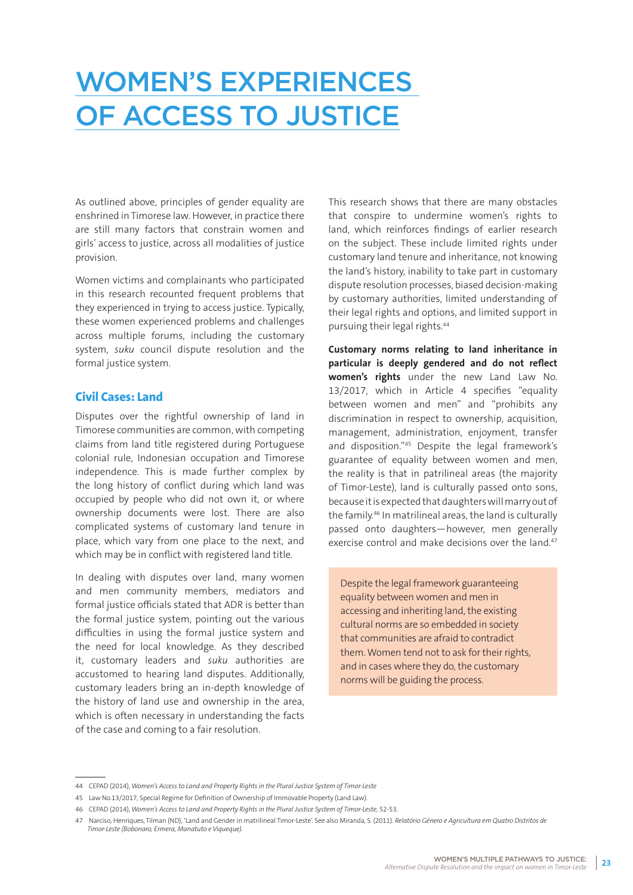# WOMEN'S EXPERIENCES OF ACCESS TO JUSTICE

As outlined above, principles of gender equality are enshrined in Timorese law. However, in practice there are still many factors that constrain women and girls' access to justice, across all modalities of justice provision.

Women victims and complainants who participated in this research recounted frequent problems that they experienced in trying to access justice. Typically, these women experienced problems and challenges across multiple forums, including the customary system, *suku* council dispute resolution and the formal justice system.

## Civil Cases: Land

Disputes over the rightful ownership of land in Timorese communities are common, with competing claims from land title registered during Portuguese colonial rule, Indonesian occupation and Timorese independence. This is made further complex by the long history of conflict during which land was occupied by people who did not own it, or where ownership documents were lost. There are also complicated systems of customary land tenure in place, which vary from one place to the next, and which may be in conflict with registered land title.

In dealing with disputes over land, many women and men community members, mediators and formal justice officials stated that ADR is better than the formal justice system, pointing out the various difficulties in using the formal justice system and the need for local knowledge. As they described it, customary leaders and *suku* authorities are accustomed to hearing land disputes. Additionally, customary leaders bring an in-depth knowledge of the history of land use and ownership in the area, which is often necessary in understanding the facts of the case and coming to a fair resolution.

This research shows that there are many obstacles that conspire to undermine women's rights to land, which reinforces findings of earlier research on the subject. These include limited rights under customary land tenure and inheritance, not knowing the land's history, inability to take part in customary dispute resolution processes, biased decision-making by customary authorities, limited understanding of their legal rights and options, and limited support in pursuing their legal rights.[44]

**Customary norms relating to land inheritance in particular is deeply gendered and do not reflect women's rights** under the new Land Law No. 13/2017, which in Article 4 specifies "equality between women and men" and "prohibits any discrimination in respect to ownership, acquisition, management, administration, enjoyment, transfer and disposition."[45] Despite the legal framework's guarantee of equality between women and men, the reality is that in patrilineal areas (the majority of Timor-Leste), land is culturally passed onto sons, because it is expected that daughters will marry out of the family.[46] In matrilineal areas, the land is culturally passed onto daughters—however, men generally exercise control and make decisions over the land.[47]

> Despite the legal framework guaranteeing equality between women and men in accessing and inheriting land, the existing cultural norms are so embedded in society that communities are afraid to contradict them. Women tend not to ask for their rights, and in cases where they do, the customary norms will be guiding the process.

---

44 CEPAD (2014), *Women's Access to Land and Property Rights in the Plural Justice System of Timor-Leste*

45 Law No.13/2017, Special Regime for Definition of Ownership of Immovable Property (Land Law).

46 CEPAD (2014), *Women's Access to Land and Property Rights in the Plural Justice System of Timor-Leste*, 52-53.

47 Narciso, Henriques, Tilman (ND), 'Land and Gender in matrilineal Timor-Leste'. See also Miranda, S. (2011). *Relatório Género e Agricultura em Quatro Distritos de Timor-Leste (Bobonaro, Ermera, Manatuto e Viqueque).*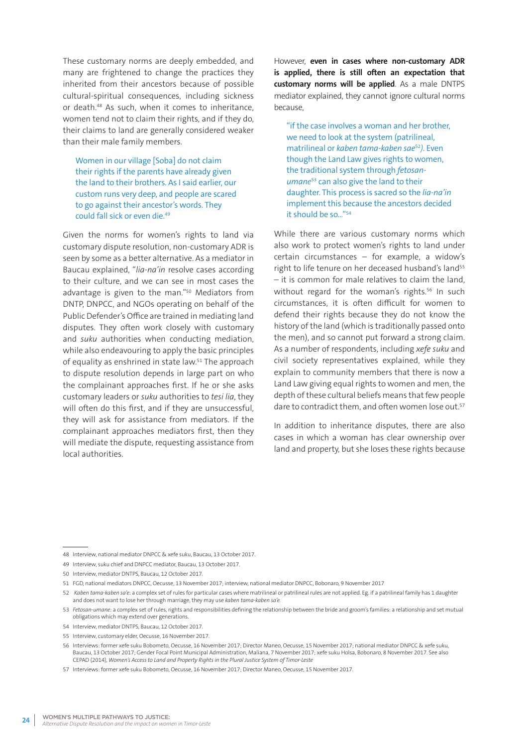These customary norms are deeply embedded, and many are frightened to change the practices they inherited from their ancestors because of possible cultural-spiritual consequences, including sickness or death.[48] As such, when it comes to inheritance, women tend not to claim their rights, and if they do, their claims to land are generally considered weaker than their male family members.

> Women in our village [Soba] do not claim their rights if the parents have already given the land to their brothers. As I said earlier, our custom runs very deep, and people are scared to go against their ancestor's words. They could fall sick or even die.[49]

Given the norms for women's rights to land via customary dispute resolution, non-customary ADR is seen by some as a better alternative. As a mediator in Baucau explained, "*lia-na'in* resolve cases according to their culture, and we can see in most cases the advantage is given to the man."[50] Mediators from DNTP, DNPCC, and NGOs operating on behalf of the Public Defender's Office are trained in mediating land disputes. They often work closely with customary and *suku* authorities when conducting mediation, while also endeavouring to apply the basic principles of equality as enshrined in state law.[51] The approach to dispute resolution depends in large part on who the complainant approaches first. If he or she asks customary leaders or *suku* authorities to *tesi lia*, they will often do this first, and if they are unsuccessful, they will ask for assistance from mediators. If the complainant approaches mediators first, then they will mediate the dispute, requesting assistance from local authorities.

However, **even in cases where non-customary ADR is applied, there is still often an expectation that customary norms will be applied**. As a male DNTPS mediator explained, they cannot ignore cultural norms because,

> "if the case involves a woman and her brother, we need to look at the system (patrilineal, matrilineal or *kaben tama-kaben sae*[52]*)*. Even though the Land Law gives rights to women, the traditional system through *fetosan-umane*[53] can also give the land to their daughter. This process is sacred so the *lia-na'in* implement this because the ancestors decided it should be so..."[54]

While there are various customary norms which also work to protect women's rights to land under certain circumstances – for example, a widow's right to life tenure on her deceased husband's land[55] – it is common for male relatives to claim the land, without regard for the woman's rights.[56] In such circumstances, it is often difficult for women to defend their rights because they do not know the history of the land (which is traditionally passed onto the men), and so cannot put forward a strong claim. As a number of respondents, including *xefe suku* and civil society representatives explained, while they explain to community members that there is now a Land Law giving equal rights to women and men, the depth of these cultural beliefs means that few people dare to contradict them, and often women lose out.[57]

In addition to inheritance disputes, there are also cases in which a woman has clear ownership over land and property, but she loses these rights because

---

48 Interview, national mediator DNPCC & xefe suku, Baucau, 13 October 2017.

49 Interview, suku chief and DNPCC mediator, Baucau, 13 October 2017.

50 Interview, mediator DNTPS, Baucau, 12 October 2017.

51 FGD, national mediators DNPCC, Oecusse, 13 November 2017; interview, national mediator DNPCC, Bobonaro, 9 November 2017

52 *Kaben tama-kaben sa'e*: a complex set of rules for particular cases where matrilineal or patrilineal rules are not applied. Eg. if a patrilineal family has 1 daughter and does not want to lose her through marriage, they may use *kaben tama-kaben sa'e*.

53 *Fetosan-umane:* a complex set of rules, rights and responsibilities defining the relationship between the bride and groom's families: a relationship and set mutual obligations which may extend over generations.

54 Interview, mediator DNTPS, Baucau, 12 October 2017.

55 Interview, customary elder, Oecusse, 16 November 2017.

56 Interviews: former xefe suku Bobometo, Oecusse, 16 November 2017; Director Maneo, Oecusse, 15 November 2017; national mediator DNPCC & xefe suku, Baucau, 13 October 2017; Gender Focal Point Municipal Administration, Maliana, 7 November 2017; xefe suku Holsa, Bobonaro, 8 November 2017. See also CEPAD (2014), *Women's Access to Land and Property Rights in the Plural Justice System of Timor-Leste*

57 Interviews: former xefe suku Bobometo, Oecusse, 16 November 2017; Director Maneo, Oecusse, 15 November 2017.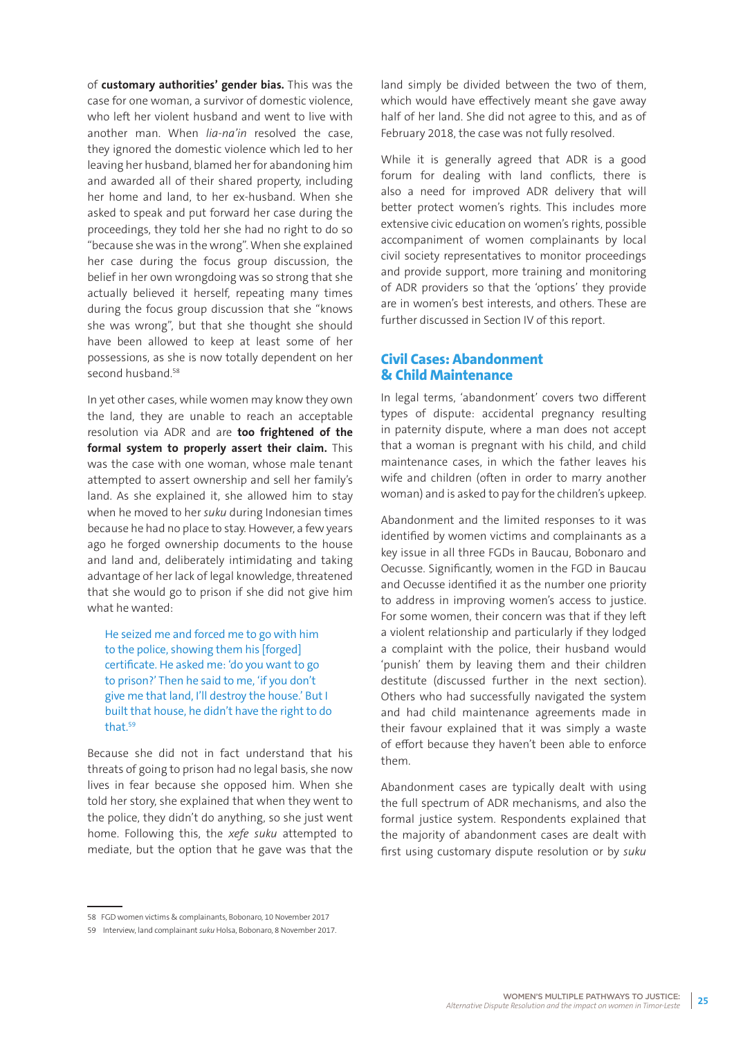of **customary authorities' gender bias.** This was the case for one woman, a survivor of domestic violence, who left her violent husband and went to live with another man. When *lia-na'in* resolved the case, they ignored the domestic violence which led to her leaving her husband, blamed her for abandoning him and awarded all of their shared property, including her home and land, to her ex-husband. When she asked to speak and put forward her case during the proceedings, they told her she had no right to do so "because she was in the wrong". When she explained her case during the focus group discussion, the belief in her own wrongdoing was so strong that she actually believed it herself, repeating many times during the focus group discussion that she "knows she was wrong", but that she thought she should have been allowed to keep at least some of her possessions, as she is now totally dependent on her second husband.[58]

In yet other cases, while women may know they own the land, they are unable to reach an acceptable resolution via ADR and are **too frightened of the formal system to properly assert their claim.** This was the case with one woman, whose male tenant attempted to assert ownership and sell her family's land. As she explained it, she allowed him to stay when he moved to her *suku* during Indonesian times because he had no place to stay. However, a few years ago he forged ownership documents to the house and land and, deliberately intimidating and taking advantage of her lack of legal knowledge, threatened that she would go to prison if she did not give him what he wanted:

> He seized me and forced me to go with him to the police, showing them his [forged] certificate. He asked me: 'do you want to go to prison?' Then he said to me, 'if you don't give me that land, I'll destroy the house.' But I built that house, he didn't have the right to do that.[59]

Because she did not in fact understand that his threats of going to prison had no legal basis, she now lives in fear because she opposed him. When she told her story, she explained that when they went to the police, they didn't do anything, so she just went home. Following this, the *xefe suku* attempted to mediate, but the option that he gave was that the land simply be divided between the two of them, which would have effectively meant she gave away half of her land. She did not agree to this, and as of February 2018, the case was not fully resolved.

While it is generally agreed that ADR is a good forum for dealing with land conflicts, there is also a need for improved ADR delivery that will better protect women's rights. This includes more extensive civic education on women's rights, possible accompaniment of women complainants by local civil society representatives to monitor proceedings and provide support, more training and monitoring of ADR providers so that the 'options' they provide are in women's best interests, and others. These are further discussed in Section IV of this report.

## Civil Cases: Abandonment & Child Maintenance

In legal terms, 'abandonment' covers two different types of dispute: accidental pregnancy resulting in paternity dispute, where a man does not accept that a woman is pregnant with his child, and child maintenance cases, in which the father leaves his wife and children (often in order to marry another woman) and is asked to pay for the children's upkeep.

Abandonment and the limited responses to it was identified by women victims and complainants as a key issue in all three FGDs in Baucau, Bobonaro and Oecusse. Significantly, women in the FGD in Baucau and Oecusse identified it as the number one priority to address in improving women's access to justice. For some women, their concern was that if they left a violent relationship and particularly if they lodged a complaint with the police, their husband would 'punish' them by leaving them and their children destitute (discussed further in the next section). Others who had successfully navigated the system and had child maintenance agreements made in their favour explained that it was simply a waste of effort because they haven't been able to enforce them.

Abandonment cases are typically dealt with using the full spectrum of ADR mechanisms, and also the formal justice system. Respondents explained that the majority of abandonment cases are dealt with first using customary dispute resolution or by *suku*

58 FGD women victims & complainants, Bobonaro, 10 November 2017

59 Interview, land complainant *suku* Holsa, Bobonaro, 8 November 2017.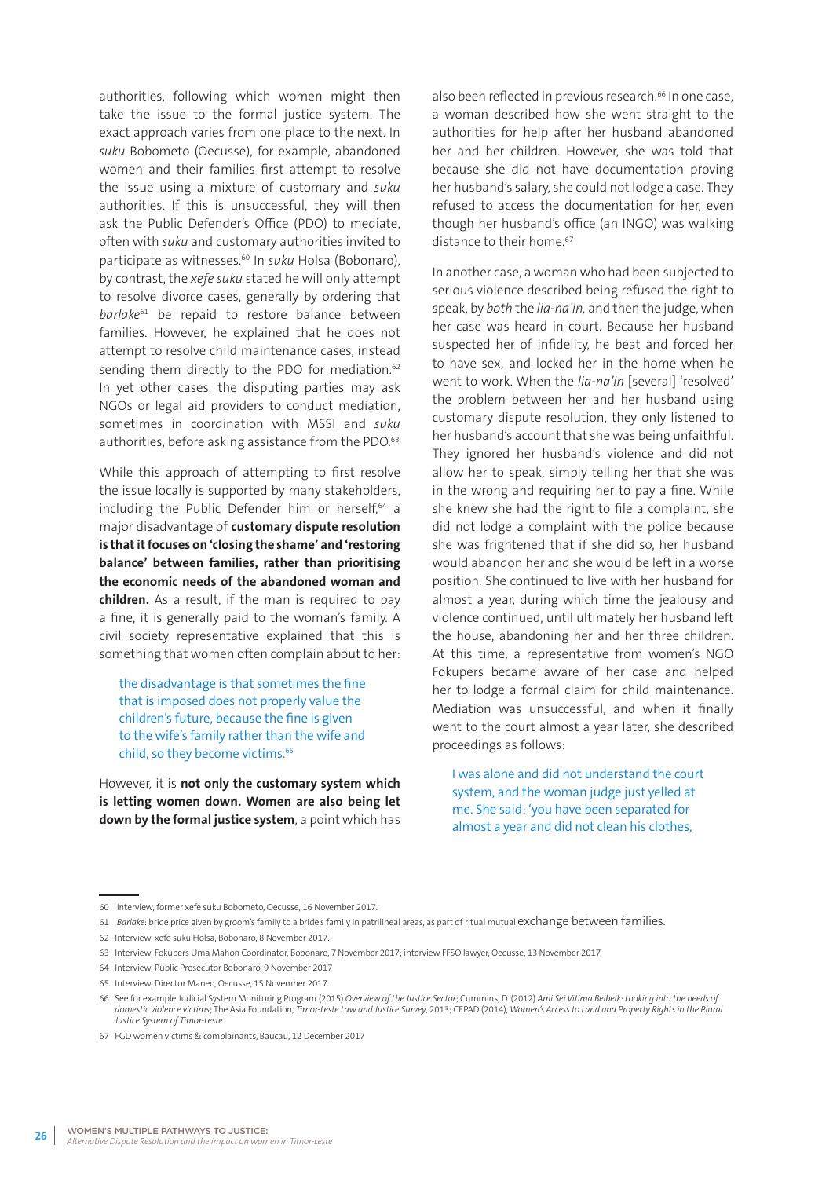authorities, following which women might then take the issue to the formal justice system. The exact approach varies from one place to the next. In *suku* Bobometo (Oecusse), for example, abandoned women and their families first attempt to resolve the issue using a mixture of customary and *suku* authorities. If this is unsuccessful, they will then ask the Public Defender's Office (PDO) to mediate, often with *suku* and customary authorities invited to participate as witnesses.[60] In *suku* Holsa (Bobonaro), by contrast, the *xefe suku* stated he will only attempt to resolve divorce cases, generally by ordering that *barlake*[61] be repaid to restore balance between families. However, he explained that he does not attempt to resolve child maintenance cases, instead sending them directly to the PDO for mediation.[62] In yet other cases, the disputing parties may ask NGOs or legal aid providers to conduct mediation, sometimes in coordination with MSSI and *suku* authorities, before asking assistance from the PDO.[63]

While this approach of attempting to first resolve the issue locally is supported by many stakeholders, including the Public Defender him or herself,[64] a major disadvantage of **customary dispute resolution is that it focuses on 'closing the shame' and 'restoring balance' between families, rather than prioritising the economic needs of the abandoned woman and children.** As a result, if the man is required to pay a fine, it is generally paid to the woman's family. A civil society representative explained that this is something that women often complain about to her:

> the disadvantage is that sometimes the fine that is imposed does not properly value the children's future, because the fine is given to the wife's family rather than the wife and child, so they become victims.[65]

However, it is **not only the customary system which is letting women down. Women are also being let down by the formal justice system**, a point which has also been reflected in previous research.[66] In one case, a woman described how she went straight to the authorities for help after her husband abandoned her and her children. However, she was told that because she did not have documentation proving her husband's salary, she could not lodge a case. They refused to access the documentation for her, even though her husband's office (an INGO) was walking distance to their home.[67]

In another case, a woman who had been subjected to serious violence described being refused the right to speak, by *both* the *lia-na'in*, and then the judge, when her case was heard in court. Because her husband suspected her of infidelity, he beat and forced her to have sex, and locked her in the home when he went to work. When the *lia-na'in* [several] 'resolved' the problem between her and her husband using customary dispute resolution, they only listened to her husband's account that she was being unfaithful. They ignored her husband's violence and did not allow her to speak, simply telling her that she was in the wrong and requiring her to pay a fine. While she knew she had the right to file a complaint, she did not lodge a complaint with the police because she was frightened that if she did so, her husband would abandon her and she would be left in a worse position. She continued to live with her husband for almost a year, during which time the jealousy and violence continued, until ultimately her husband left the house, abandoning her and her three children. At this time, a representative from women's NGO Fokupers became aware of her case and helped her to lodge a formal claim for child maintenance. Mediation was unsuccessful, and when it finally went to the court almost a year later, she described proceedings as follows:

> I was alone and did not understand the court system, and the woman judge just yelled at me. She said: 'you have been separated for almost a year and did not clean his clothes,

---

60 Interview, former xefe suku Bobometo, Oecusse, 16 November 2017.

61 *Barlake*: bride price given by groom's family to a bride's family in patrilineal areas, as part of ritual mutual exchange between families.

62 Interview, xefe suku Holsa, Bobonaro, 8 November 2017.

63 Interview, Fokupers Uma Mahon Coordinator, Bobonaro, 7 November 2017; interview FFSO lawyer, Oecusse, 13 November 2017

64 Interview, Public Prosecutor Bobonaro, 9 November 2017

65 Interview, Director Maneo, Oecusse, 15 November 2017.

66 See for example Judicial System Monitoring Program (2015) *Overview of the Justice Sector*; Cummins, D. (2012) *Ami Sei Vitima Beibeik: Looking into the needs of domestic violence victims*; The Asia Foundation, *Timor-Leste Law and Justice Survey*, 2013; CEPAD (2014), *Women's Access to Land and Property Rights in the Plural Justice System of Timor-Leste.*

67 FGD women victims & complainants, Baucau, 12 December 2017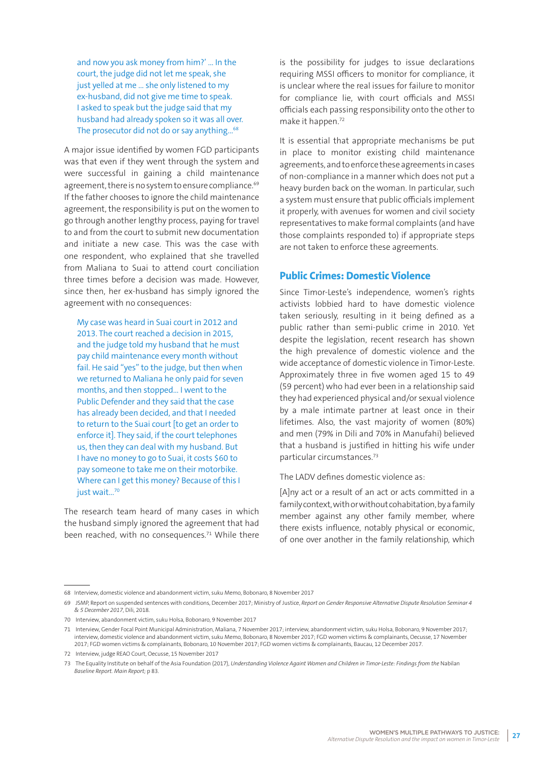> and now you ask money from him?' ... In the court, the judge did not let me speak, she just yelled at me ... she only listened to my ex-husband, did not give me time to speak. I asked to speak but the judge said that my husband had already spoken so it was all over. The prosecutor did not do or say anything...[68]

A major issue identified by women FGD participants was that even if they went through the system and were successful in gaining a child maintenance agreement, there is no system to ensure compliance.[69] If the father chooses to ignore the child maintenance agreement, the responsibility is put on the women to go through another lengthy process, paying for travel to and from the court to submit new documentation and initiate a new case. This was the case with one respondent, who explained that she travelled from Maliana to Suai to attend court conciliation three times before a decision was made. However, since then, her ex-husband has simply ignored the agreement with no consequences:

> My case was heard in Suai court in 2012 and 2013. The court reached a decision in 2015, and the judge told my husband that he must pay child maintenance every month without fail. He said "yes" to the judge, but then when we returned to Maliana he only paid for seven months, and then stopped... I went to the Public Defender and they said that the case has already been decided, and that I needed to return to the Suai court [to get an order to enforce it]. They said, if the court telephones us, then they can deal with my husband. But I have no money to go to Suai, it costs $60 to pay someone to take me on their motorbike. Where can I get this money? Because of this I just wait...[70]

The research team heard of many cases in which the husband simply ignored the agreement that had been reached, with no consequences.[71] While there is the possibility for judges to issue declarations requiring MSSI officers to monitor for compliance, it is unclear where the real issues for failure to monitor for compliance lie, with court officials and MSSI officials each passing responsibility onto the other to make it happen.[72]

It is essential that appropriate mechanisms be put in place to monitor existing child maintenance agreements, and to enforce these agreements in cases of non-compliance in a manner which does not put a heavy burden back on the woman. In particular, such a system must ensure that public officials implement it properly, with avenues for women and civil society representatives to make formal complaints (and have those complaints responded to) if appropriate steps are not taken to enforce these agreements.

## Public Crimes: Domestic Violence

Since Timor-Leste's independence, women's rights activists lobbied hard to have domestic violence taken seriously, resulting in it being defined as a public rather than semi-public crime in 2010. Yet despite the legislation, recent research has shown the high prevalence of domestic violence and the wide acceptance of domestic violence in Timor-Leste. Approximately three in five women aged 15 to 49 (59 percent) who had ever been in a relationship said they had experienced physical and/or sexual violence by a male intimate partner at least once in their lifetimes. Also, the vast majority of women (80%) and men (79% in Dili and 70% in Manufahi) believed that a husband is justified in hitting his wife under particular circumstances.[73]

The LADV defines domestic violence as:

[A]ny act or a result of an act or acts committed in a family context, with or without cohabitation, by a family member against any other family member, where there exists influence, notably physical or economic, of one over another in the family relationship, which

---

68 Interview, domestic violence and abandonment victim, suku Memo, Bobonaro, 8 November 2017

69 JSMP, Report on suspended sentences with conditions, December 2017; Ministry of Justice, *Report on Gender Responsive Alternative Dispute Resolution Seminar 4 & 5 December 2017*, Dili, 2018.

70 Interview, abandonment victim, suku Holsa, Bobonaro, 9 November 2017

71 Interview, Gender Focal Point Municipal Administration, Maliana, 7 November 2017; interview, abandonment victim, suku Holsa, Bobonaro, 9 November 2017; interview, domestic violence and abandonment victim, suku Memo, Bobonaro, 8 November 2017; FGD women victims & complainants, Oecusse, 17 November 2017; FGD women victims & complainants, Bobonaro, 10 November 2017; FGD women victims & complainants, Baucau, 12 December 2017.

72 Interview, judge REAO Court, Oecusse, 15 November 2017

73 The Equality Institute on behalf of the Asia Foundation (2017), *Understanding Violence Againt Women and Children in Timor-Leste: Findings from the* Nabilan *Baseline Report. Main Report;* p 83.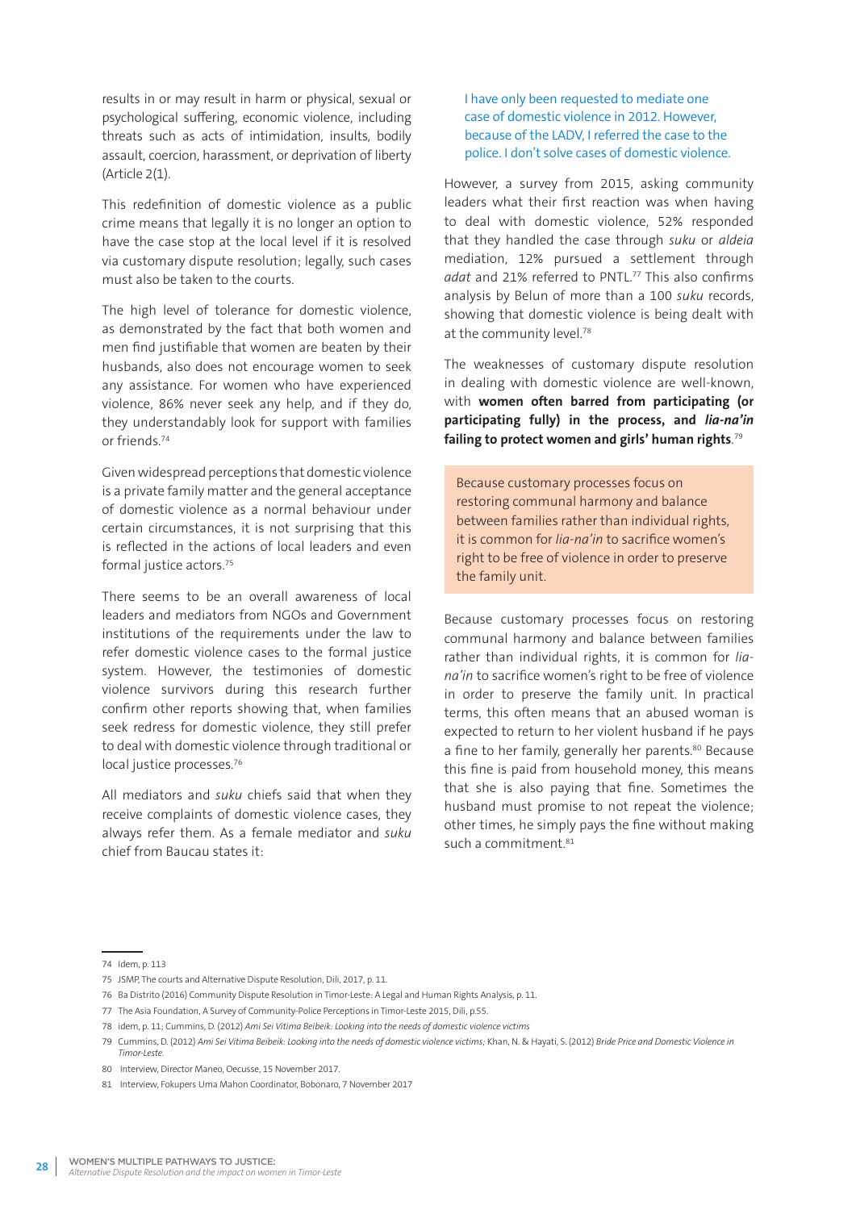results in or may result in harm or physical, sexual or psychological suffering, economic violence, including threats such as acts of intimidation, insults, bodily assault, coercion, harassment, or deprivation of liberty (Article 2(1).

This redefinition of domestic violence as a public crime means that legally it is no longer an option to have the case stop at the local level if it is resolved via customary dispute resolution; legally, such cases must also be taken to the courts.

The high level of tolerance for domestic violence, as demonstrated by the fact that both women and men find justifiable that women are beaten by their husbands, also does not encourage women to seek any assistance. For women who have experienced violence, 86% never seek any help, and if they do, they understandably look for support with families or friends.[74]

Given widespread perceptions that domestic violence is a private family matter and the general acceptance of domestic violence as a normal behaviour under certain circumstances, it is not surprising that this is reflected in the actions of local leaders and even formal justice actors.[75]

There seems to be an overall awareness of local leaders and mediators from NGOs and Government institutions of the requirements under the law to refer domestic violence cases to the formal justice system. However, the testimonies of domestic violence survivors during this research further confirm other reports showing that, when families seek redress for domestic violence, they still prefer to deal with domestic violence through traditional or local justice processes.[76]

All mediators and *suku* chiefs said that when they receive complaints of domestic violence cases, they always refer them. As a female mediator and *suku* chief from Baucau states it:

> I have only been requested to mediate one case of domestic violence in 2012. However, because of the LADV, I referred the case to the police. I don't solve cases of domestic violence.

However, a survey from 2015, asking community leaders what their first reaction was when having to deal with domestic violence, 52% responded that they handled the case through *suku* or *aldeia* mediation, 12% pursued a settlement through *adat* and 21% referred to PNTL.[77] This also confirms analysis by Belun of more than a 100 *suku* records, showing that domestic violence is being dealt with at the community level.[78]

The weaknesses of customary dispute resolution in dealing with domestic violence are well-known, with **women often barred from participating (or participating fully) in the process, and *lia-na'in* failing to protect women and girls' human rights**.[79]

> Because customary processes focus on restoring communal harmony and balance between families rather than individual rights, it is common for *lia-na'in* to sacrifice women's right to be free of violence in order to preserve the family unit.

Because customary processes focus on restoring communal harmony and balance between families rather than individual rights, it is common for *lia-na'in* to sacrifice women's right to be free of violence in order to preserve the family unit. In practical terms, this often means that an abused woman is expected to return to her violent husband if he pays a fine to her family, generally her parents.[80] Because this fine is paid from household money, this means that she is also paying that fine. Sometimes the husband must promise to not repeat the violence; other times, he simply pays the fine without making such a commitment.[81]

---

74 Idem, p. 113

75 JSMP, The courts and Alternative Dispute Resolution, Dili, 2017, p. 11.

76 Ba Distrito (2016) Community Dispute Resolution in Timor-Leste: A Legal and Human Rights Analysis, p. 11.

77 The Asia Foundation, A Survey of Community-Police Perceptions in Timor-Leste 2015, Dili, p.55.

78 idem, p. 11; Cummins, D. (2012) *Ami Sei Vitima Beibeik: Looking into the needs of domestic violence victims*

79 Cummins, D. (2012) *Ami Sei Vitima Beibeik: Looking into the needs of domestic violence victims*; Khan, N. & Hayati, S. (2012) *Bride Price and Domestic Violence in Timor-Leste.*

80 Interview, Director Maneo, Oecusse, 15 November 2017.

81 Interview, Fokupers Uma Mahon Coordinator, Bobonaro, 7 November 2017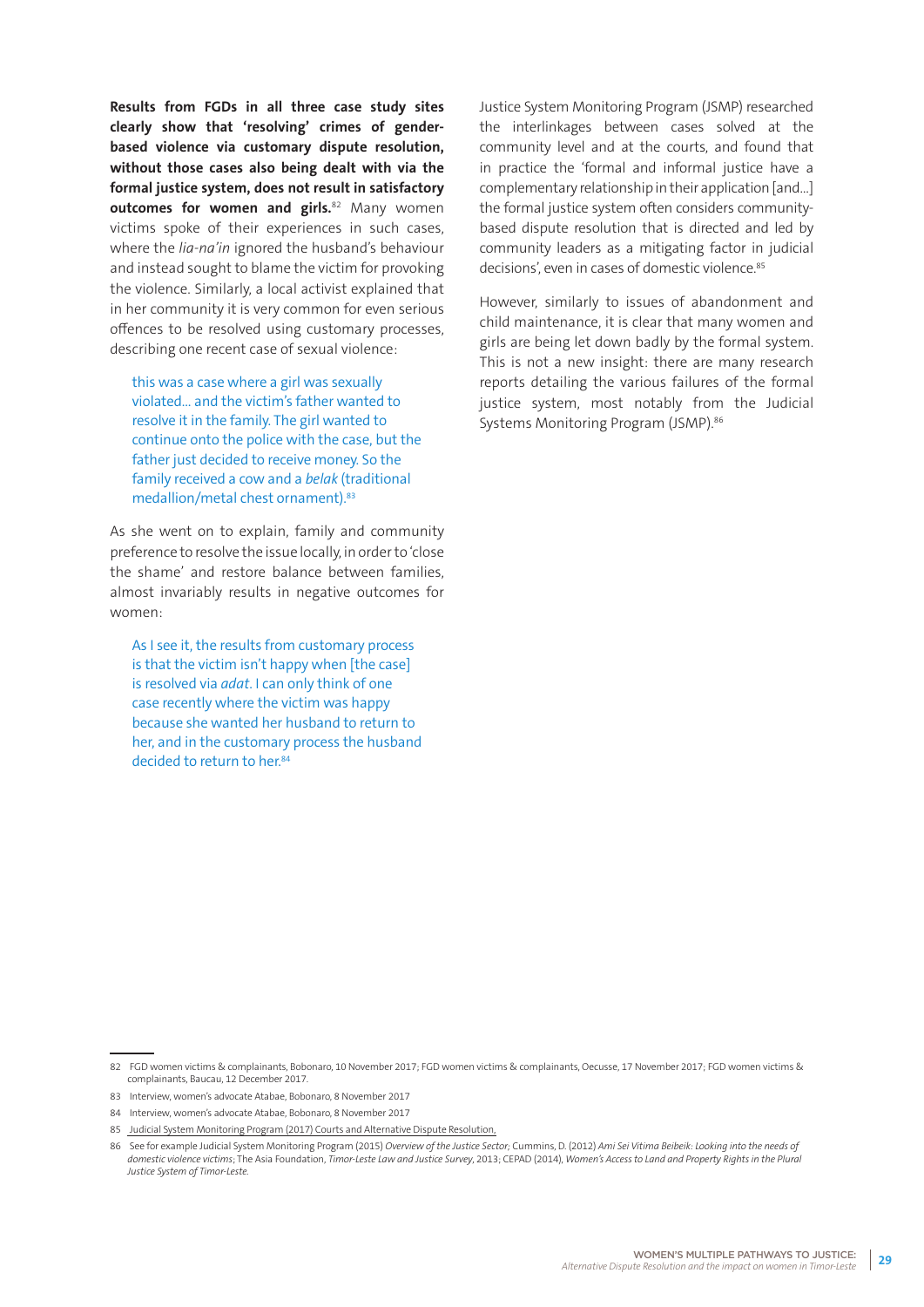**Results from FGDs in all three case study sites clearly show that 'resolving' crimes of gender-based violence via customary dispute resolution, without those cases also being dealt with via the formal justice system, does not result in satisfactory outcomes for women and girls.**[82] Many women victims spoke of their experiences in such cases, where the *lia-na'in* ignored the husband's behaviour and instead sought to blame the victim for provoking the violence. Similarly, a local activist explained that in her community it is very common for even serious offences to be resolved using customary processes, describing one recent case of sexual violence:

> this was a case where a girl was sexually violated... and the victim's father wanted to resolve it in the family. The girl wanted to continue onto the police with the case, but the father just decided to receive money. So the family received a cow and a *belak* (traditional medallion/metal chest ornament).[83]

As she went on to explain, family and community preference to resolve the issue locally, in order to 'close the shame' and restore balance between families, almost invariably results in negative outcomes for women:

> As I see it, the results from customary process is that the victim isn't happy when [the case] is resolved via *adat*. I can only think of one case recently where the victim was happy because she wanted her husband to return to her, and in the customary process the husband decided to return to her.[84]

Justice System Monitoring Program (JSMP) researched the interlinkages between cases solved at the community level and at the courts, and found that in practice the 'formal and informal justice have a complementary relationship in their application [and...] the formal justice system often considers community-based dispute resolution that is directed and led by community leaders as a mitigating factor in judicial decisions', even in cases of domestic violence.[85]

However, similarly to issues of abandonment and child maintenance, it is clear that many women and girls are being let down badly by the formal system. This is not a new insight: there are many research reports detailing the various failures of the formal justice system, most notably from the Judicial Systems Monitoring Program (JSMP).[86]

---

82 FGD women victims & complainants, Bobonaro, 10 November 2017; FGD women victims & complainants, Oecusse, 17 November 2017; FGD women victims & complainants, Baucau, 12 December 2017.

83 Interview, women's advocate Atabae, Bobonaro, 8 November 2017

84 Interview, women's advocate Atabae, Bobonaro, 8 November 2017

85 Judicial System Monitoring Program (2017) Courts and Alternative Dispute Resolution.

86 See for example Judicial System Monitoring Program (2015) *Overview of the Justice Sector*; Cummins, D. (2012) *Ami Sei Vitima Beibeik: Looking into the needs of domestic violence victims*; The Asia Foundation, *Timor-Leste Law and Justice Survey*, 2013; CEPAD (2014), *Women's Access to Land and Property Rights in the Plural Justice System of Timor-Leste.*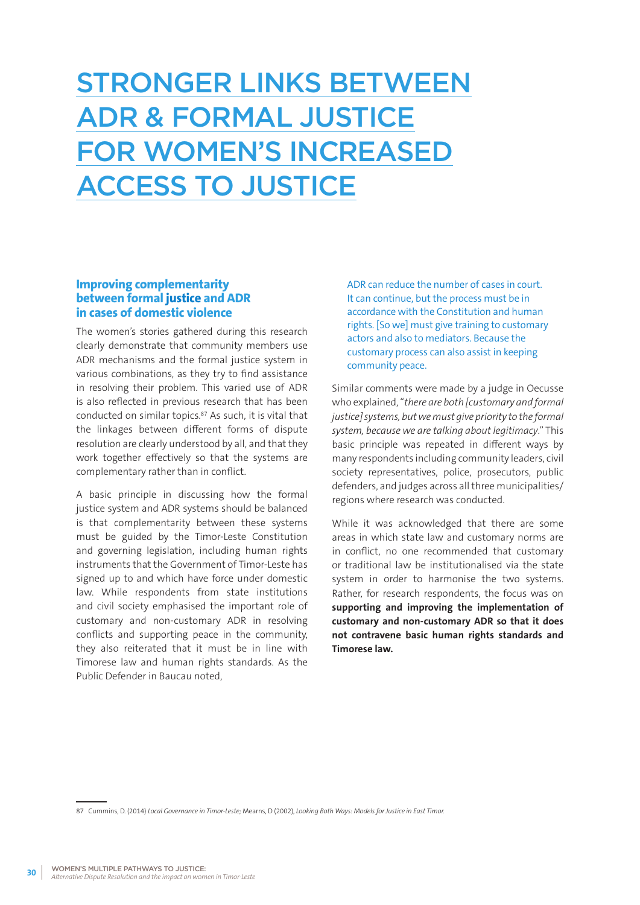# STRONGER LINKS BETWEEN ADR & FORMAL JUSTICE FOR WOMEN'S INCREASED ACCESS TO JUSTICE

## Improving complementarity between formal justice and ADR in cases of domestic violence

The women's stories gathered during this research clearly demonstrate that community members use ADR mechanisms and the formal justice system in various combinations, as they try to find assistance in resolving their problem. This varied use of ADR is also reflected in previous research that has been conducted on similar topics.[87] As such, it is vital that the linkages between different forms of dispute resolution are clearly understood by all, and that they work together effectively so that the systems are complementary rather than in conflict.

A basic principle in discussing how the formal justice system and ADR systems should be balanced is that complementarity between these systems must be guided by the Timor-Leste Constitution and governing legislation, including human rights instruments that the Government of Timor-Leste has signed up to and which have force under domestic law. While respondents from state institutions and civil society emphasised the important role of customary and non-customary ADR in resolving conflicts and supporting peace in the community, they also reiterated that it must be in line with Timorese law and human rights standards. As the Public Defender in Baucau noted,

> ADR can reduce the number of cases in court. It can continue, but the process must be in accordance with the Constitution and human rights. [So we] must give training to customary actors and also to mediators. Because the customary process can also assist in keeping community peace.

Similar comments were made by a judge in Oecusse who explained, "*there are both [customary and formal justice] systems, but we must give priority to the formal system, because we are talking about legitimacy.*" This basic principle was repeated in different ways by many respondents including community leaders, civil society representatives, police, prosecutors, public defenders, and judges across all three municipalities/regions where research was conducted.

While it was acknowledged that there are some areas in which state law and customary norms are in conflict, no one recommended that customary or traditional law be institutionalised via the state system in order to harmonise the two systems. Rather, for research respondents, the focus was on **supporting and improving the implementation of customary and non-customary ADR so that it does not contravene basic human rights standards and Timorese law.**

---

87 Cummins, D. (2014) *Local Governance in Timor-Leste;* Mearns, D (2002), *Looking Both Ways: Models for Justice in East Timor.*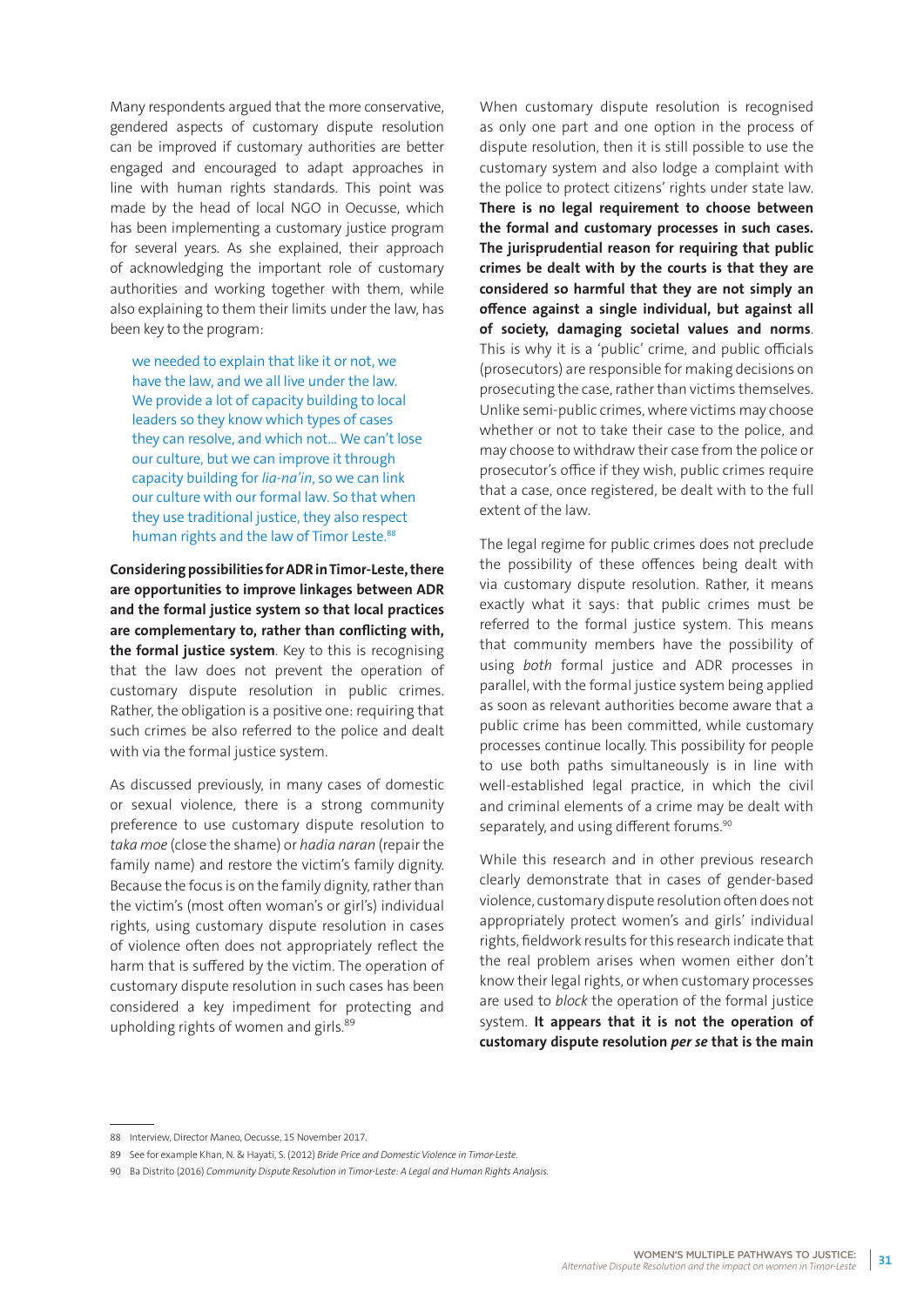Many respondents argued that the more conservative, gendered aspects of customary dispute resolution can be improved if customary authorities are better engaged and encouraged to adapt approaches in line with human rights standards. This point was made by the head of local NGO in Oecusse, which has been implementing a customary justice program for several years. As she explained, their approach of acknowledging the important role of customary authorities and working together with them, while also explaining to them their limits under the law, has been key to the program:

> we needed to explain that like it or not, we have the law, and we all live under the law. We provide a lot of capacity building to local leaders so they know which types of cases they can resolve, and which not... We can't lose our culture, but we can improve it through capacity building for *lia-na'in*, so we can link our culture with our formal law. So that when they use traditional justice, they also respect human rights and the law of Timor Leste.[88]

**Considering possibilities for ADR in Timor-Leste, there are opportunities to improve linkages between ADR and the formal justice system so that local practices are complementary to, rather than conflicting with, the formal justice system**. Key to this is recognising that the law does not prevent the operation of customary dispute resolution in public crimes. Rather, the obligation is a positive one: requiring that such crimes be also referred to the police and dealt with via the formal justice system.

As discussed previously, in many cases of domestic or sexual violence, there is a strong community preference to use customary dispute resolution to *taka moe* (close the shame) or *hadia naran* (repair the family name) and restore the victim's family dignity. Because the focus is on the family dignity, rather than the victim's (most often woman's or girl's) individual rights, using customary dispute resolution in cases of violence often does not appropriately reflect the harm that is suffered by the victim. The operation of customary dispute resolution in such cases has been considered a key impediment for protecting and upholding rights of women and girls.[89]

When customary dispute resolution is recognised as only one part and one option in the process of dispute resolution, then it is still possible to use the customary system and also lodge a complaint with the police to protect citizens' rights under state law. **There is no legal requirement to choose between the formal and customary processes in such cases. The jurisprudential reason for requiring that public crimes be dealt with by the courts is that they are considered so harmful that they are not simply an offence against a single individual, but against all of society, damaging societal values and norms**. This is why it is a 'public' crime, and public officials (prosecutors) are responsible for making decisions on prosecuting the case, rather than victims themselves. Unlike semi-public crimes, where victims may choose whether or not to take their case to the police, and may choose to withdraw their case from the police or prosecutor's office if they wish, public crimes require that a case, once registered, be dealt with to the full extent of the law.

The legal regime for public crimes does not preclude the possibility of these offences being dealt with via customary dispute resolution. Rather, it means exactly what it says: that public crimes must be referred to the formal justice system. This means that community members have the possibility of using *both* formal justice and ADR processes in parallel, with the formal justice system being applied as soon as relevant authorities become aware that a public crime has been committed, while customary processes continue locally. This possibility for people to use both paths simultaneously is in line with well-established legal practice, in which the civil and criminal elements of a crime may be dealt with separately, and using different forums.[90]

While this research and in other previous research clearly demonstrate that in cases of gender-based violence, customary dispute resolution often does not appropriately protect women's and girls' individual rights, fieldwork results for this research indicate that the real problem arises when women either don't know their legal rights, or when customary processes are used to *block* the operation of the formal justice system. **It appears that it is not the operation of customary dispute resolution *per se* that is the main**

---

88 Interview, Director Maneo, Oecusse, 15 November 2017.

89 See for example Khan, N. & Hayati, S. (2012) *Bride Price and Domestic Violence in Timor-Leste*.

90 Ba Distrito (2016) *Community Dispute Resolution in Timor-Leste: A Legal and Human Rights Analysis*.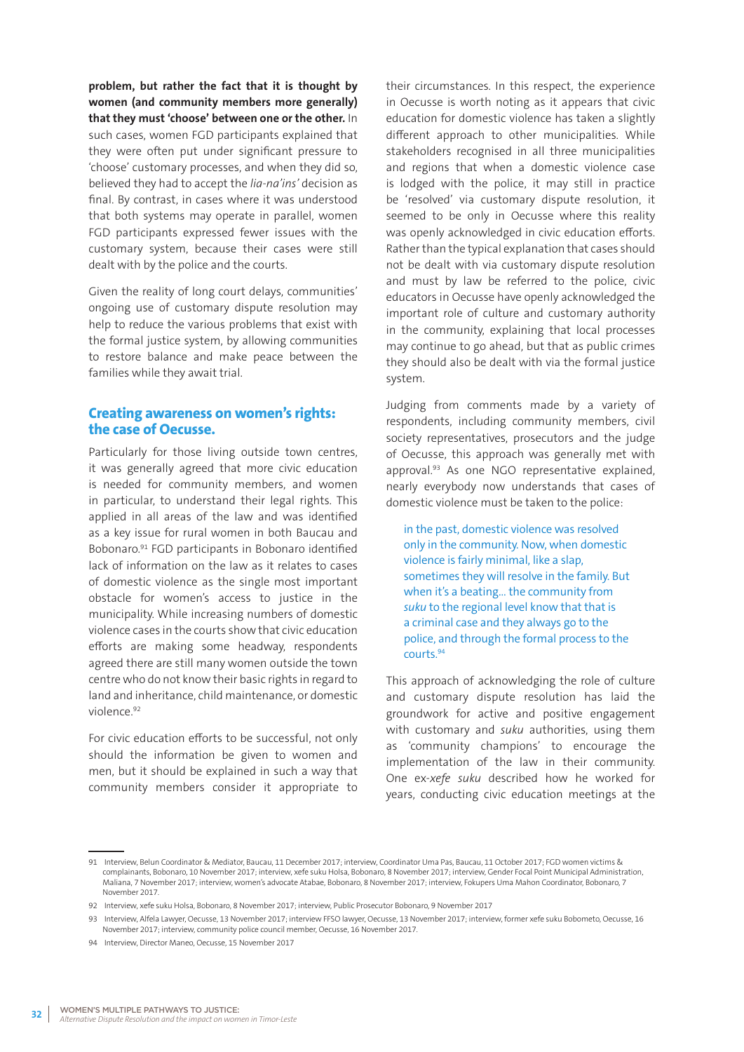**problem, but rather the fact that it is thought by women (and community members more generally) that they must 'choose' between one or the other.** In such cases, women FGD participants explained that they were often put under significant pressure to 'choose' customary processes, and when they did so, believed they had to accept the *lia-na'ins'* decision as final. By contrast, in cases where it was understood that both systems may operate in parallel, women FGD participants expressed fewer issues with the customary system, because their cases were still dealt with by the police and the courts.

Given the reality of long court delays, communities' ongoing use of customary dispute resolution may help to reduce the various problems that exist with the formal justice system, by allowing communities to restore balance and make peace between the families while they await trial.

## Creating awareness on women's rights: the case of Oecusse.

Particularly for those living outside town centres, it was generally agreed that more civic education is needed for community members, and women in particular, to understand their legal rights. This applied in all areas of the law and was identified as a key issue for rural women in both Baucau and Bobonaro.[91] FGD participants in Bobonaro identified lack of information on the law as it relates to cases of domestic violence as the single most important obstacle for women's access to justice in the municipality. While increasing numbers of domestic violence cases in the courts show that civic education efforts are making some headway, respondents agreed there are still many women outside the town centre who do not know their basic rights in regard to land and inheritance, child maintenance, or domestic violence.[92]

For civic education efforts to be successful, not only should the information be given to women and men, but it should be explained in such a way that community members consider it appropriate to their circumstances. In this respect, the experience in Oecusse is worth noting as it appears that civic education for domestic violence has taken a slightly different approach to other municipalities. While stakeholders recognised in all three municipalities and regions that when a domestic violence case is lodged with the police, it may still in practice be 'resolved' via customary dispute resolution, it seemed to be only in Oecusse where this reality was openly acknowledged in civic education efforts. Rather than the typical explanation that cases should not be dealt with via customary dispute resolution and must by law be referred to the police, civic educators in Oecusse have openly acknowledged the important role of culture and customary authority in the community, explaining that local processes may continue to go ahead, but that as public crimes they should also be dealt with via the formal justice system.

Judging from comments made by a variety of respondents, including community members, civil society representatives, prosecutors and the judge of Oecusse, this approach was generally met with approval.[93] As one NGO representative explained, nearly everybody now understands that cases of domestic violence must be taken to the police:

> in the past, domestic violence was resolved only in the community. Now, when domestic violence is fairly minimal, like a slap, sometimes they will resolve in the family. But when it's a beating... the community from *suku* to the regional level know that that is a criminal case and they always go to the police, and through the formal process to the courts.[94]

This approach of acknowledging the role of culture and customary dispute resolution has laid the groundwork for active and positive engagement with customary and *suku* authorities, using them as 'community champions' to encourage the implementation of the law in their community. One ex-*xefe suku* described how he worked for years, conducting civic education meetings at the

---

91 Interview, Belun Coordinator & Mediator, Baucau, 11 December 2017; interview, Coordinator Uma Pas, Baucau, 11 October 2017; FGD women victims & complainants, Bobonaro, 10 November 2017; interview, xefe suku Holsa, Bobonaro, 8 November 2017; interview, Gender Focal Point Municipal Administration, Maliana, 7 November 2017; interview, women's advocate Atabae, Bobonaro, 8 November 2017; interview, Fokupers Uma Mahon Coordinator, Bobonaro, 7 November 2017.

92 Interview, xefe suku Holsa, Bobonaro, 8 November 2017; interview, Public Prosecutor Bobonaro, 9 November 2017

93 Interview, Alfela Lawyer, Oecusse, 13 November 2017; interview FFSO lawyer, Oecusse, 13 November 2017; interview, former xefe suku Bobometo, Oecusse, 16 November 2017; interview, community police council member, Oecusse, 16 November 2017.

94 Interview, Director Maneo, Oecusse, 15 November 2017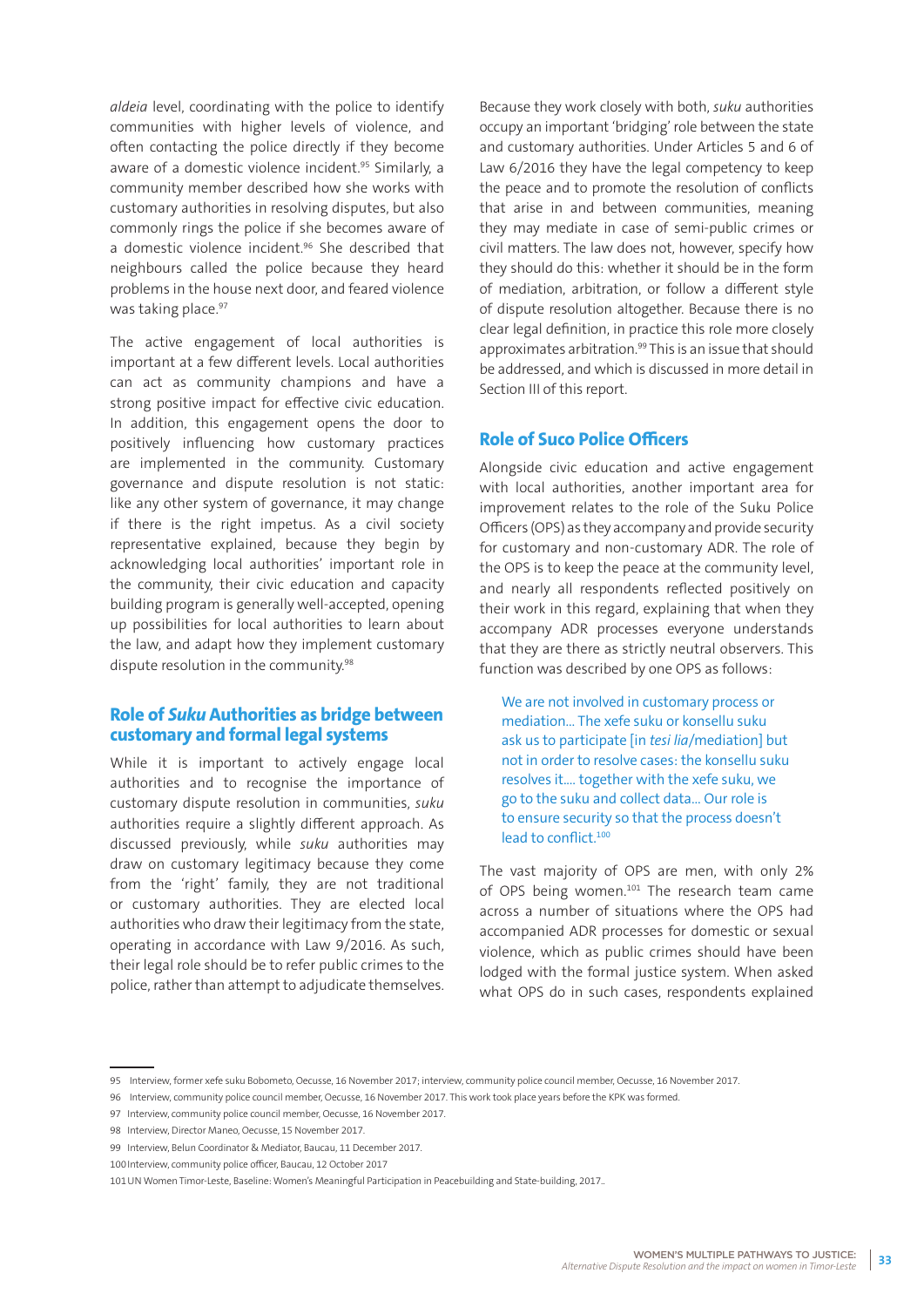*aldeia* level, coordinating with the police to identify communities with higher levels of violence, and often contacting the police directly if they become aware of a domestic violence incident.[95] Similarly, a community member described how she works with customary authorities in resolving disputes, but also commonly rings the police if she becomes aware of a domestic violence incident.[96] She described that neighbours called the police because they heard problems in the house next door, and feared violence was taking place.[97]

The active engagement of local authorities is important at a few different levels. Local authorities can act as community champions and have a strong positive impact for effective civic education. In addition, this engagement opens the door to positively influencing how customary practices are implemented in the community. Customary governance and dispute resolution is not static: like any other system of governance, it may change if there is the right impetus. As a civil society representative explained, because they begin by acknowledging local authorities' important role in the community, their civic education and capacity building program is generally well-accepted, opening up possibilities for local authorities to learn about the law, and adapt how they implement customary dispute resolution in the community.[98]

### Role of *Suku* Authorities as bridge between customary and formal legal systems

While it is important to actively engage local authorities and to recognise the importance of customary dispute resolution in communities, *suku* authorities require a slightly different approach. As discussed previously, while *suku* authorities may draw on customary legitimacy because they come from the 'right' family, they are not traditional or customary authorities. They are elected local authorities who draw their legitimacy from the state, operating in accordance with Law 9/2016. As such, their legal role should be to refer public crimes to the police, rather than attempt to adjudicate themselves.

Because they work closely with both, *suku* authorities occupy an important 'bridging' role between the state and customary authorities. Under Articles 5 and 6 of Law 6/2016 they have the legal competency to keep the peace and to promote the resolution of conflicts that arise in and between communities, meaning they may mediate in case of semi-public crimes or civil matters. The law does not, however, specify how they should do this: whether it should be in the form of mediation, arbitration, or follow a different style of dispute resolution altogether. Because there is no clear legal definition, in practice this role more closely approximates arbitration.[99] This is an issue that should be addressed, and which is discussed in more detail in Section III of this report.

### Role of Suco Police Officers

Alongside civic education and active engagement with local authorities, another important area for improvement relates to the role of the Suku Police Officers (OPS) as they accompany and provide security for customary and non-customary ADR. The role of the OPS is to keep the peace at the community level, and nearly all respondents reflected positively on their work in this regard, explaining that when they accompany ADR processes everyone understands that they are there as strictly neutral observers. This function was described by one OPS as follows:

> We are not involved in customary process or mediation... The xefe suku or konsellu suku ask us to participate [in *tesi lia*/mediation] but not in order to resolve cases: the konsellu suku resolves it.... together with the xefe suku, we go to the suku and collect data... Our role is to ensure security so that the process doesn't lead to conflict.[100]

The vast majority of OPS are men, with only 2% of OPS being women.[101] The research team came across a number of situations where the OPS had accompanied ADR processes for domestic or sexual violence, which as public crimes should have been lodged with the formal justice system. When asked what OPS do in such cases, respondents explained

---

95 Interview, former xefe suku Bobometo, Oecusse, 16 November 2017; interview, community police council member, Oecusse, 16 November 2017.

96 Interview, community police council member, Oecusse, 16 November 2017. This work took place years before the KPK was formed.

97 Interview, community police council member, Oecusse, 16 November 2017.

98 Interview, Director Maneo, Oecusse, 15 November 2017.

99 Interview, Belun Coordinator & Mediator, Baucau, 11 December 2017.

100 Interview, community police officer, Baucau, 12 October 2017

101 UN Women Timor-Leste, Baseline: Women's Meaningful Participation in Peacebuilding and State-building, 2017..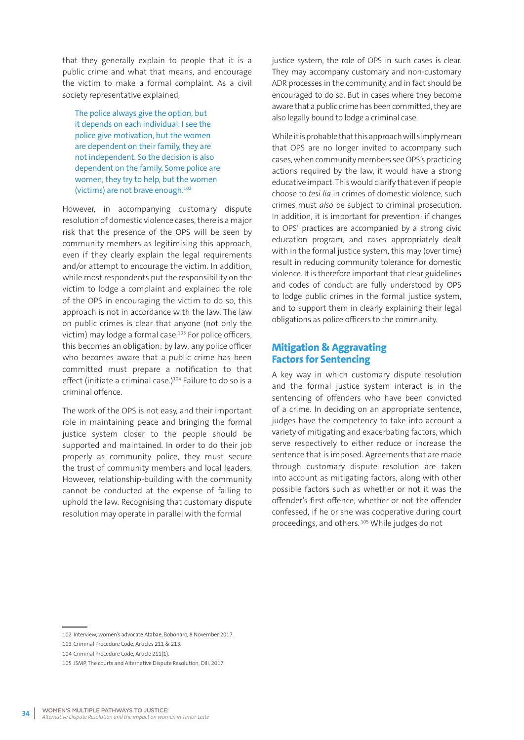that they generally explain to people that it is a public crime and what that means, and encourage the victim to make a formal complaint. As a civil society representative explained,

> The police always give the option, but it depends on each individual. I see the police give motivation, but the women are dependent on their family, they are not independent. So the decision is also dependent on the family. Some police are women, they try to help, but the women (victims) are not brave enough.[102]

However, in accompanying customary dispute resolution of domestic violence cases, there is a major risk that the presence of the OPS will be seen by community members as legitimising this approach, even if they clearly explain the legal requirements and/or attempt to encourage the victim. In addition, while most respondents put the responsibility on the victim to lodge a complaint and explained the role of the OPS in encouraging the victim to do so, this approach is not in accordance with the law. The law on public crimes is clear that anyone (not only the victim) may lodge a formal case.[103] For police officers, this becomes an obligation: by law, any police officer who becomes aware that a public crime has been committed must prepare a notification to that effect (initiate a criminal case.)[104] Failure to do so is a criminal offence.

The work of the OPS is not easy, and their important role in maintaining peace and bringing the formal justice system closer to the people should be supported and maintained. In order to do their job properly as community police, they must secure the trust of community members and local leaders. However, relationship-building with the community cannot be conducted at the expense of failing to uphold the law. Recognising that customary dispute resolution may operate in parallel with the formal justice system, the role of OPS in such cases is clear. They may accompany customary and non-customary ADR processes in the community, and in fact should be encouraged to do so. But in cases where they become aware that a public crime has been committed, they are also legally bound to lodge a criminal case.

While it is probable that this approach will simply mean that OPS are no longer invited to accompany such cases, when community members see OPS's practicing actions required by the law, it would have a strong educative impact. This would clarify that even if people choose to *tesi lia* in crimes of domestic violence, such crimes must *also* be subject to criminal prosecution. In addition, it is important for prevention: if changes to OPS' practices are accompanied by a strong civic education program, and cases appropriately dealt with in the formal justice system, this may (over time) result in reducing community tolerance for domestic violence. It is therefore important that clear guidelines and codes of conduct are fully understood by OPS to lodge public crimes in the formal justice system, and to support them in clearly explaining their legal obligations as police officers to the community.

## Mitigation & Aggravating Factors for Sentencing

A key way in which customary dispute resolution and the formal justice system interact is in the sentencing of offenders who have been convicted of a crime. In deciding on an appropriate sentence, judges have the competency to take into account a variety of mitigating and exacerbating factors, which serve respectively to either reduce or increase the sentence that is imposed. Agreements that are made through customary dispute resolution are taken into account as mitigating factors, along with other possible factors such as whether or not it was the offender's first offence, whether or not the offender confessed, if he or she was cooperative during court proceedings, and others.[105] While judges do not

---

102 Interview, women's advocate Atabae, Bobonaro, 8 November 2017.

103 Criminal Procedure Code, Articles 211 & 213.

104 Criminal Procedure Code, Article 211(1).

105 JSMP, The courts and Alternative Dispute Resolution, Dili, 2017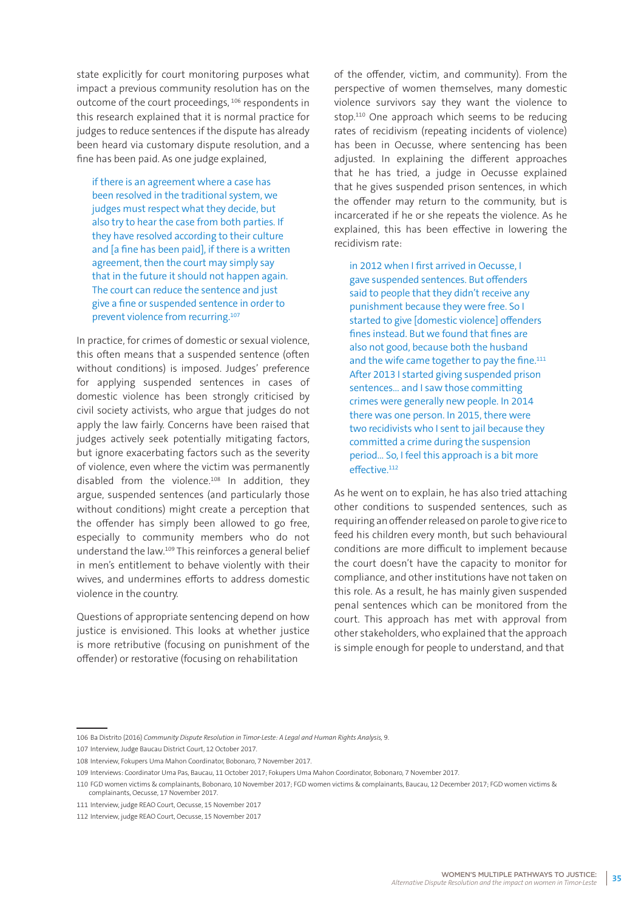state explicitly for court monitoring purposes what impact a previous community resolution has on the outcome of the court proceedings,[106] respondents in this research explained that it is normal practice for judges to reduce sentences if the dispute has already been heard via customary dispute resolution, and a fine has been paid. As one judge explained,

> if there is an agreement where a case has been resolved in the traditional system, we judges must respect what they decide, but also try to hear the case from both parties. If they have resolved according to their culture and [a fine has been paid], if there is a written agreement, then the court may simply say that in the future it should not happen again. The court can reduce the sentence and just give a fine or suspended sentence in order to prevent violence from recurring.[107]

In practice, for crimes of domestic or sexual violence, this often means that a suspended sentence (often without conditions) is imposed. Judges' preference for applying suspended sentences in cases of domestic violence has been strongly criticised by civil society activists, who argue that judges do not apply the law fairly. Concerns have been raised that judges actively seek potentially mitigating factors, but ignore exacerbating factors such as the severity of violence, even where the victim was permanently disabled from the violence.[108] In addition, they argue, suspended sentences (and particularly those without conditions) might create a perception that the offender has simply been allowed to go free, especially to community members who do not understand the law.[109] This reinforces a general belief in men's entitlement to behave violently with their wives, and undermines efforts to address domestic violence in the country.

Questions of appropriate sentencing depend on how justice is envisioned. This looks at whether justice is more retributive (focusing on punishment of the offender) or restorative (focusing on rehabilitation of the offender, victim, and community). From the perspective of women themselves, many domestic violence survivors say they want the violence to stop.[110] One approach which seems to be reducing rates of recidivism (repeating incidents of violence) has been in Oecusse, where sentencing has been adjusted. In explaining the different approaches that he has tried, a judge in Oecusse explained that he gives suspended prison sentences, in which the offender may return to the community, but is incarcerated if he or she repeats the violence. As he explained, this has been effective in lowering the recidivism rate:

> in 2012 when I first arrived in Oecusse, I gave suspended sentences. But offenders said to people that they didn't receive any punishment because they were free. So I started to give [domestic violence] offenders fines instead. But we found that fines are also not good, because both the husband and the wife came together to pay the fine.[111] After 2013 I started giving suspended prison sentences… and I saw those committing crimes were generally new people. In 2014 there was one person. In 2015, there were two recidivists who I sent to jail because they committed a crime during the suspension period… So, I feel this approach is a bit more effective.[112]

As he went on to explain, he has also tried attaching other conditions to suspended sentences, such as requiring an offender released on parole to give rice to feed his children every month, but such behavioural conditions are more difficult to implement because the court doesn't have the capacity to monitor for compliance, and other institutions have not taken on this role. As a result, he has mainly given suspended penal sentences which can be monitored from the court. This approach has met with approval from other stakeholders, who explained that the approach is simple enough for people to understand, and that

---

106 Ba Distrito (2016) *Community Dispute Resolution in Timor-Leste: A Legal and Human Rights Analysis*, 9.

107 Interview, Judge Baucau District Court, 12 October 2017.

108 Interview, Fokupers Uma Mahon Coordinator, Bobonaro, 7 November 2017.

109 Interviews: Coordinator Uma Pas, Baucau, 11 October 2017; Fokupers Uma Mahon Coordinator, Bobonaro, 7 November 2017.

110 FGD women victims & complainants, Bobonaro, 10 November 2017; FGD women victims & complainants, Baucau, 12 December 2017; FGD women victims & complainants, Oecusse, 17 November 2017.

111 Interview, judge REAO Court, Oecusse, 15 November 2017

112 Interview, judge REAO Court, Oecusse, 15 November 2017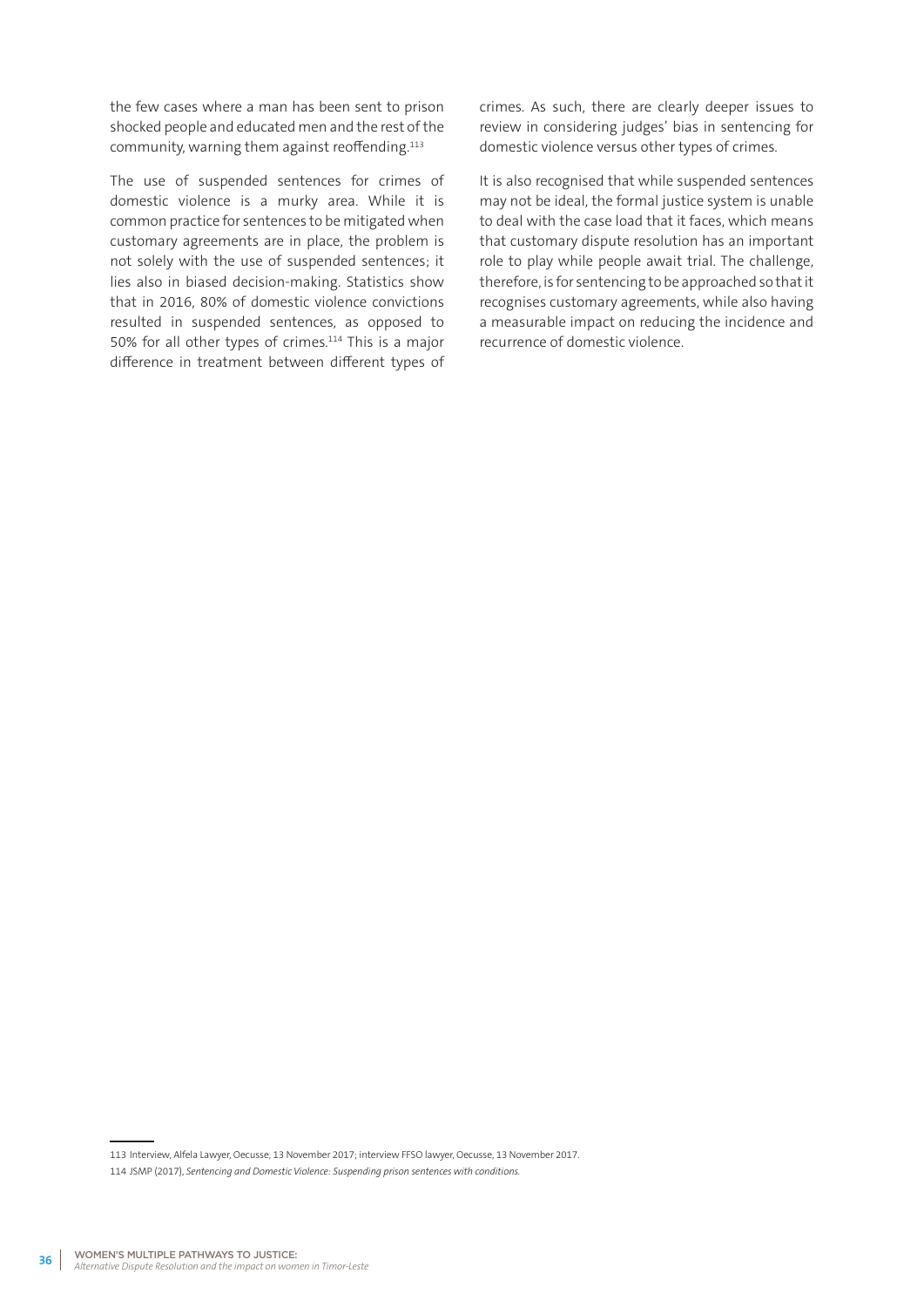the few cases where a man has been sent to prison shocked people and educated men and the rest of the community, warning them against reoffending.[113]

The use of suspended sentences for crimes of domestic violence is a murky area. While it is common practice for sentences to be mitigated when customary agreements are in place, the problem is not solely with the use of suspended sentences; it lies also in biased decision-making. Statistics show that in 2016, 80% of domestic violence convictions resulted in suspended sentences, as opposed to 50% for all other types of crimes.[114] This is a major difference in treatment between different types of crimes. As such, there are clearly deeper issues to review in considering judges' bias in sentencing for domestic violence versus other types of crimes.

It is also recognised that while suspended sentences may not be ideal, the formal justice system is unable to deal with the case load that it faces, which means that customary dispute resolution has an important role to play while people await trial. The challenge, therefore, is for sentencing to be approached so that it recognises customary agreements, while also having a measurable impact on reducing the incidence and recurrence of domestic violence.

---

113 Interview, Alfela Lawyer, Oecusse, 13 November 2017; interview FFSO lawyer, Oecusse, 13 November 2017.

114 JSMP (2017), *Sentencing and Domestic Violence: Suspending prison sentences with conditions.*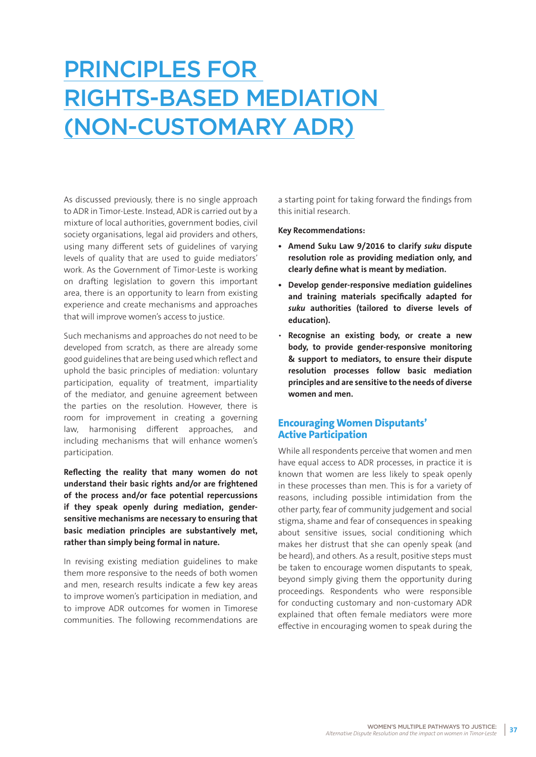# PRINCIPLES FOR RIGHTS-BASED MEDIATION (NON-CUSTOMARY ADR)

As discussed previously, there is no single approach to ADR in Timor-Leste. Instead, ADR is carried out by a mixture of local authorities, government bodies, civil society organisations, legal aid providers and others, using many different sets of guidelines of varying levels of quality that are used to guide mediators' work. As the Government of Timor-Leste is working on drafting legislation to govern this important area, there is an opportunity to learn from existing experience and create mechanisms and approaches that will improve women's access to justice.

Such mechanisms and approaches do not need to be developed from scratch, as there are already some good guidelines that are being used which reflect and uphold the basic principles of mediation: voluntary participation, equality of treatment, impartiality of the mediator, and genuine agreement between the parties on the resolution. However, there is room for improvement in creating a governing law, harmonising different approaches, and including mechanisms that will enhance women's participation.

**Reflecting the reality that many women do not understand their basic rights and/or are frightened of the process and/or face potential repercussions if they speak openly during mediation, gender-sensitive mechanisms are necessary to ensuring that basic mediation principles are substantively met, rather than simply being formal in nature.**

In revising existing mediation guidelines to make them more responsive to the needs of both women and men, research results indicate a few key areas to improve women's participation in mediation, and to improve ADR outcomes for women in Timorese communities. The following recommendations are a starting point for taking forward the findings from this initial research.

**Key Recommendations:**

- **Amend Suku Law 9/2016 to clarify *suku* dispute resolution role as providing mediation only, and clearly define what is meant by mediation.**
- **Develop gender-responsive mediation guidelines and training materials specifically adapted for *suku* authorities (tailored to diverse levels of education).**
- **Recognise an existing body, or create a new body, to provide gender-responsive monitoring & support to mediators, to ensure their dispute resolution processes follow basic mediation principles and are sensitive to the needs of diverse women and men.**

## Encouraging Women Disputants' Active Participation

While all respondents perceive that women and men have equal access to ADR processes, in practice it is known that women are less likely to speak openly in these processes than men. This is for a variety of reasons, including possible intimidation from the other party, fear of community judgement and social stigma, shame and fear of consequences in speaking about sensitive issues, social conditioning which makes her distrust that she can openly speak (and be heard), and others. As a result, positive steps must be taken to encourage women disputants to speak, beyond simply giving them the opportunity during proceedings. Respondents who were responsible for conducting customary and non-customary ADR explained that often female mediators were more effective in encouraging women to speak during the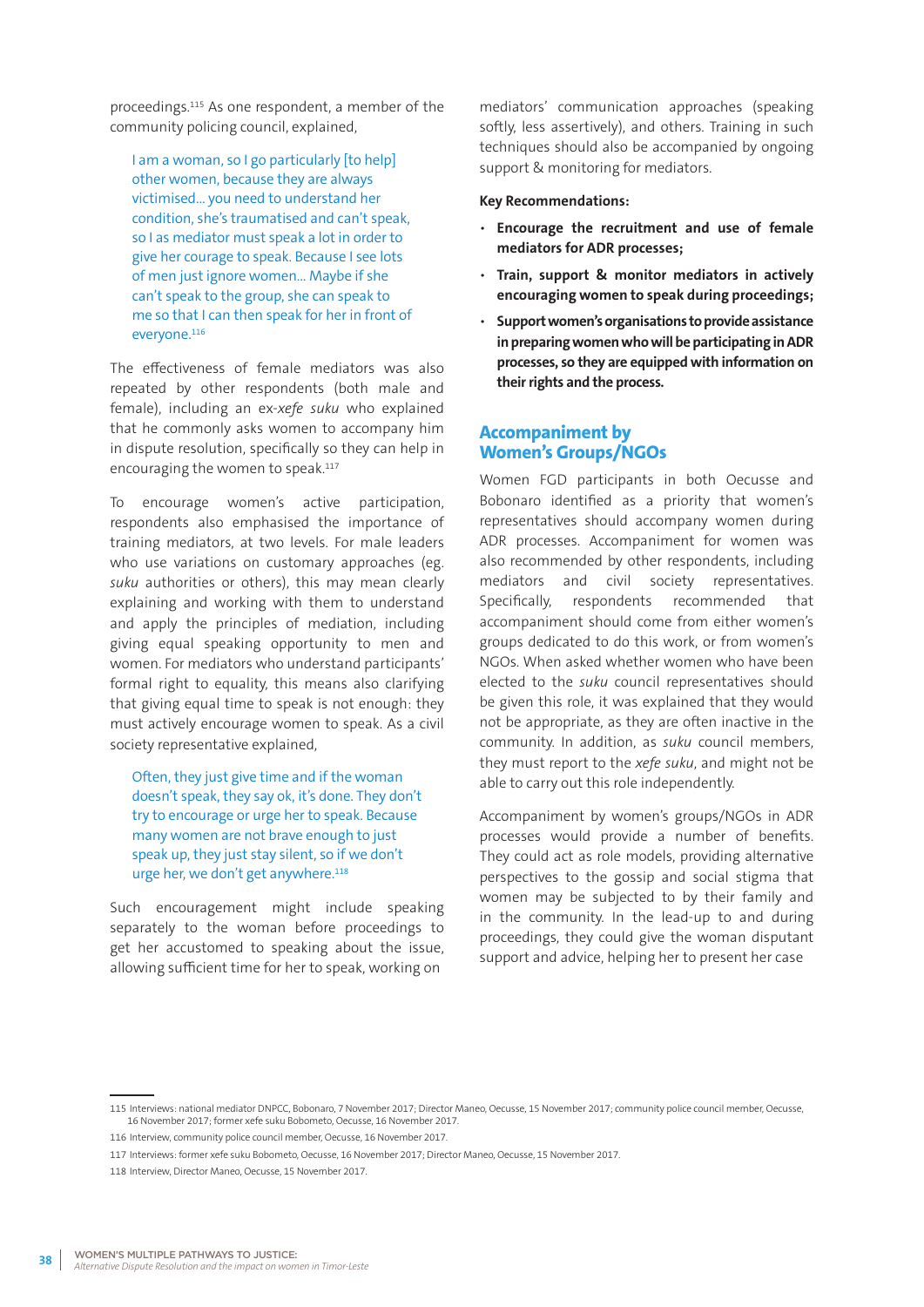proceedings.[115] As one respondent, a member of the community policing council, explained,

> I am a woman, so I go particularly [to help] other women, because they are always victimised… you need to understand her condition, she's traumatised and can't speak, so I as mediator must speak a lot in order to give her courage to speak. Because I see lots of men just ignore women… Maybe if she can't speak to the group, she can speak to me so that I can then speak for her in front of everyone.[116]

The effectiveness of female mediators was also repeated by other respondents (both male and female), including an ex-*xefe suku* who explained that he commonly asks women to accompany him in dispute resolution, specifically so they can help in encouraging the women to speak.[117]

To encourage women's active participation, respondents also emphasised the importance of training mediators, at two levels. For male leaders who use variations on customary approaches (eg. *suku* authorities or others), this may mean clearly explaining and working with them to understand and apply the principles of mediation, including giving equal speaking opportunity to men and women. For mediators who understand participants' formal right to equality, this means also clarifying that giving equal time to speak is not enough: they must actively encourage women to speak. As a civil society representative explained,

> Often, they just give time and if the woman doesn't speak, they say it's ok, it's done. They don't try to encourage or urge her to speak. Because many women are not brave enough to just speak up, they just stay silent, so if we don't urge her, we don't get anywhere.[118]

Such encouragement might include speaking separately to the woman before proceedings to get her accustomed to speaking about the issue, allowing sufficient time for her to speak, working on mediators' communication approaches (speaking softly, less assertively), and others. Training in such techniques should also be accompanied by ongoing support & monitoring for mediators.

**Key Recommendations:**

- **Encourage the recruitment and use of female mediators for ADR processes;**
- **Train, support & monitor mediators in actively encouraging women to speak during proceedings;**
- **Support women's organisations to provide assistance in preparing women who will be participating in ADR processes, so they are equipped with information on their rights and the process.**

## Accompaniment by Women's Groups/NGOs

Women FGD participants in both Oecusse and Bobonaro identified as a priority that women's representatives should accompany women during ADR processes. Accompaniment for women was also recommended by other respondents, including mediators and civil society representatives. Specifically, respondents recommended that accompaniment should come from either women's groups dedicated to do this work, or from women's NGOs. When asked whether women who have been elected to the *suku* council representatives should be given this role, it was explained that they would not be appropriate, as they are often inactive in the community. In addition, as *suku* council members, they must report to the *xefe suku*, and might not be able to carry out this role independently.

Accompaniment by women's groups/NGOs in ADR processes would provide a number of benefits. They could act as role models, providing alternative perspectives to the gossip and social stigma that women may be subjected to by their family and in the community. In the lead-up to and during proceedings, they could give the woman disputant support and advice, helping her to present her case

---

115 Interviews: national mediator DNPCC, Bobonaro, 7 November 2017; Director Maneo, Oecusse, 15 November 2017; community police council member, Oecusse, 16 November 2017; former xefe suku Bobometo, Oecusse, 16 November 2017.

116 Interview, community police council member, Oecusse, 16 November 2017.

117 Interviews: former xefe suku Bobometo, Oecusse, 16 November 2017; Director Maneo, Oecusse, 15 November 2017.

118 Interview, Director Maneo, Oecusse, 15 November 2017.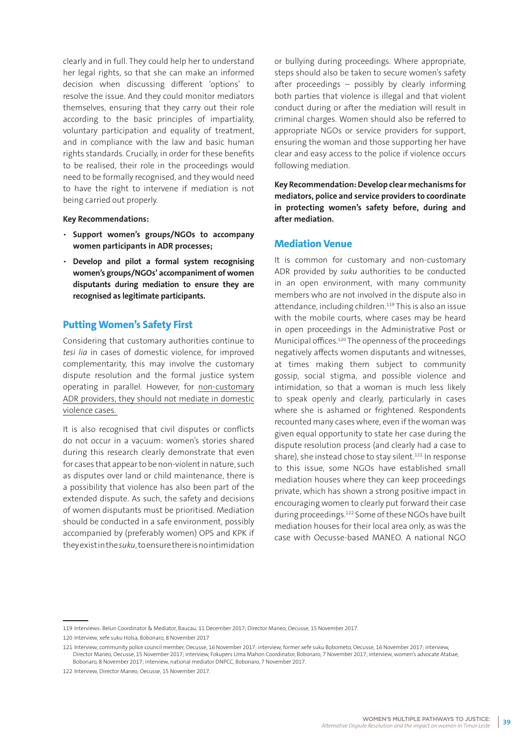clearly and in full. They could help her to understand her legal rights, so that she can make an informed decision when discussing different 'options' to resolve the issue. And they could monitor mediators themselves, ensuring that they carry out their role according to the basic principles of impartiality, voluntary participation and equality of treatment, and in compliance with the law and basic human rights standards. Crucially, in order for these benefits to be realised, their role in the proceedings would need to be formally recognised, and they would need to have the right to intervene if mediation is not being carried out properly.

**Key Recommendations:**

- **Support women's groups/NGOs to accompany women participants in ADR processes;**
- **Develop and pilot a formal system recognising women's groups/NGOs' accompaniment of women disputants during mediation to ensure they are recognised as legitimate participants.**

## Putting Women's Safety First

Considering that customary authorities continue to *tesi lia* in cases of domestic violence, for improved complementarity, this may involve the customary dispute resolution and the formal justice system operating in parallel. However, for non-customary ADR providers, they should not mediate in domestic violence cases.

It is also recognised that civil disputes or conflicts do not occur in a vacuum: women's stories shared during this research clearly demonstrate that even for cases that appear to be non-violent in nature, such as disputes over land or child maintenance, there is a possibility that violence has also been part of the extended dispute. As such, the safety and decisions of women disputants must be prioritised. Mediation should be conducted in a safe environment, possibly accompanied by (preferably women) OPS and KPK if they exist in the *suku*, to ensure there is no intimidation or bullying during proceedings. Where appropriate, steps should also be taken to secure women's safety after proceedings – possibly by clearly informing both parties that violence is illegal and that violent conduct during or after the mediation will result in criminal charges. Women should also be referred to appropriate NGOs or service providers for support, ensuring the woman and those supporting her have clear and easy access to the police if violence occurs following mediation.

**Key Recommendation: Develop clear mechanisms for mediators, police and service providers to coordinate in protecting women's safety before, during and after mediation.**

## Mediation Venue

It is common for customary and non-customary ADR provided by *suku* authorities to be conducted in an open environment, with many community members who are not involved in the dispute also in attendance, including children.[119] This is also an issue with the mobile courts, where cases may be heard in open proceedings in the Administrative Post or Municipal offices.[120] The openness of the proceedings negatively affects women disputants and witnesses, at times making them subject to community gossip, social stigma, and possible violence and intimidation, so that a woman is much less likely to speak openly and clearly, particularly in cases where she is ashamed or frightened. Respondents recounted many cases where, even if the woman was given equal opportunity to state her case during the dispute resolution process (and clearly had a case to share), she instead chose to stay silent.[121] In response to this issue, some NGOs have established small mediation houses where they can keep proceedings private, which has shown a strong positive impact in encouraging women to clearly put forward their case during proceedings.[122] Some of these NGOs have built mediation houses for their local area only, as was the case with Oecusse-based MANEO. A national NGO

---

119 Interviews: Belun Coordinator & Mediator, Baucau, 11 December 2017; Director Maneo, Oecusse, 15 November 2017.

120 Interview, xefe suku Holsa, Bobonaro, 8 November 2017

121 Interview, community police council member, Oecusse, 16 November 2017; interview, former xefe suku Bobometo, Oecusse, 16 November 2017; interview, Director Maneo, Oecusse, 15 November 2017; interview, Fokupers Uma Mahon Coordinator, Bobonaro, 7 November 2017; interview, women's advocate Atabae, Bobonaro, 8 November 2017; interview, national mediator DNPCC, Bobonaro, 7 November 2017.

122 Interview, Director Maneo, Oecusse, 15 November 2017.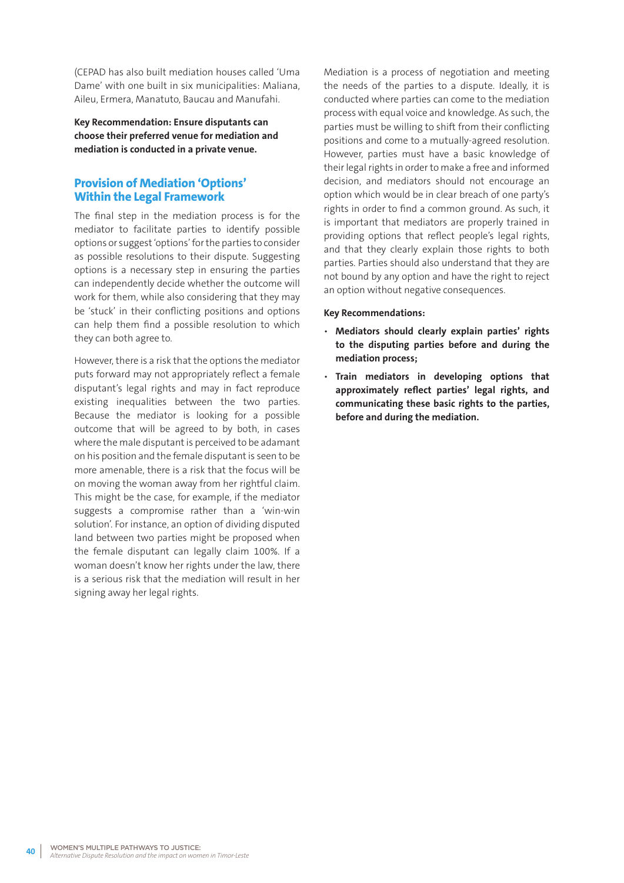(CEPAD has also built mediation houses called 'Uma Dame' with one built in six municipalities: Maliana, Aileu, Ermera, Manatuto, Baucau and Manufahi.

**Key Recommendation: Ensure disputants can choose their preferred venue for mediation and mediation is conducted in a private venue.**

## Provision of Mediation 'Options' Within the Legal Framework

The final step in the mediation process is for the mediator to facilitate parties to identify possible options or suggest 'options' for the parties to consider as possible resolutions to their dispute. Suggesting options is a necessary step in ensuring the parties can independently decide whether the outcome will work for them, while also considering that they may be 'stuck' in their conflicting positions and options can help them find a possible resolution to which they can both agree to.

However, there is a risk that the options the mediator puts forward may not appropriately reflect a female disputant's legal rights and may in fact reproduce existing inequalities between the two parties. Because the mediator is looking for a possible outcome that will be agreed to by both, in cases where the male disputant is perceived to be adamant on his position and the female disputant is seen to be more amenable, there is a risk that the focus will be on moving the woman away from her rightful claim. This might be the case, for example, if the mediator suggests a compromise rather than a 'win-win solution'. For instance, an option of dividing disputed land between two parties might be proposed when the female disputant can legally claim 100%. If a woman doesn't know her rights under the law, there is a serious risk that the mediation will result in her signing away her legal rights.

Mediation is a process of negotiation and meeting the needs of the parties to a dispute. Ideally, it is conducted where parties can come to the mediation process with equal voice and knowledge. As such, the parties must be willing to shift from their conflicting positions and come to a mutually-agreed resolution. However, parties must have a basic knowledge of their legal rights in order to make a free and informed decision, and mediators should not encourage an option which would be in clear breach of one party's rights in order to find a common ground. As such, it is important that mediators are properly trained in providing options that reflect people's legal rights, and that they clearly explain those rights to both parties. Parties should also understand that they are not bound by any option and have the right to reject an option without negative consequences.

**Key Recommendations:**

- **Mediators should clearly explain parties' rights to the disputing parties before and during the mediation process;**
- **Train mediators in developing options that approximately reflect parties' legal rights, and communicating these basic rights to the parties, before and during the mediation.**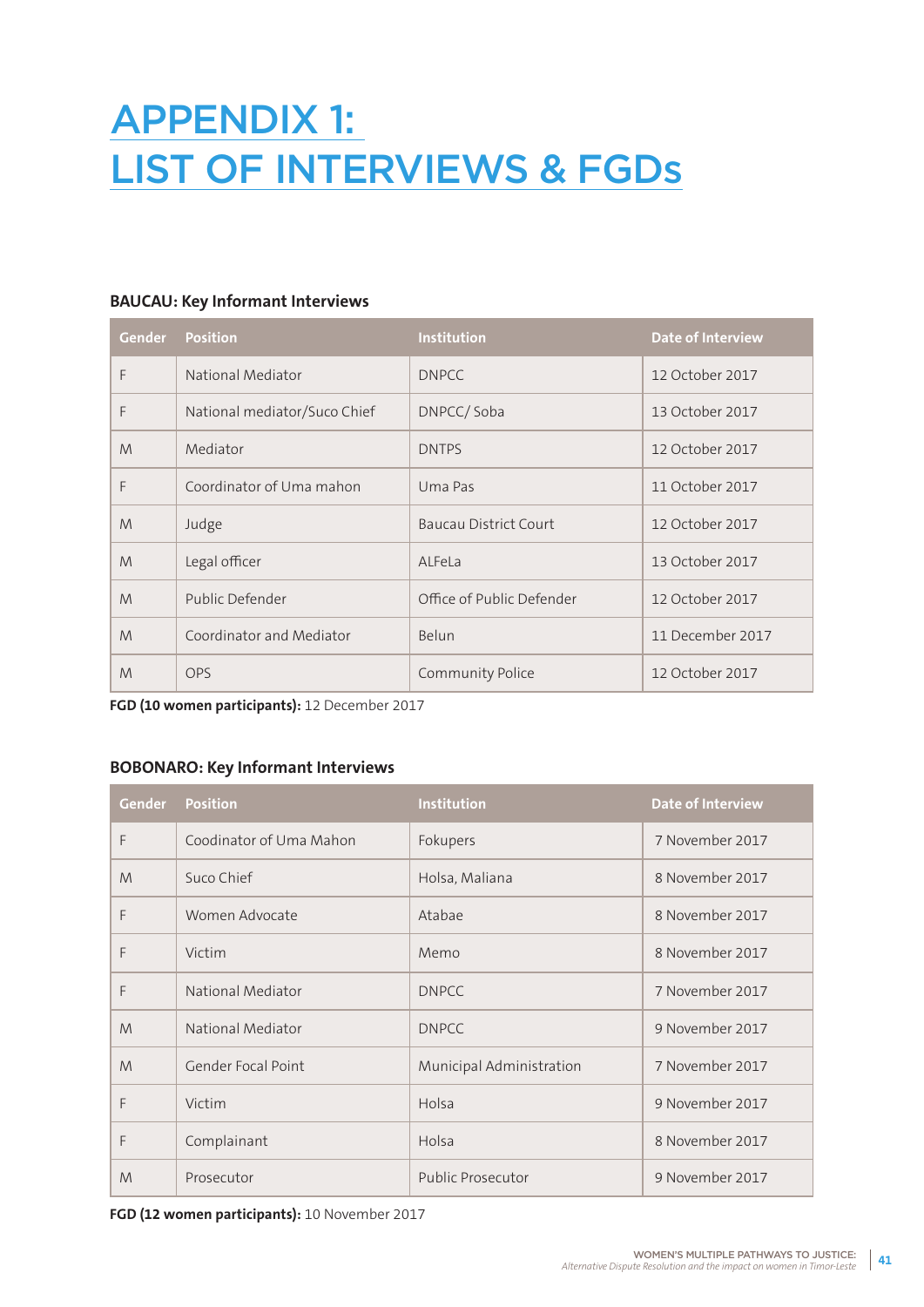# APPENDIX 1: LIST OF INTERVIEWS & FGDs

### BAUCAU: Key Informant Interviews

| Gender | Position | Institution | Date of Interview |
|---|---|---|---|
| F | National Mediator | DNPCC | 12 October 2017 |
| F | National mediator/Suco Chief | DNPCC/ Soba | 13 October 2017 |
| M | Mediator | DNTPS | 12 October 2017 |
| F | Coordinator of Uma mahon | Uma Pas | 11 October 2017 |
| M | Judge | Baucau District Court | 12 October 2017 |
| M | Legal officer | ALFeLa | 13 October 2017 |
| M | Public Defender | Office of Public Defender | 12 October 2017 |
| M | Coordinator and Mediator | Belun | 11 December 2017 |
| M | OPS | Community Police | 12 October 2017 |

**FGD (10 women participants):** 12 December 2017

### BOBONARO: Key Informant Interviews

| Gender | Position | Institution | Date of Interview |
|---|---|---|---|
| F | Coodinator of Uma Mahon | Fokupers | 7 November 2017 |
| M | Suco Chief | Holsa, Maliana | 8 November 2017 |
| F | Women Advocate | Atabae | 8 November 2017 |
| F | Victim | Memo | 8 November 2017 |
| F | National Mediator | DNPCC | 7 November 2017 |
| M | National Mediator | DNPCC | 9 November 2017 |
| M | Gender Focal Point | Municipal Administration | 7 November 2017 |
| F | Victim | Holsa | 9 November 2017 |
| F | Complainant | Holsa | 8 November 2017 |
| M | Prosecutor | Public Prosecutor | 9 November 2017 |

**FGD (12 women participants):** 10 November 2017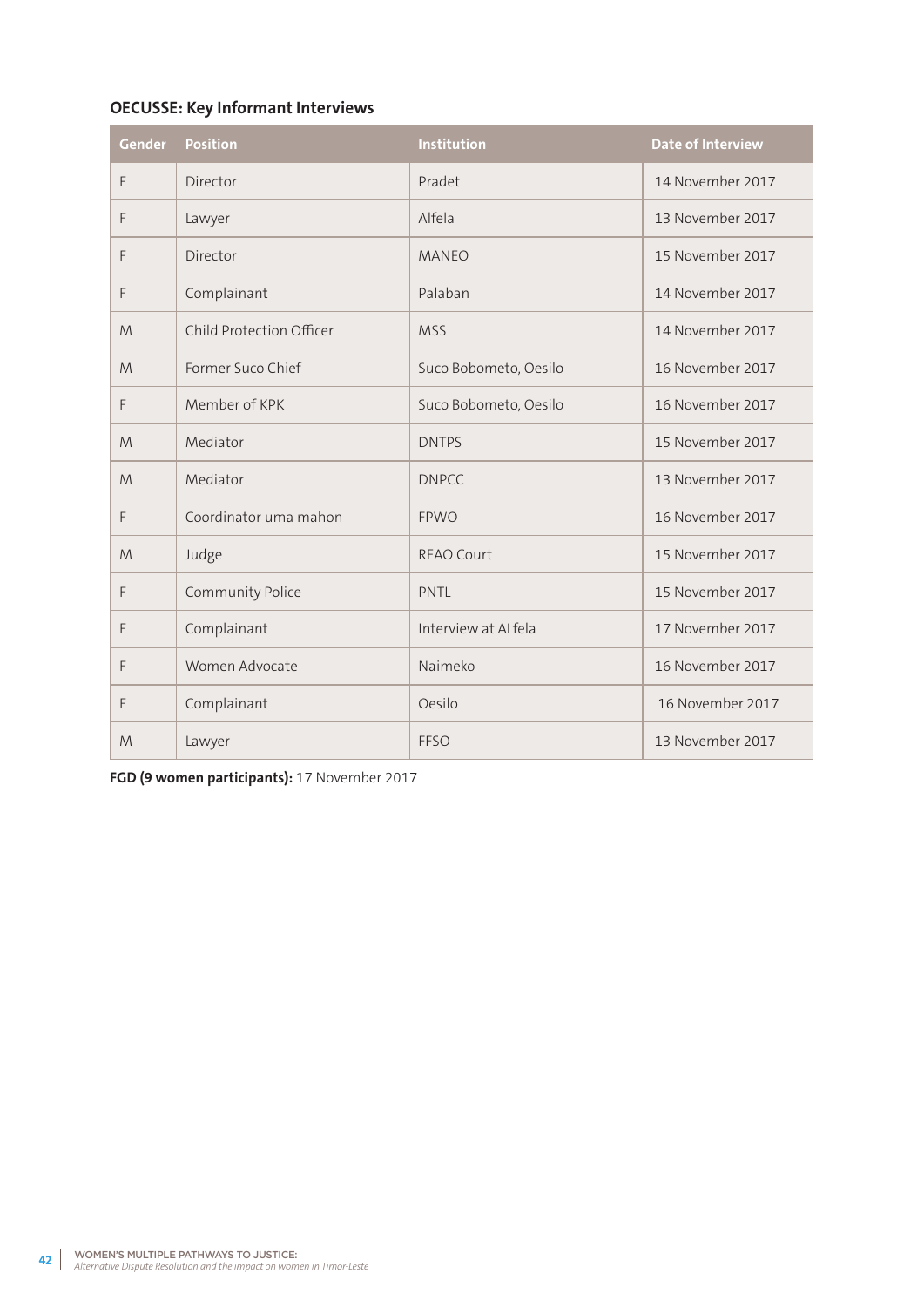**OECUSSE: Key Informant Interviews**

| Gender | Position | Institution | Date of Interview |
|---|---|---|---|
| F | Director | Pradet | 14 November 2017 |
| F | Lawyer | Alfela | 13 November 2017 |
| F | Director | MANEO | 15 November 2017 |
| F | Complainant | Palaban | 14 November 2017 |
| M | Child Protection Officer | MSS | 14 November 2017 |
| M | Former Suco Chief | Suco Bobometo, Oesilo | 16 November 2017 |
| F | Member of KPK | Suco Bobometo, Oesilo | 16 November 2017 |
| M | Mediator | DNTPS | 15 November 2017 |
| M | Mediator | DNPCC | 13 November 2017 |
| F | Coordinator uma mahon | FPWO | 16 November 2017 |
| M | Judge | REAO Court | 15 November 2017 |
| F | Community Police | PNTL | 15 November 2017 |
| F | Complainant | Interview at ALfela | 17 November 2017 |
| F | Women Advocate | Naimeko | 16 November 2017 |
| F | Complainant | Oesilo | 16 November 2017 |
| M | Lawyer | FFSO | 13 November 2017 |

**FGD (9 women participants):** 17 November 2017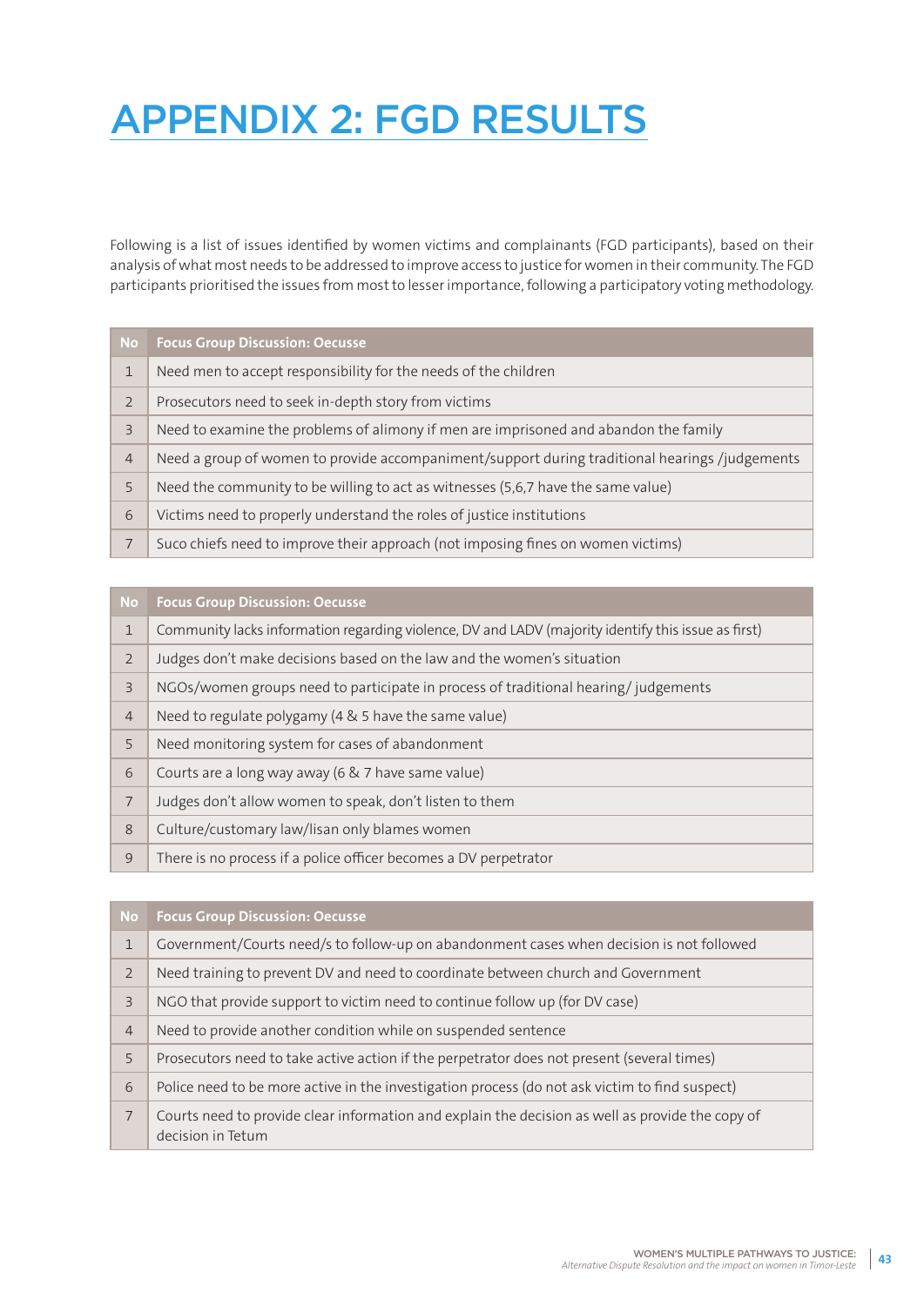# APPENDIX 2: FGD RESULTS

Following is a list of issues identified by women victims and complainants (FGD participants), based on their analysis of what most needs to be addressed to improve access to justice for women in their community. The FGD participants prioritised the issues from most to lesser importance, following a participatory voting methodology.

| No | Focus Group Discussion: Oecusse |
|---|---|
| 1 | Need men to accept responsibility for the needs of the children |
| 2 | Prosecutors need to seek in-depth story from victims |
| 3 | Need to examine the problems of alimony if men are imprisoned and abandon the family |
| 4 | Need a group of women to provide accompaniment/support during traditional hearings /judgements |
| 5 | Need the community to be willing to act as witnesses (5,6,7 have the same value) |
| 6 | Victims need to properly understand the roles of justice institutions |
| 7 | Suco chiefs need to improve their approach (not imposing fines on women victims) |

| No | Focus Group Discussion: Oecusse |
|---|---|
| 1 | Community lacks information regarding violence, DV and LADV (majority identify this issue as first) |
| 2 | Judges don't make decisions based on the law and the women's situation |
| 3 | NGOs/women groups need to participate in process of traditional hearing/ judgements |
| 4 | Need to regulate polygamy (4 & 5 have the same value) |
| 5 | Need monitoring system for cases of abandonment |
| 6 | Courts are a long way away (6 & 7 have same value) |
| 7 | Judges don't allow women to speak, don't listen to them |
| 8 | Culture/customary law/lisan only blames women |
| 9 | There is no process if a police officer becomes a DV perpetrator |

| No | Focus Group Discussion: Oecusse |
|---|---|
| 1 | Government/Courts need/s to follow-up on abandonment cases when decision is not followed |
| 2 | Need training to prevent DV and need to coordinate between church and Government |
| 3 | NGO that provide support to victim need to continue follow up (for DV case) |
| 4 | Need to provide another condition while on suspended sentence |
| 5 | Prosecutors need to take active action if the perpetrator does not present (several times) |
| 6 | Police need to be more active in the investigation process (do not ask victim to find suspect) |
| 7 | Courts need to provide clear information and explain the decision as well as provide the copy of decision in Tetum |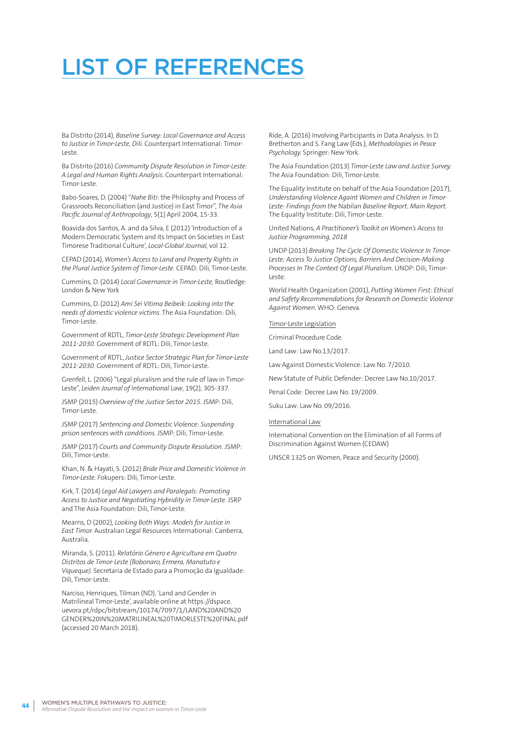# LIST OF REFERENCES

Ba Distrito (2014), *Baseline Survey: Local Governance and Access to Justice in Timor-Leste, Dili.* Counterpart International: Timor-Leste.

Ba Distrito (2016) *Community Dispute Resolution in Timor-Leste: A Legal and Human Rights Analysis*. Counterpart International: Timor-Leste.

Babo-Soares, D. (2004) "*Nahe Biti*: the Philosphy and Process of Grassroots Reconciliation (and Justice) in East Timor", *The Asia Pacific Journal of Anthropology*, 5(1) April 2004, 15-33.

Boavida dos Santos, A. and da Silva, E (2012) 'Introduction of a Modern Democratic System and its Impact on Societies in East Timorese Traditional Culture', *Local-Global Journal,* vol 12.

CEPAD (2014), *Women's Access to Land and Property Rights in the Plural Justice System of Timor-Leste.* CEPAD: Dili, Timor-Leste.

Cummins, D. (2014) *Local Governance in Timor-Leste,* Routledge: London & New York

Cummins, D. (2012) *Ami Sei Vitima Beibeik: Looking into the needs of domestic violence victims*. The Asia Foundation: Dili, Timor-Leste.

Government of RDTL, *Timor-Leste Strategic Development Plan 2011-2030*. Government of RDTL: Dili, Timor-Leste.

Government of RDTL, *Justice Sector Strategic Plan for Timor-Leste 2011-2030.* Government of RDTL: Dili, Timor-Leste.

Grenfell, L. (2006) "Legal pluralism and the rule of law in Timor-Leste", *Leiden Journal of International Law*, 19(2), 305-337.

JSMP (2015) *Overview of the Justice Sector 2015*. JSMP: Dili, Timor-Leste.

JSMP (2017) *Sentencing and Domestic Violence: Suspending prison sentences with conditions.* JSMP: Dili, Timor-Leste.

JSMP (2017) *Courts and Community Dispute Resolution.* JSMP: Dili, Timor-Leste.

Khan, N. & Hayati, S. (2012) *Bride Price and Domestic Violence in Timor-Leste. F*okupers: Dili, Timor-Leste.

Kirk, T. (2014) *Legal Aid Lawyers and Paralegals: Promoting Access to Justice and Negotiating Hybridity in Timor-Leste.* JSRP and The Asia Foundation: Dili, Timor-Leste.

Mearns, D (2002), *Looking Both Ways: Models for Justice in East Timor.* Australian Legal Resources International: Canberra, Australia.

Miranda, S. (2011). *Relatório Género e Agricultura em Quatro Distritos de Timor-Leste (Bobonaro, Ermera, Manatuto e Viqueque).* Secretaria de Estado para a Promoção da Igualdade: Dili, Timor-Leste.

Narciso, Henriques, Tilman (ND), 'Land and Gender in Matrilineal Timor-Leste', available online at https://dspace.uevora.pt/rdpc/bitstream/10174/7097/1/LAND%20AND%20GENDER%20IN%20MATRILINEAL%20TIMORLESTE%20FINAL.pdf (accessed 20 March 2018).

Ride, A. (2016) Involving Participants in Data Analysis. In D. Bretherton and S. Fang Law (Eds.), *Methodologies in Peace Psychology.* Springer: New York.

The Asia Foundation (2013) *Timor-Leste Law and Justice Survey.* The Asia Foundation: Dili, Timor-Leste.

The Equality Institute on behalf of the Asia Foundation (2017), *Understanding Violence Againt Women and Children in Timor-Leste: Findings from the* Nabilan *Baseline Report. Main Report.* The Equality Institute: Dili, Timor-Leste.

United Nations, *A Practitioner's Toolkit on Women's Access to Justice Programming, 2018*

UNDP (2013) *Breaking The Cycle Of Domestic Violence In Timor-Leste; Access To Justice Options, Barriers And Decision-Making Processes In The Context Of Legal Pluralism*. UNDP: Dili, Timor-Leste.

World Health Organization (2001), *Putting Women First: Ethical and Safety Recommendations for Research on Domestic Violence Against Women*. WHO: Geneva.

Timor-Leste Legislation

Criminal Procedure Code.

Land Law: Law No.13/2017.

Law Against Domestic Violence: Law No. 7/2010.

New Statute of Public Defender: Decree Law No.10/2017.

Penal Code: Decree Law No. 19/2009.

Suku Law: Law No. 09/2016.

International Law

International Convention on the Elimination of all Forms of Discrimination Against Women (CEDAW)

UNSCR 1325 on Women, Peace and Security (2000).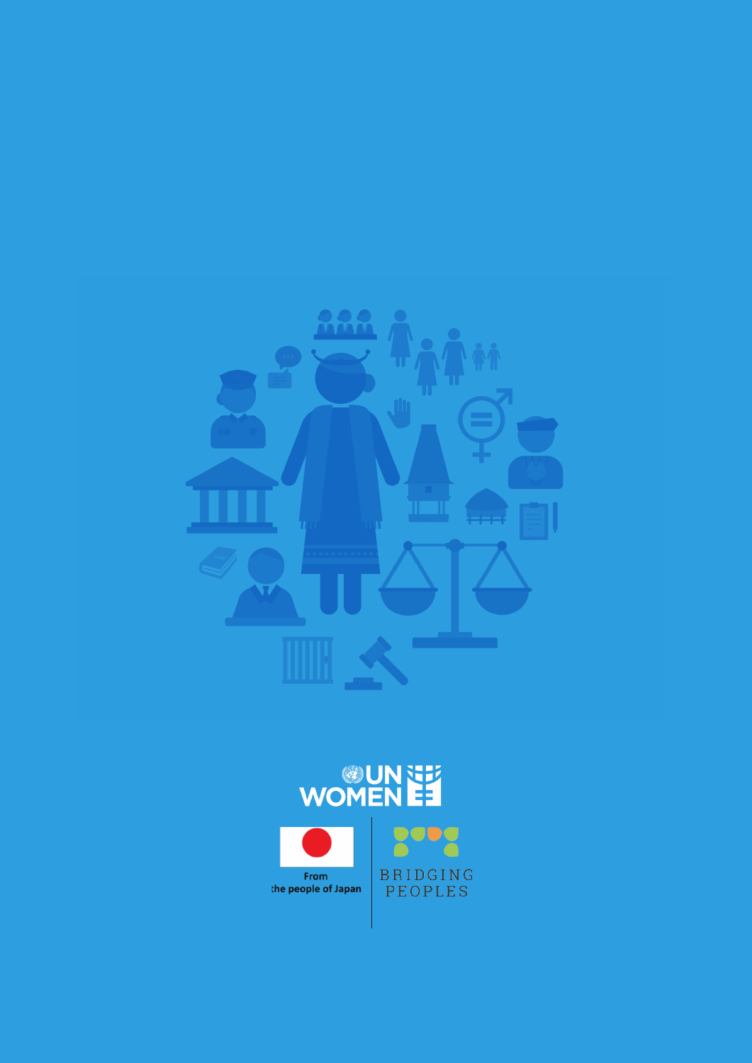UN WOMEN

From
the people of Japan

BRIDGING
PEOPLES